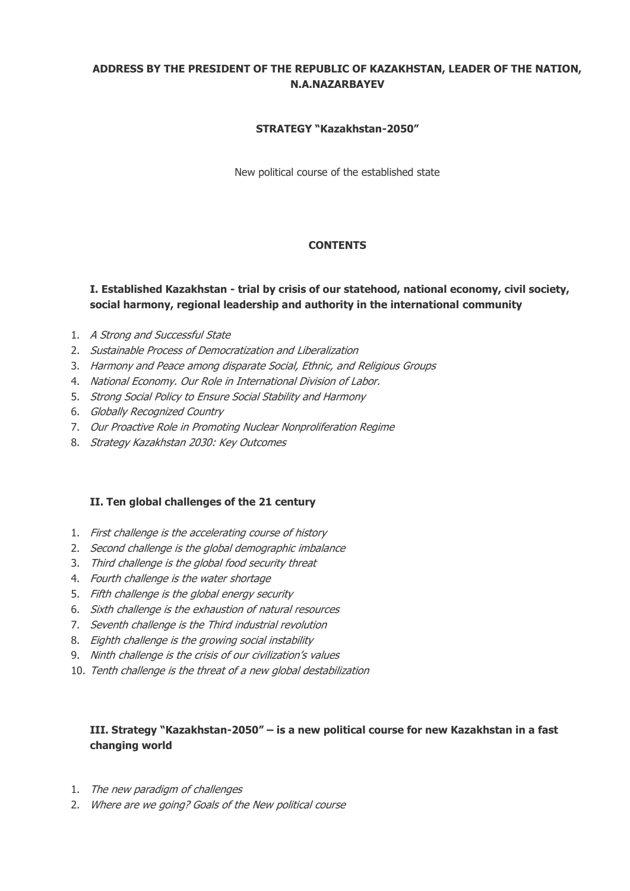**ADDRESS BY THE PRESIDENT OF THE REPUBLIC OF KAZAKHSTAN, LEADER OF THE NATION, N.A.NAZARBAYEV**

**STRATEGY "Kazakhstan-2050"**

New political course of the established state

**CONTENTS**

**I. Established Kazakhstan - trial by crisis of our statehood, national economy, civil society, social harmony, regional leadership and authority in the international community**

1. *A Strong and Successful State*
2. *Sustainable Process of Democratization and Liberalization*
3. *Harmony and Peace among disparate Social, Ethnic, and Religious Groups*
4. *National Economy. Our Role in International Division of Labor.*
5. *Strong Social Policy to Ensure Social Stability and Harmony*
6. *Globally Recognized Country*
7. *Our Proactive Role in Promoting Nuclear Nonproliferation Regime*
8. *Strategy Kazakhstan 2030: Key Outcomes*

**II. Ten global challenges of the 21 century**

1. *First challenge is the accelerating course of history*
2. *Second challenge is the global demographic imbalance*
3. *Third challenge is the global food security threat*
4. *Fourth challenge is the water shortage*
5. *Fifth challenge is the global energy security*
6. *Sixth challenge is the exhaustion of natural resources*
7. *Seventh challenge is the Third industrial revolution*
8. *Eighth challenge is the growing social instability*
9. *Ninth challenge is the crisis of our civilization's values*
10. *Tenth challenge is the threat of a new global destabilization*

**III. Strategy "Kazakhstan-2050" – is a new political course for new Kazakhstan in a fast changing world**

1. *The new paradigm of challenges*
2. *Where are we going? Goals of the New political course*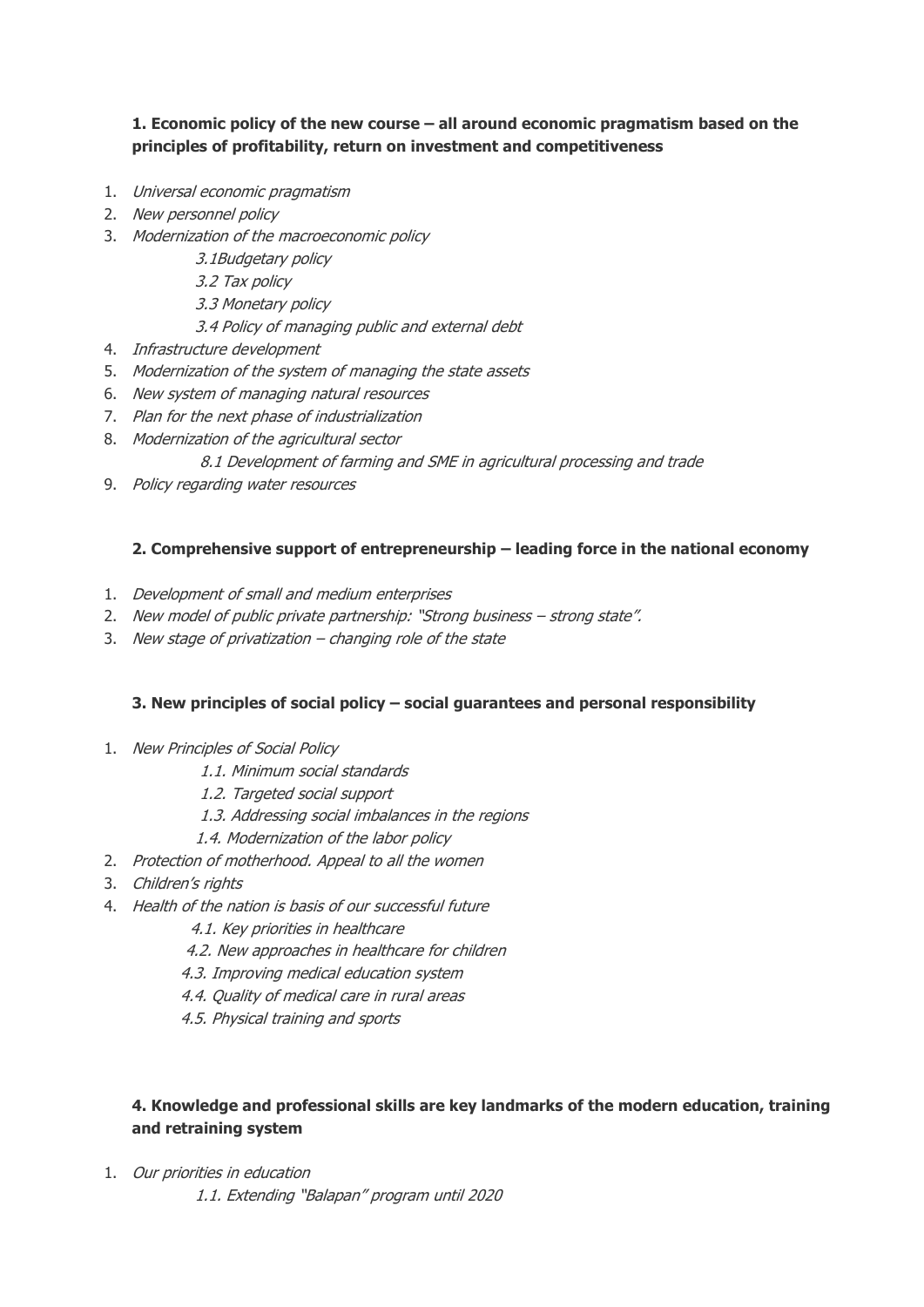**1. Economic policy of the new course – all around economic pragmatism based on the principles of profitability, return on investment and competitiveness**

1. *Universal economic pragmatism*
2. *New personnel policy*
3. *Modernization of the macroeconomic policy*
   - *3.1Budgetary policy*
   - *3.2 Tax policy*
   - *3.3 Monetary policy*
   - *3.4 Policy of managing public and external debt*
4. *Infrastructure development*
5. *Modernization of the system of managing the state assets*
6. *New system of managing natural resources*
7. *Plan for the next phase of industrialization*
8. *Modernization of the agricultural sector*
   - *8.1 Development of farming and SME in agricultural processing and trade*
9. *Policy regarding water resources*

**2. Comprehensive support of entrepreneurship – leading force in the national economy**

1. *Development of small and medium enterprises*
2. *New model of public private partnership: "Strong business – strong state".*
3. *New stage of privatization – changing role of the state*

**3. New principles of social policy – social guarantees and personal responsibility**

1. *New Principles of Social Policy*
   - *1.1. Minimum social standards*
   - *1.2. Targeted social support*
   - *1.3. Addressing social imbalances in the regions*
   - *1.4. Modernization of the labor policy*
2. *Protection of motherhood. Appeal to all the women*
3. *Children's rights*
4. *Health of the nation is basis of our successful future*
   - *4.1. Key priorities in healthcare*
   - *4.2. New approaches in healthcare for children*
   - *4.3. Improving medical education system*
   - *4.4. Quality of medical care in rural areas*
   - *4.5. Physical training and sports*

**4. Knowledge and professional skills are key landmarks of the modern education, training and retraining system**

1. *Our priorities in education*
   - *1.1. Extending "Balapan" program until 2020*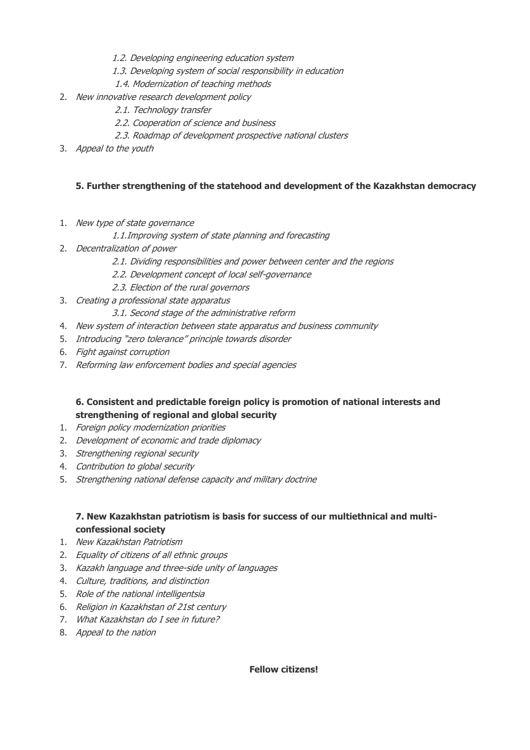- 1.2. *Developing engineering education system*
   - 1.3. *Developing system of social responsibility in education*
   - 1.4. *Modernization of teaching methods*
2. *New innovative research development policy*
   - 2.1. *Technology transfer*
   - 2.2. *Cooperation of science and business*
   - 2.3. *Roadmap of development prospective national clusters*
3. *Appeal to the youth*

**5. Further strengthening of the statehood and development of the Kazakhstan democracy**

1. *New type of state governance*
   - 1.1. *Improving system of state planning and forecasting*
2. *Decentralization of power*
   - 2.1. *Dividing responsibilities and power between center and the regions*
   - 2.2. *Development concept of local self-governance*
   - 2.3. *Election of the rural governors*
3. *Creating a professional state apparatus*
   - 3.1. *Second stage of the administrative reform*
4. *New system of interaction between state apparatus and business community*
5. *Introducing "zero tolerance" principle towards disorder*
6. *Fight against corruption*
7. *Reforming law enforcement bodies and special agencies*

**6. Consistent and predictable foreign policy is promotion of national interests and strengthening of regional and global security**

1. *Foreign policy modernization priorities*
2. *Development of economic and trade diplomacy*
3. *Strengthening regional security*
4. *Contribution to global security*
5. *Strengthening national defense capacity and military doctrine*

**7. New Kazakhstan patriotism is basis for success of our multiethnical and multi-confessional society**

1. *New Kazakhstan Patriotism*
2. *Equality of citizens of all ethnic groups*
3. *Kazakh language and three-side unity of languages*
4. *Culture, traditions, and distinction*
5. *Role of the national intelligentsia*
6. *Religion in Kazakhstan of 21st century*
7. *What Kazakhstan do I see in future?*
8. *Appeal to the nation*

**Fellow citizens!**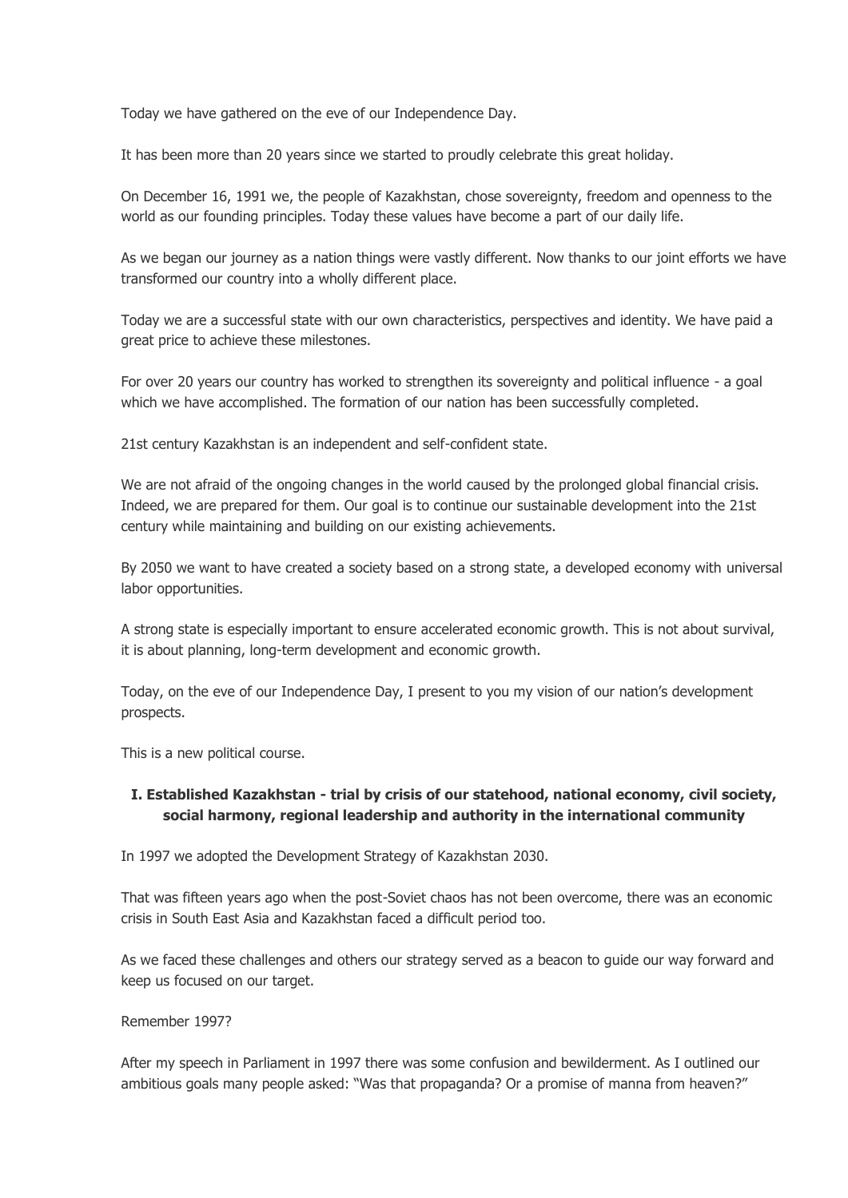Today we have gathered on the eve of our Independence Day.

It has been more than 20 years since we started to proudly celebrate this great holiday.

On December 16, 1991 we, the people of Kazakhstan, chose sovereignty, freedom and openness to the world as our founding principles. Today these values have become a part of our daily life.

As we began our journey as a nation things were vastly different. Now thanks to our joint efforts we have transformed our country into a wholly different place.

Today we are a successful state with our own characteristics, perspectives and identity. We have paid a great price to achieve these milestones.

For over 20 years our country has worked to strengthen its sovereignty and political influence - a goal which we have accomplished. The formation of our nation has been successfully completed.

21st century Kazakhstan is an independent and self-confident state.

We are not afraid of the ongoing changes in the world caused by the prolonged global financial crisis. Indeed, we are prepared for them. Our goal is to continue our sustainable development into the 21st century while maintaining and building on our existing achievements.

By 2050 we want to have created a society based on a strong state, a developed economy with universal labor opportunities.

A strong state is especially important to ensure accelerated economic growth. This is not about survival, it is about planning, long-term development and economic growth.

Today, on the eve of our Independence Day, I present to you my vision of our nation's development prospects.

This is a new political course.

## I. Established Kazakhstan - trial by crisis of our statehood, national economy, civil society, social harmony, regional leadership and authority in the international community

In 1997 we adopted the Development Strategy of Kazakhstan 2030.

That was fifteen years ago when the post-Soviet chaos has not been overcome, there was an economic crisis in South East Asia and Kazakhstan faced a difficult period too.

As we faced these challenges and others our strategy served as a beacon to guide our way forward and keep us focused on our target.

Remember 1997?

After my speech in Parliament in 1997 there was some confusion and bewilderment. As I outlined our ambitious goals many people asked: "Was that propaganda? Or a promise of manna from heaven?"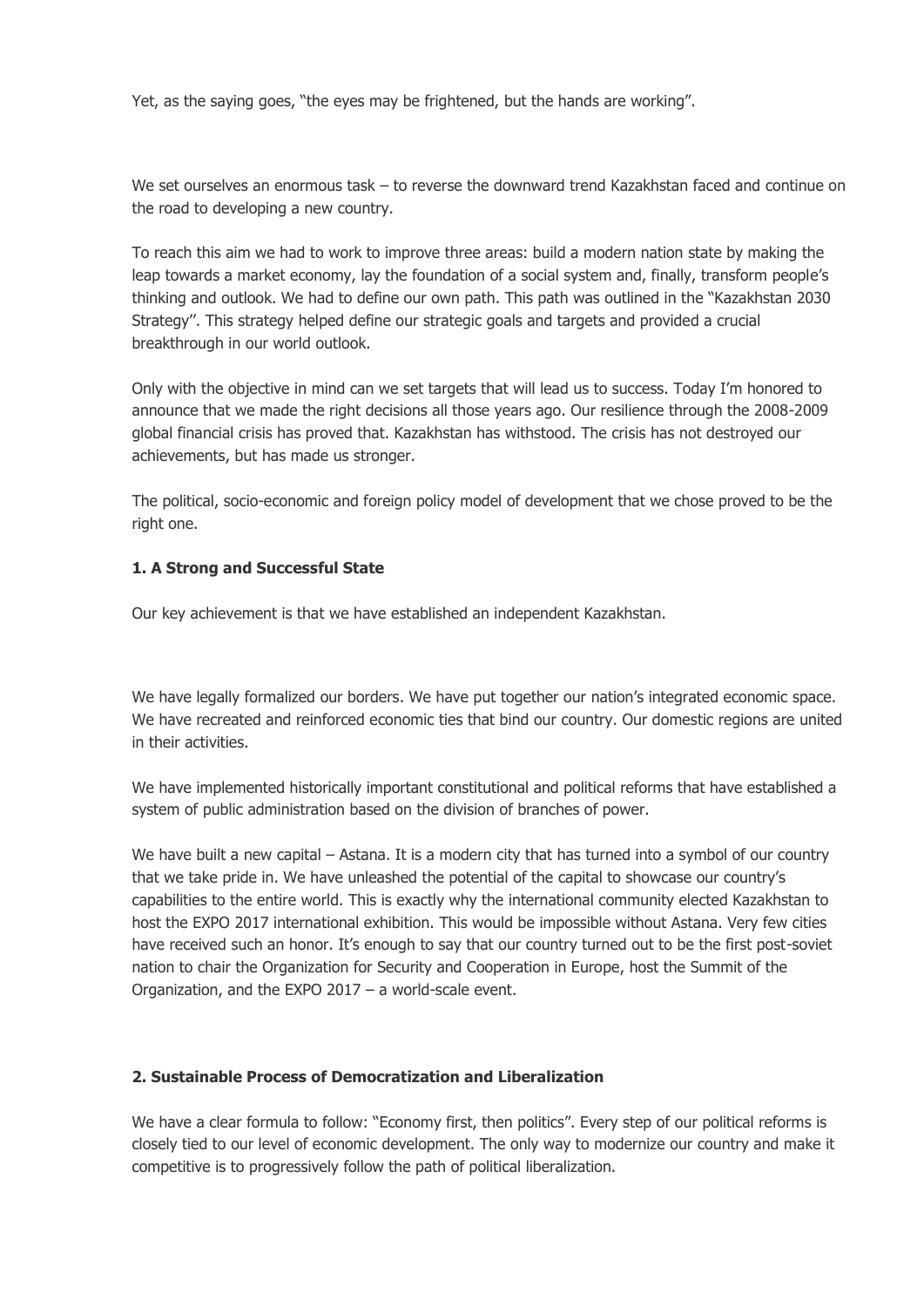Yet, as the saying goes, "the eyes may be frightened, but the hands are working".

We set ourselves an enormous task – to reverse the downward trend Kazakhstan faced and continue on the road to developing a new country.

To reach this aim we had to work to improve three areas: build a modern nation state by making the leap towards a market economy, lay the foundation of a social system and, finally, transform people's thinking and outlook. We had to define our own path. This path was outlined in the "Kazakhstan 2030 Strategy". This strategy helped define our strategic goals and targets and provided a crucial breakthrough in our world outlook.

Only with the objective in mind can we set targets that will lead us to success. Today I'm honored to announce that we made the right decisions all those years ago. Our resilience through the 2008-2009 global financial crisis has proved that. Kazakhstan has withstood. The crisis has not destroyed our achievements, but has made us stronger.

The political, socio-economic and foreign policy model of development that we chose proved to be the right one.

### 1. A Strong and Successful State

Our key achievement is that we have established an independent Kazakhstan.

We have legally formalized our borders. We have put together our nation's integrated economic space. We have recreated and reinforced economic ties that bind our country. Our domestic regions are united in their activities.

We have implemented historically important constitutional and political reforms that have established a system of public administration based on the division of branches of power.

We have built a new capital – Astana. It is a modern city that has turned into a symbol of our country that we take pride in. We have unleashed the potential of the capital to showcase our country's capabilities to the entire world. This is exactly why the international community elected Kazakhstan to host the EXPO 2017 international exhibition. This would be impossible without Astana. Very few cities have received such an honor. It's enough to say that our country turned out to be the first post-soviet nation to chair the Organization for Security and Cooperation in Europe, host the Summit of the Organization, and the EXPO 2017 – a world-scale event.

### 2. Sustainable Process of Democratization and Liberalization

We have a clear formula to follow: "Economy first, then politics". Every step of our political reforms is closely tied to our level of economic development. The only way to modernize our country and make it competitive is to progressively follow the path of political liberalization.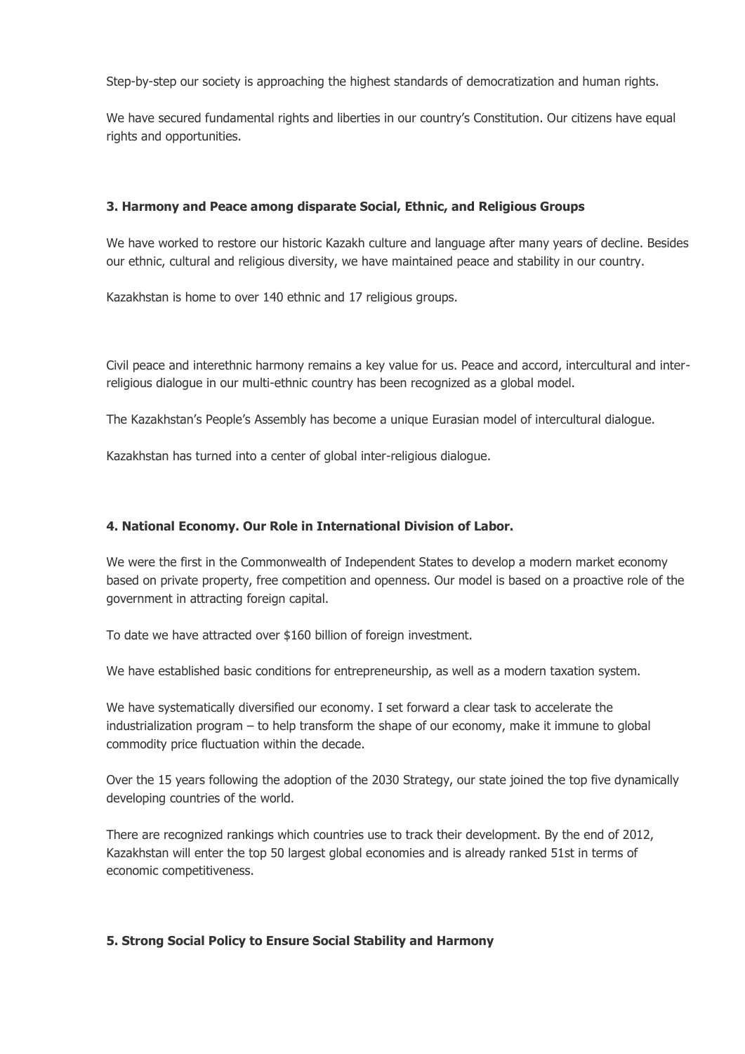Step-by-step our society is approaching the highest standards of democratization and human rights.

We have secured fundamental rights and liberties in our country's Constitution. Our citizens have equal rights and opportunities.

### 3. Harmony and Peace among disparate Social, Ethnic, and Religious Groups

We have worked to restore our historic Kazakh culture and language after many years of decline. Besides our ethnic, cultural and religious diversity, we have maintained peace and stability in our country.

Kazakhstan is home to over 140 ethnic and 17 religious groups.

Civil peace and interethnic harmony remains a key value for us. Peace and accord, intercultural and inter-religious dialogue in our multi-ethnic country has been recognized as a global model.

The Kazakhstan's People's Assembly has become a unique Eurasian model of intercultural dialogue.

Kazakhstan has turned into a center of global inter-religious dialogue.

### 4. National Economy. Our Role in International Division of Labor.

We were the first in the Commonwealth of Independent States to develop a modern market economy based on private property, free competition and openness. Our model is based on a proactive role of the government in attracting foreign capital.

To date we have attracted over $160 billion of foreign investment.

We have established basic conditions for entrepreneurship, as well as a modern taxation system.

We have systematically diversified our economy. I set forward a clear task to accelerate the industrialization program – to help transform the shape of our economy, make it immune to global commodity price fluctuation within the decade.

Over the 15 years following the adoption of the 2030 Strategy, our state joined the top five dynamically developing countries of the world.

There are recognized rankings which countries use to track their development. By the end of 2012, Kazakhstan will enter the top 50 largest global economies and is already ranked 51st in terms of economic competitiveness.

### 5. Strong Social Policy to Ensure Social Stability and Harmony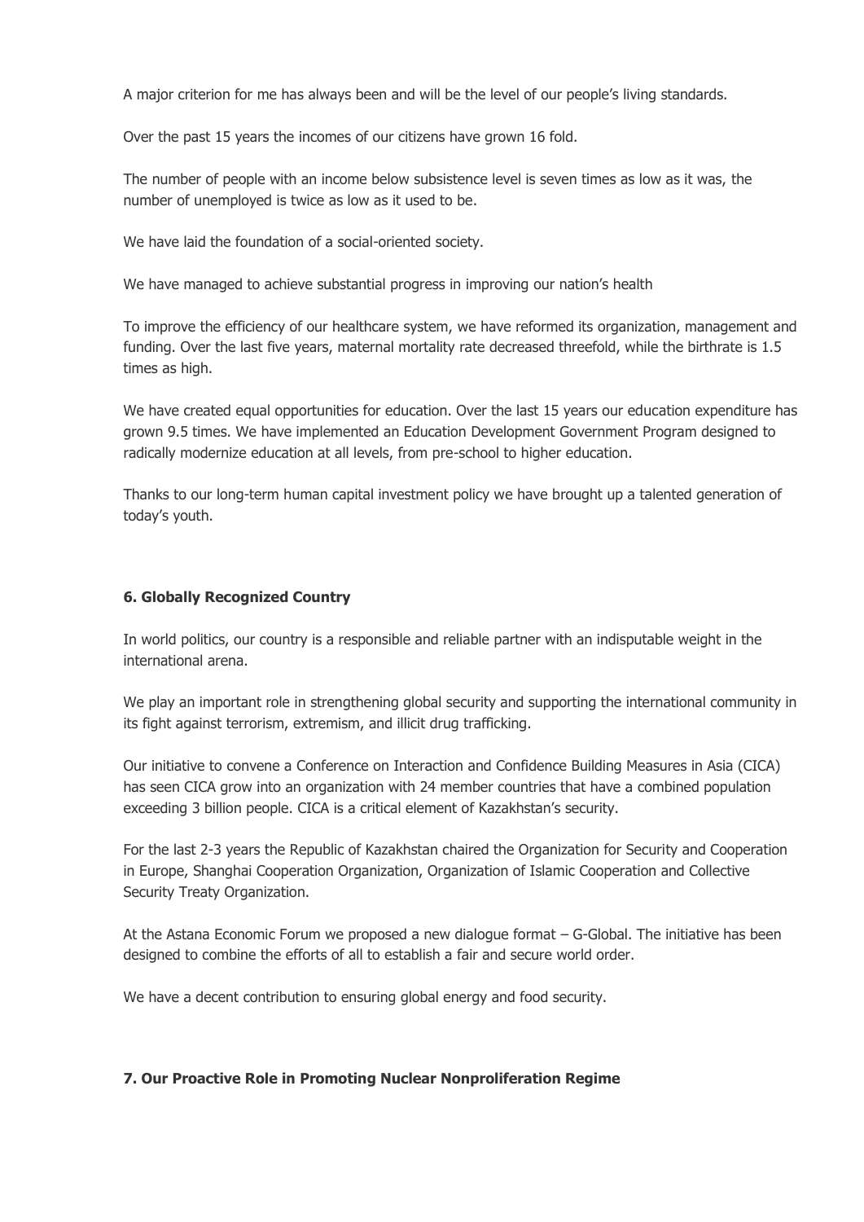A major criterion for me has always been and will be the level of our people's living standards.

Over the past 15 years the incomes of our citizens have grown 16 fold.

The number of people with an income below subsistence level is seven times as low as it was, the number of unemployed is twice as low as it used to be.

We have laid the foundation of a social-oriented society.

We have managed to achieve substantial progress in improving our nation's health

To improve the efficiency of our healthcare system, we have reformed its organization, management and funding. Over the last five years, maternal mortality rate decreased threefold, while the birthrate is 1.5 times as high.

We have created equal opportunities for education. Over the last 15 years our education expenditure has grown 9.5 times. We have implemented an Education Development Government Program designed to radically modernize education at all levels, from pre-school to higher education.

Thanks to our long-term human capital investment policy we have brought up a talented generation of today's youth.

### 6. Globally Recognized Country

In world politics, our country is a responsible and reliable partner with an indisputable weight in the international arena.

We play an important role in strengthening global security and supporting the international community in its fight against terrorism, extremism, and illicit drug trafficking.

Our initiative to convene a Conference on Interaction and Confidence Building Measures in Asia (CICA) has seen CICA grow into an organization with 24 member countries that have a combined population exceeding 3 billion people. CICA is a critical element of Kazakhstan's security.

For the last 2-3 years the Republic of Kazakhstan chaired the Organization for Security and Cooperation in Europe, Shanghai Cooperation Organization, Organization of Islamic Cooperation and Collective Security Treaty Organization.

At the Astana Economic Forum we proposed a new dialogue format – G-Global. The initiative has been designed to combine the efforts of all to establish a fair and secure world order.

We have a decent contribution to ensuring global energy and food security.

### 7. Our Proactive Role in Promoting Nuclear Nonproliferation Regime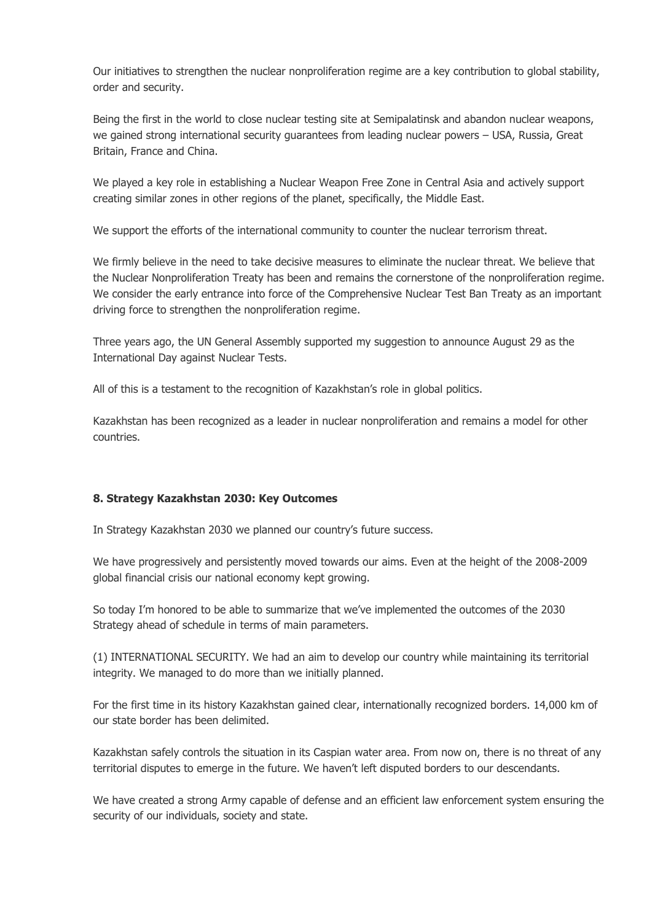Our initiatives to strengthen the nuclear nonproliferation regime are a key contribution to global stability, order and security.

Being the first in the world to close nuclear testing site at Semipalatinsk and abandon nuclear weapons, we gained strong international security guarantees from leading nuclear powers – USA, Russia, Great Britain, France and China.

We played a key role in establishing a Nuclear Weapon Free Zone in Central Asia and actively support creating similar zones in other regions of the planet, specifically, the Middle East.

We support the efforts of the international community to counter the nuclear terrorism threat.

We firmly believe in the need to take decisive measures to eliminate the nuclear threat. We believe that the Nuclear Nonproliferation Treaty has been and remains the cornerstone of the nonproliferation regime. We consider the early entrance into force of the Comprehensive Nuclear Test Ban Treaty as an important driving force to strengthen the nonproliferation regime.

Three years ago, the UN General Assembly supported my suggestion to announce August 29 as the International Day against Nuclear Tests.

All of this is a testament to the recognition of Kazakhstan's role in global politics.

Kazakhstan has been recognized as a leader in nuclear nonproliferation and remains a model for other countries.

## 8. Strategy Kazakhstan 2030: Key Outcomes

In Strategy Kazakhstan 2030 we planned our country's future success.

We have progressively and persistently moved towards our aims. Even at the height of the 2008-2009 global financial crisis our national economy kept growing.

So today I'm honored to be able to summarize that we've implemented the outcomes of the 2030 Strategy ahead of schedule in terms of main parameters.

(1) INTERNATIONAL SECURITY. We had an aim to develop our country while maintaining its territorial integrity. We managed to do more than we initially planned.

For the first time in its history Kazakhstan gained clear, internationally recognized borders. 14,000 km of our state border has been delimited.

Kazakhstan safely controls the situation in its Caspian water area. From now on, there is no threat of any territorial disputes to emerge in the future. We haven't left disputed borders to our descendants.

We have created a strong Army capable of defense and an efficient law enforcement system ensuring the security of our individuals, society and state.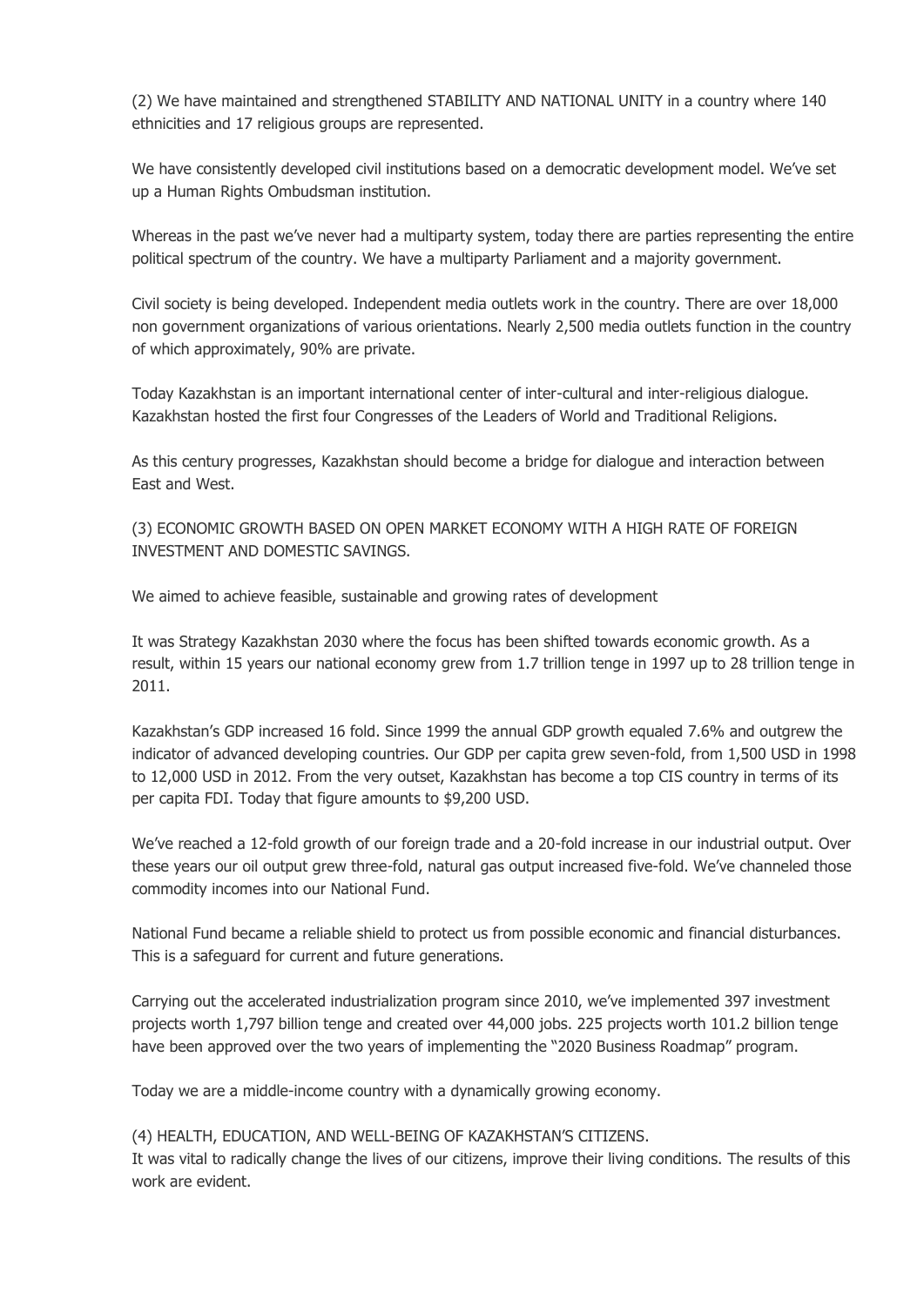(2) We have maintained and strengthened STABILITY AND NATIONAL UNITY in a country where 140 ethnicities and 17 religious groups are represented.

We have consistently developed civil institutions based on a democratic development model. We've set up a Human Rights Ombudsman institution.

Whereas in the past we've never had a multiparty system, today there are parties representing the entire political spectrum of the country. We have a multiparty Parliament and a majority government.

Civil society is being developed. Independent media outlets work in the country. There are over 18,000 non government organizations of various orientations. Nearly 2,500 media outlets function in the country of which approximately, 90% are private.

Today Kazakhstan is an important international center of inter-cultural and inter-religious dialogue. Kazakhstan hosted the first four Congresses of the Leaders of World and Traditional Religions.

As this century progresses, Kazakhstan should become a bridge for dialogue and interaction between East and West.

(3) ECONOMIC GROWTH BASED ON OPEN MARKET ECONOMY WITH A HIGH RATE OF FOREIGN INVESTMENT AND DOMESTIC SAVINGS.

We aimed to achieve feasible, sustainable and growing rates of development

It was Strategy Kazakhstan 2030 where the focus has been shifted towards economic growth. As a result, within 15 years our national economy grew from 1.7 trillion tenge in 1997 up to 28 trillion tenge in 2011.

Kazakhstan's GDP increased 16 fold. Since 1999 the annual GDP growth equaled 7.6% and outgrew the indicator of advanced developing countries. Our GDP per capita grew seven-fold, from 1,500 USD in 1998 to 12,000 USD in 2012. From the very outset, Kazakhstan has become a top CIS country in terms of its per capita FDI. Today that figure amounts to $9,200 USD.

We've reached a 12-fold growth of our foreign trade and a 20-fold increase in our industrial output. Over these years our oil output grew three-fold, natural gas output increased five-fold. We've channeled those commodity incomes into our National Fund.

National Fund became a reliable shield to protect us from possible economic and financial disturbances. This is a safeguard for current and future generations.

Carrying out the accelerated industrialization program since 2010, we've implemented 397 investment projects worth 1,797 billion tenge and created over 44,000 jobs. 225 projects worth 101.2 billion tenge have been approved over the two years of implementing the "2020 Business Roadmap" program.

Today we are a middle-income country with a dynamically growing economy.

(4) HEALTH, EDUCATION, AND WELL-BEING OF KAZAKHSTAN'S CITIZENS.
It was vital to radically change the lives of our citizens, improve their living conditions. The results of this work are evident.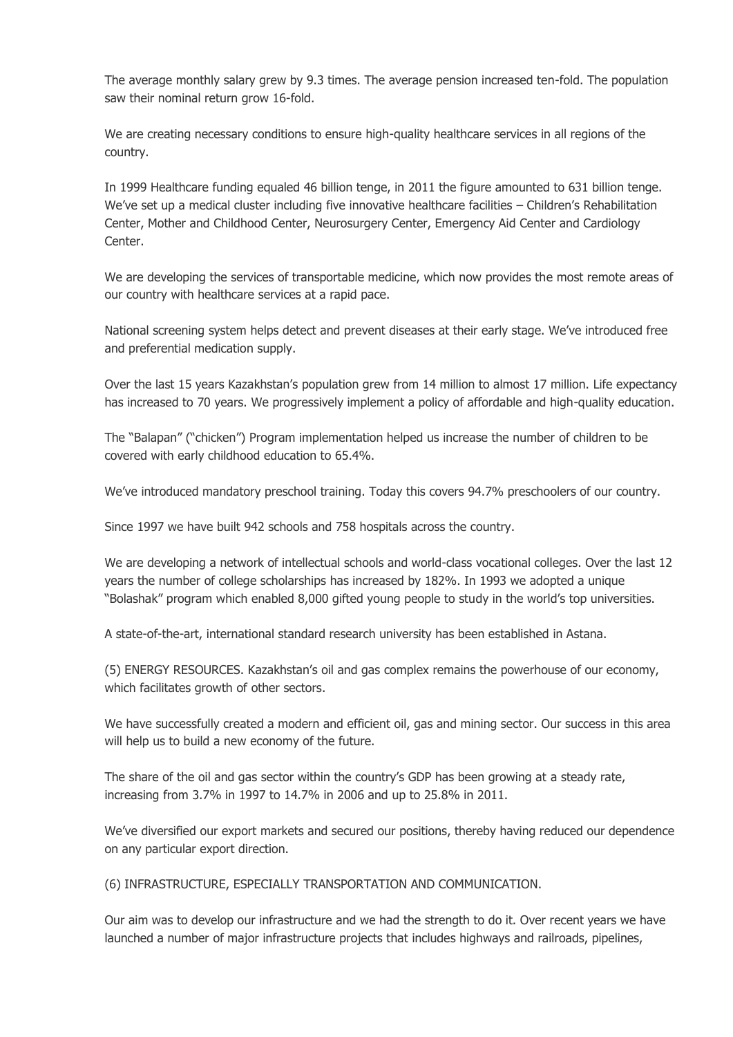The average monthly salary grew by 9.3 times. The average pension increased ten-fold. The population saw their nominal return grow 16-fold.

We are creating necessary conditions to ensure high-quality healthcare services in all regions of the country.

In 1999 Healthcare funding equaled 46 billion tenge, in 2011 the figure amounted to 631 billion tenge. We've set up a medical cluster including five innovative healthcare facilities – Children's Rehabilitation Center, Mother and Childhood Center, Neurosurgery Center, Emergency Aid Center and Cardiology Center.

We are developing the services of transportable medicine, which now provides the most remote areas of our country with healthcare services at a rapid pace.

National screening system helps detect and prevent diseases at their early stage. We've introduced free and preferential medication supply.

Over the last 15 years Kazakhstan's population grew from 14 million to almost 17 million. Life expectancy has increased to 70 years. We progressively implement a policy of affordable and high-quality education.

The "Balapan" ("chicken") Program implementation helped us increase the number of children to be covered with early childhood education to 65.4%.

We've introduced mandatory preschool training. Today this covers 94.7% preschoolers of our country.

Since 1997 we have built 942 schools and 758 hospitals across the country.

We are developing a network of intellectual schools and world-class vocational colleges. Over the last 12 years the number of college scholarships has increased by 182%. In 1993 we adopted a unique "Bolashak" program which enabled 8,000 gifted young people to study in the world's top universities.

A state-of-the-art, international standard research university has been established in Astana.

(5) ENERGY RESOURCES. Kazakhstan's oil and gas complex remains the powerhouse of our economy, which facilitates growth of other sectors.

We have successfully created a modern and efficient oil, gas and mining sector. Our success in this area will help us to build a new economy of the future.

The share of the oil and gas sector within the country's GDP has been growing at a steady rate, increasing from 3.7% in 1997 to 14.7% in 2006 and up to 25.8% in 2011.

We've diversified our export markets and secured our positions, thereby having reduced our dependence on any particular export direction.

(6) INFRASTRUCTURE, ESPECIALLY TRANSPORTATION AND COMMUNICATION.

Our aim was to develop our infrastructure and we had the strength to do it. Over recent years we have launched a number of major infrastructure projects that includes highways and railroads, pipelines,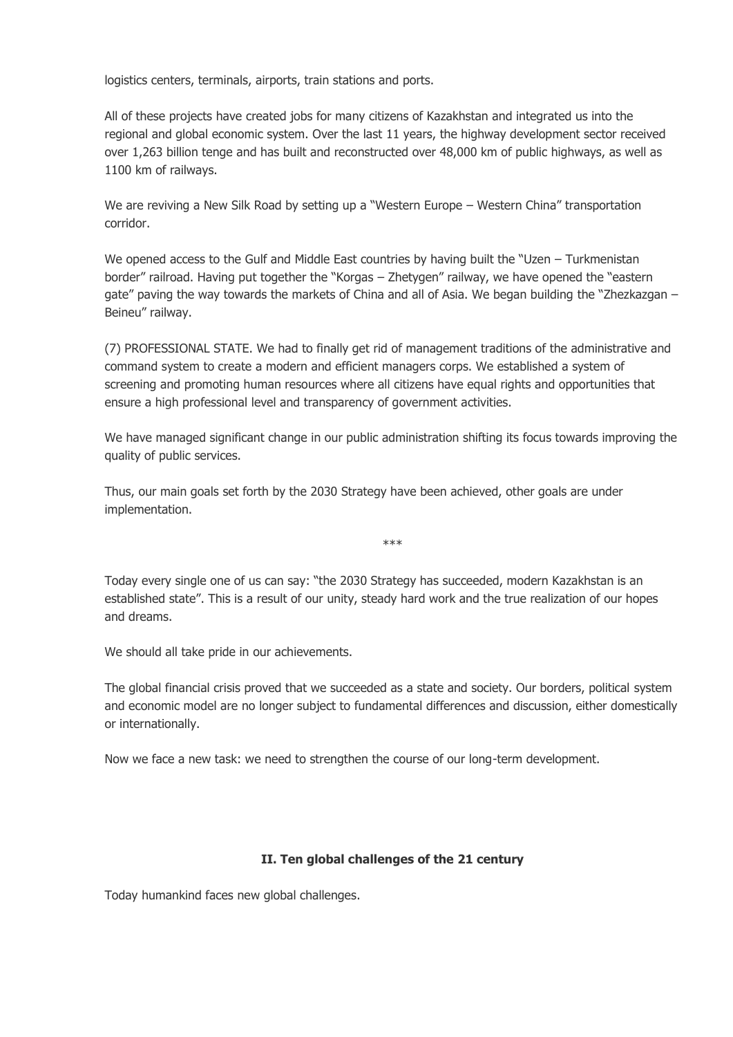logistics centers, terminals, airports, train stations and ports.

All of these projects have created jobs for many citizens of Kazakhstan and integrated us into the regional and global economic system. Over the last 11 years, the highway development sector received over 1,263 billion tenge and has built and reconstructed over 48,000 km of public highways, as well as 1100 km of railways.

We are reviving a New Silk Road by setting up a "Western Europe – Western China" transportation corridor.

We opened access to the Gulf and Middle East countries by having built the "Uzen – Turkmenistan border" railroad. Having put together the "Korgas – Zhetygen" railway, we have opened the "eastern gate" paving the way towards the markets of China and all of Asia. We began building the "Zhezkazgan – Beineu" railway.

(7) PROFESSIONAL STATE. We had to finally get rid of management traditions of the administrative and command system to create a modern and efficient managers corps. We established a system of screening and promoting human resources where all citizens have equal rights and opportunities that ensure a high professional level and transparency of government activities.

We have managed significant change in our public administration shifting its focus towards improving the quality of public services.

Thus, our main goals set forth by the 2030 Strategy have been achieved, other goals are under implementation.

***

Today every single one of us can say: "the 2030 Strategy has succeeded, modern Kazakhstan is an established state". This is a result of our unity, steady hard work and the true realization of our hopes and dreams.

We should all take pride in our achievements.

The global financial crisis proved that we succeeded as a state and society. Our borders, political system and economic model are no longer subject to fundamental differences and discussion, either domestically or internationally.

Now we face a new task: we need to strengthen the course of our long-term development.

## II. Ten global challenges of the 21 century

Today humankind faces new global challenges.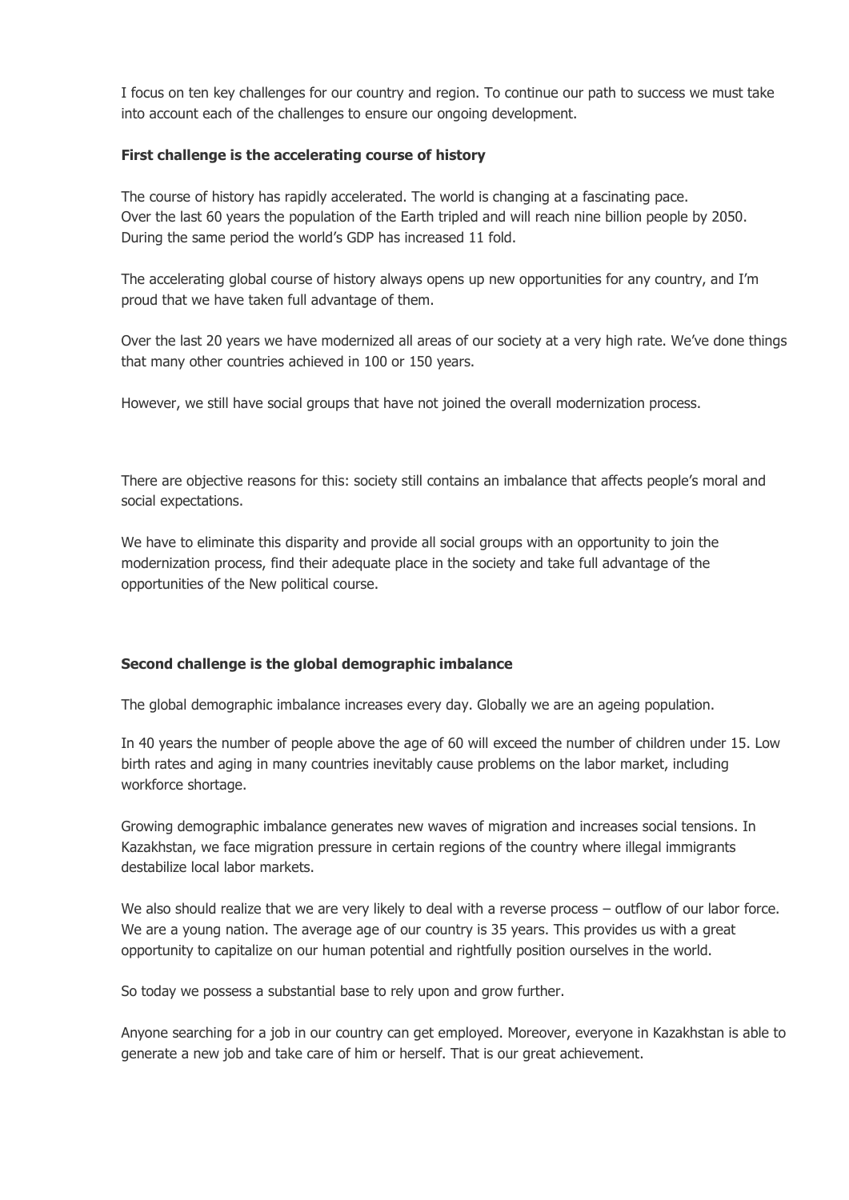I focus on ten key challenges for our country and region. To continue our path to success we must take into account each of the challenges to ensure our ongoing development.

**First challenge is the accelerating course of history**

The course of history has rapidly accelerated. The world is changing at a fascinating pace.
Over the last 60 years the population of the Earth tripled and will reach nine billion people by 2050. During the same period the world's GDP has increased 11 fold.

The accelerating global course of history always opens up new opportunities for any country, and I'm proud that we have taken full advantage of them.

Over the last 20 years we have modernized all areas of our society at a very high rate. We've done things that many other countries achieved in 100 or 150 years.

However, we still have social groups that have not joined the overall modernization process.

There are objective reasons for this: society still contains an imbalance that affects people's moral and social expectations.

We have to eliminate this disparity and provide all social groups with an opportunity to join the modernization process, find their adequate place in the society and take full advantage of the opportunities of the New political course.

**Second challenge is the global demographic imbalance**

The global demographic imbalance increases every day. Globally we are an ageing population.

In 40 years the number of people above the age of 60 will exceed the number of children under 15. Low birth rates and aging in many countries inevitably cause problems on the labor market, including workforce shortage.

Growing demographic imbalance generates new waves of migration and increases social tensions. In Kazakhstan, we face migration pressure in certain regions of the country where illegal immigrants destabilize local labor markets.

We also should realize that we are very likely to deal with a reverse process – outflow of our labor force. We are a young nation. The average age of our country is 35 years. This provides us with a great opportunity to capitalize on our human potential and rightfully position ourselves in the world.

So today we possess a substantial base to rely upon and grow further.

Anyone searching for a job in our country can get employed. Moreover, everyone in Kazakhstan is able to generate a new job and take care of him or herself. That is our great achievement.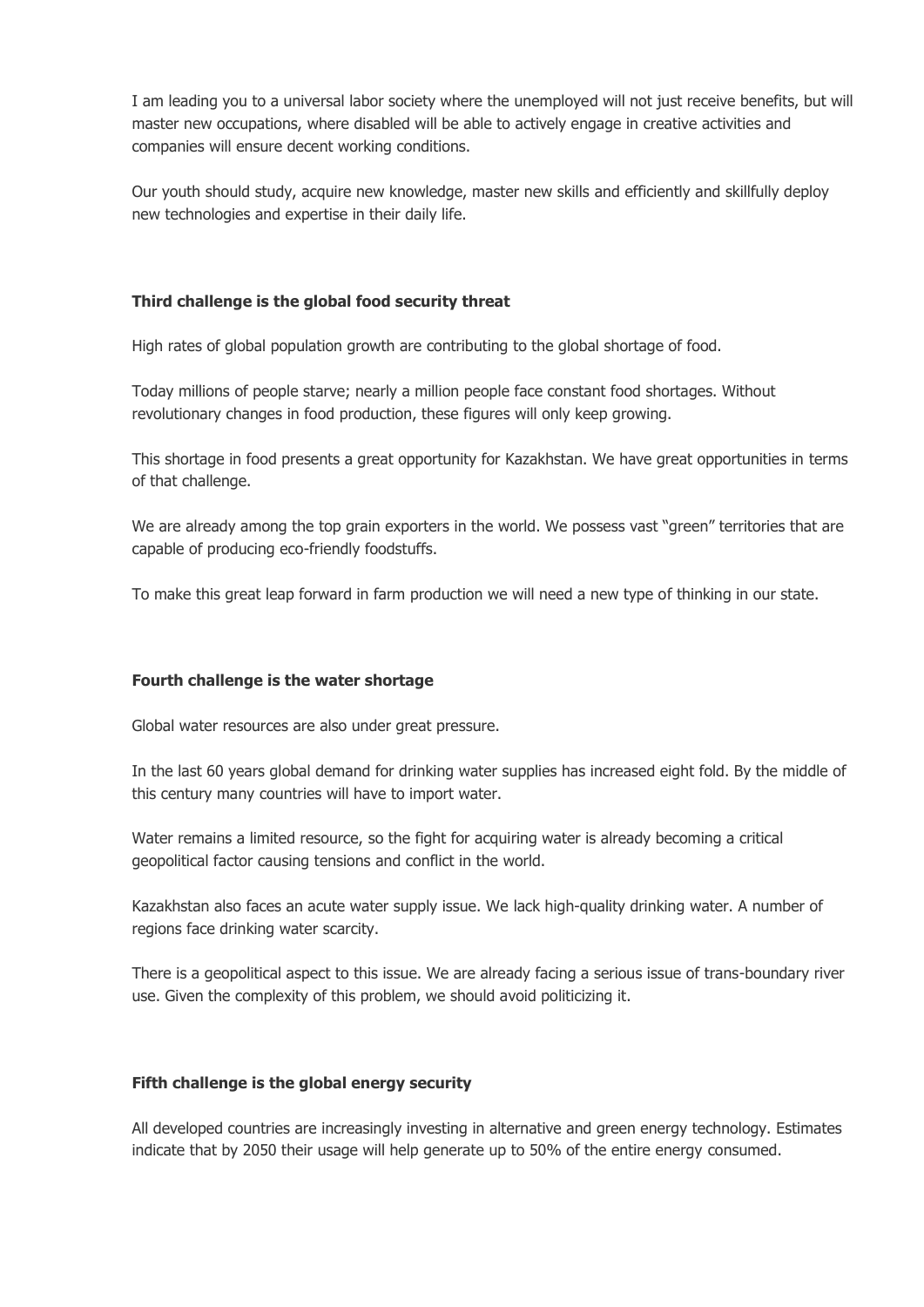I am leading you to a universal labor society where the unemployed will not just receive benefits, but will master new occupations, where disabled will be able to actively engage in creative activities and companies will ensure decent working conditions.

Our youth should study, acquire new knowledge, master new skills and efficiently and skillfully deploy new technologies and expertise in their daily life.

**Third challenge is the global food security threat**

High rates of global population growth are contributing to the global shortage of food.

Today millions of people starve; nearly a million people face constant food shortages. Without revolutionary changes in food production, these figures will only keep growing.

This shortage in food presents a great opportunity for Kazakhstan. We have great opportunities in terms of that challenge.

We are already among the top grain exporters in the world. We possess vast "green" territories that are capable of producing eco-friendly foodstuffs.

To make this great leap forward in farm production we will need a new type of thinking in our state.

**Fourth challenge is the water shortage**

Global water resources are also under great pressure.

In the last 60 years global demand for drinking water supplies has increased eight fold. By the middle of this century many countries will have to import water.

Water remains a limited resource, so the fight for acquiring water is already becoming a critical geopolitical factor causing tensions and conflict in the world.

Kazakhstan also faces an acute water supply issue. We lack high-quality drinking water. A number of regions face drinking water scarcity.

There is a geopolitical aspect to this issue. We are already facing a serious issue of trans-boundary river use. Given the complexity of this problem, we should avoid politicizing it.

**Fifth challenge is the global energy security**

All developed countries are increasingly investing in alternative and green energy technology. Estimates indicate that by 2050 their usage will help generate up to 50% of the entire energy consumed.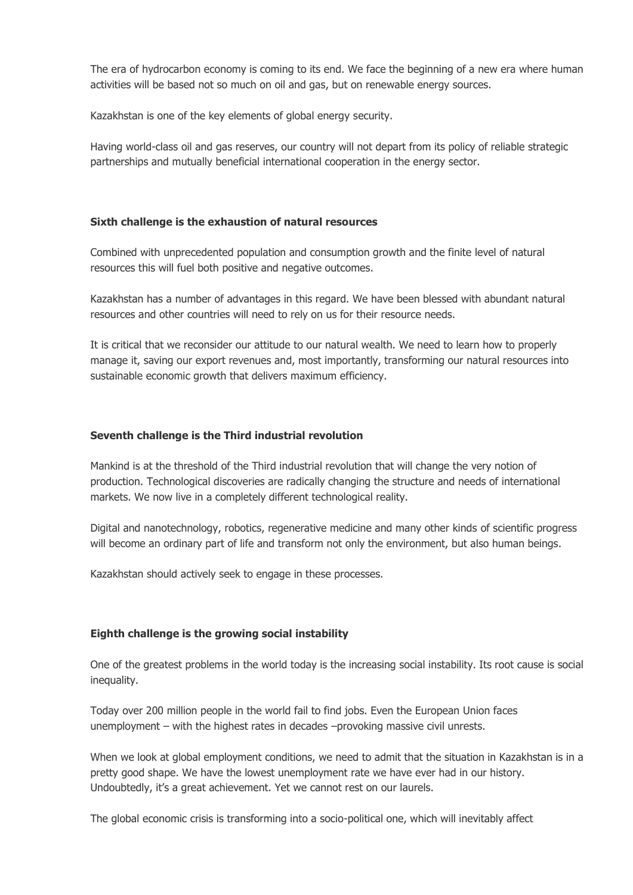The era of hydrocarbon economy is coming to its end. We face the beginning of a new era where human activities will be based not so much on oil and gas, but on renewable energy sources.

Kazakhstan is one of the key elements of global energy security.

Having world-class oil and gas reserves, our country will not depart from its policy of reliable strategic partnerships and mutually beneficial international cooperation in the energy sector.

**Sixth challenge is the exhaustion of natural resources**

Combined with unprecedented population and consumption growth and the finite level of natural resources this will fuel both positive and negative outcomes.

Kazakhstan has a number of advantages in this regard. We have been blessed with abundant natural resources and other countries will need to rely on us for their resource needs.

It is critical that we reconsider our attitude to our natural wealth. We need to learn how to properly manage it, saving our export revenues and, most importantly, transforming our natural resources into sustainable economic growth that delivers maximum efficiency.

**Seventh challenge is the Third industrial revolution**

Mankind is at the threshold of the Third industrial revolution that will change the very notion of production. Technological discoveries are radically changing the structure and needs of international markets. We now live in a completely different technological reality.

Digital and nanotechnology, robotics, regenerative medicine and many other kinds of scientific progress will become an ordinary part of life and transform not only the environment, but also human beings.

Kazakhstan should actively seek to engage in these processes.

**Eighth challenge is the growing social instability**

One of the greatest problems in the world today is the increasing social instability. Its root cause is social inequality.

Today over 200 million people in the world fail to find jobs. Even the European Union faces unemployment – with the highest rates in decades –provoking massive civil unrests.

When we look at global employment conditions, we need to admit that the situation in Kazakhstan is in a pretty good shape. We have the lowest unemployment rate we have ever had in our history. Undoubtedly, it's a great achievement. Yet we cannot rest on our laurels.

The global economic crisis is transforming into a socio-political one, which will inevitably affect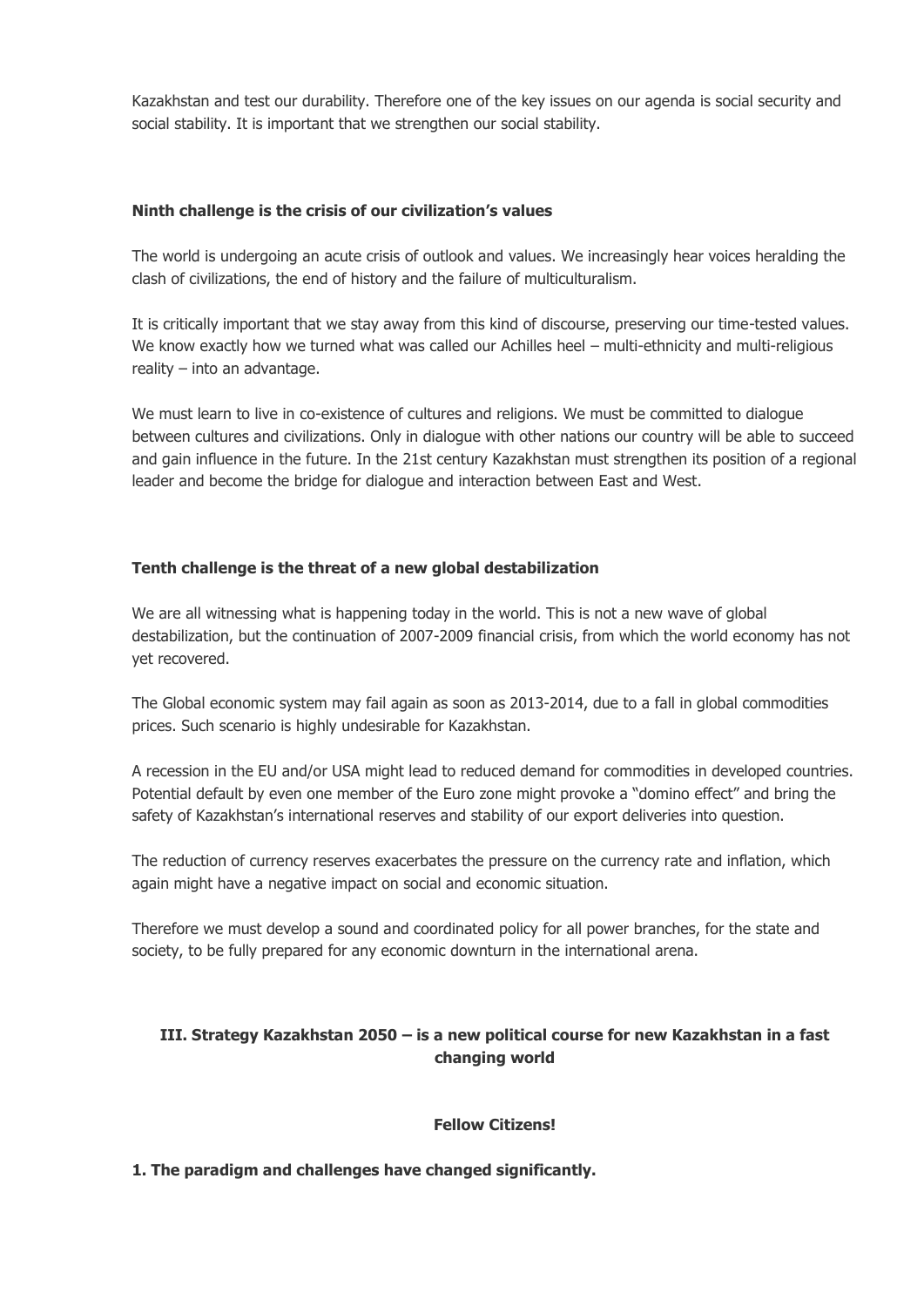Kazakhstan and test our durability. Therefore one of the key issues on our agenda is social security and social stability. It is important that we strengthen our social stability.

**Ninth challenge is the crisis of our civilization's values**

The world is undergoing an acute crisis of outlook and values. We increasingly hear voices heralding the clash of civilizations, the end of history and the failure of multiculturalism.

It is critically important that we stay away from this kind of discourse, preserving our time-tested values. We know exactly how we turned what was called our Achilles heel – multi-ethnicity and multi-religious reality – into an advantage.

We must learn to live in co-existence of cultures and religions. We must be committed to dialogue between cultures and civilizations. Only in dialogue with other nations our country will be able to succeed and gain influence in the future. In the 21st century Kazakhstan must strengthen its position of a regional leader and become the bridge for dialogue and interaction between East and West.

**Tenth challenge is the threat of a new global destabilization**

We are all witnessing what is happening today in the world. This is not a new wave of global destabilization, but the continuation of 2007-2009 financial crisis, from which the world economy has not yet recovered.

The Global economic system may fail again as soon as 2013-2014, due to a fall in global commodities prices. Such scenario is highly undesirable for Kazakhstan.

A recession in the EU and/or USA might lead to reduced demand for commodities in developed countries. Potential default by even one member of the Euro zone might provoke a "domino effect" and bring the safety of Kazakhstan's international reserves and stability of our export deliveries into question.

The reduction of currency reserves exacerbates the pressure on the currency rate and inflation, which again might have a negative impact on social and economic situation.

Therefore we must develop a sound and coordinated policy for all power branches, for the state and society, to be fully prepared for any economic downturn in the international arena.

## III. Strategy Kazakhstan 2050 – is a new political course for new Kazakhstan in a fast changing world

**Fellow Citizens!**

### 1. The paradigm and challenges have changed significantly.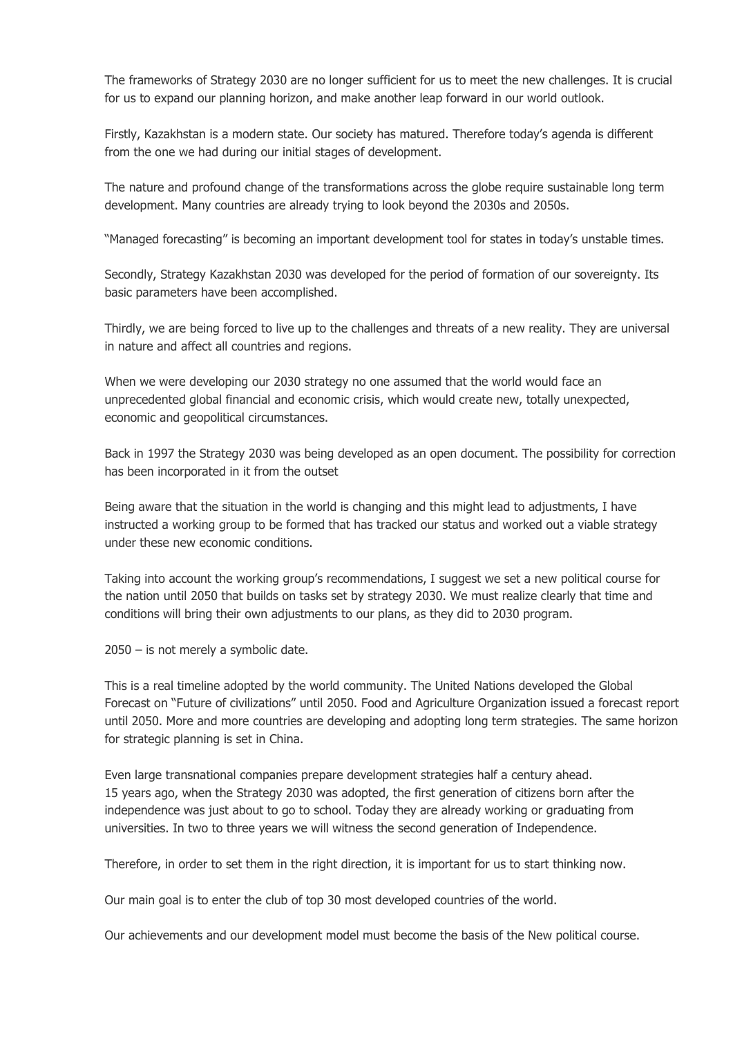The frameworks of Strategy 2030 are no longer sufficient for us to meet the new challenges. It is crucial for us to expand our planning horizon, and make another leap forward in our world outlook.

Firstly, Kazakhstan is a modern state. Our society has matured. Therefore today's agenda is different from the one we had during our initial stages of development.

The nature and profound change of the transformations across the globe require sustainable long term development. Many countries are already trying to look beyond the 2030s and 2050s.

"Managed forecasting" is becoming an important development tool for states in today's unstable times.

Secondly, Strategy Kazakhstan 2030 was developed for the period of formation of our sovereignty. Its basic parameters have been accomplished.

Thirdly, we are being forced to live up to the challenges and threats of a new reality. They are universal in nature and affect all countries and regions.

When we were developing our 2030 strategy no one assumed that the world would face an unprecedented global financial and economic crisis, which would create new, totally unexpected, economic and geopolitical circumstances.

Back in 1997 the Strategy 2030 was being developed as an open document. The possibility for correction has been incorporated in it from the outset

Being aware that the situation in the world is changing and this might lead to adjustments, I have instructed a working group to be formed that has tracked our status and worked out a viable strategy under these new economic conditions.

Taking into account the working group's recommendations, I suggest we set a new political course for the nation until 2050 that builds on tasks set by strategy 2030. We must realize clearly that time and conditions will bring their own adjustments to our plans, as they did to 2030 program.

2050 – is not merely a symbolic date.

This is a real timeline adopted by the world community. The United Nations developed the Global Forecast on "Future of civilizations" until 2050. Food and Agriculture Organization issued a forecast report until 2050. More and more countries are developing and adopting long term strategies. The same horizon for strategic planning is set in China.

Even large transnational companies prepare development strategies half a century ahead.
15 years ago, when the Strategy 2030 was adopted, the first generation of citizens born after the independence was just about to go to school. Today they are already working or graduating from universities. In two to three years we will witness the second generation of Independence.

Therefore, in order to set them in the right direction, it is important for us to start thinking now.

Our main goal is to enter the club of top 30 most developed countries of the world.

Our achievements and our development model must become the basis of the New political course.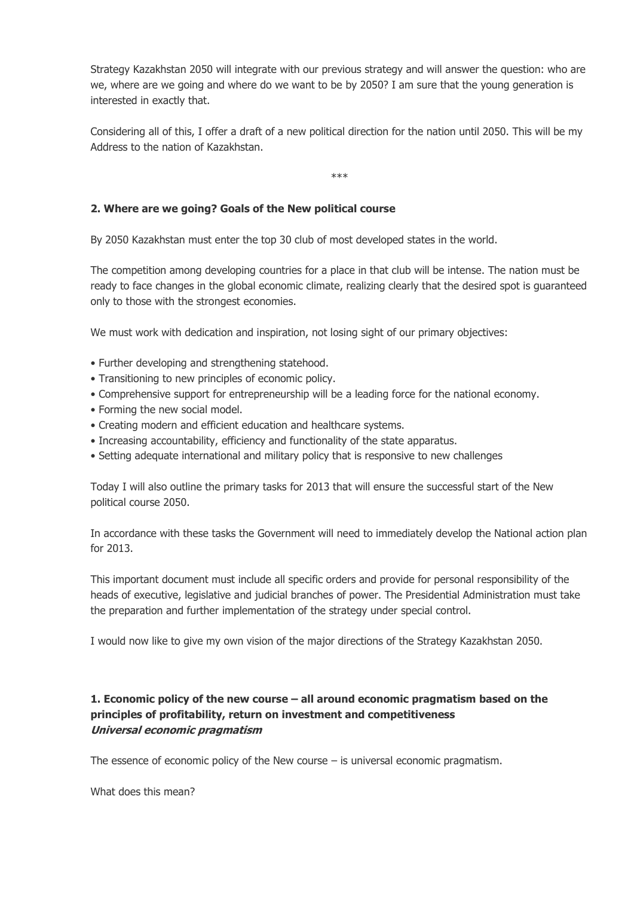Strategy Kazakhstan 2050 will integrate with our previous strategy and will answer the question: who are we, where are we going and where do we want to be by 2050? I am sure that the young generation is interested in exactly that.

Considering all of this, I offer a draft of a new political direction for the nation until 2050. This will be my Address to the nation of Kazakhstan.

***

### 2. Where are we going? Goals of the New political course

By 2050 Kazakhstan must enter the top 30 club of most developed states in the world.

The competition among developing countries for a place in that club will be intense. The nation must be ready to face changes in the global economic climate, realizing clearly that the desired spot is guaranteed only to those with the strongest economies.

We must work with dedication and inspiration, not losing sight of our primary objectives:

- Further developing and strengthening statehood.
- Transitioning to new principles of economic policy.
- Comprehensive support for entrepreneurship will be a leading force for the national economy.
- Forming the new social model.
- Creating modern and efficient education and healthcare systems.
- Increasing accountability, efficiency and functionality of the state apparatus.
- Setting adequate international and military policy that is responsive to new challenges

Today I will also outline the primary tasks for 2013 that will ensure the successful start of the New political course 2050.

In accordance with these tasks the Government will need to immediately develop the National action plan for 2013.

This important document must include all specific orders and provide for personal responsibility of the heads of executive, legislative and judicial branches of power. The Presidential Administration must take the preparation and further implementation of the strategy under special control.

I would now like to give my own vision of the major directions of the Strategy Kazakhstan 2050.

### 1. Economic policy of the new course – all around economic pragmatism based on the principles of profitability, return on investment and competitiveness

***Universal economic pragmatism***

The essence of economic policy of the New course – is universal economic pragmatism.

What does this mean?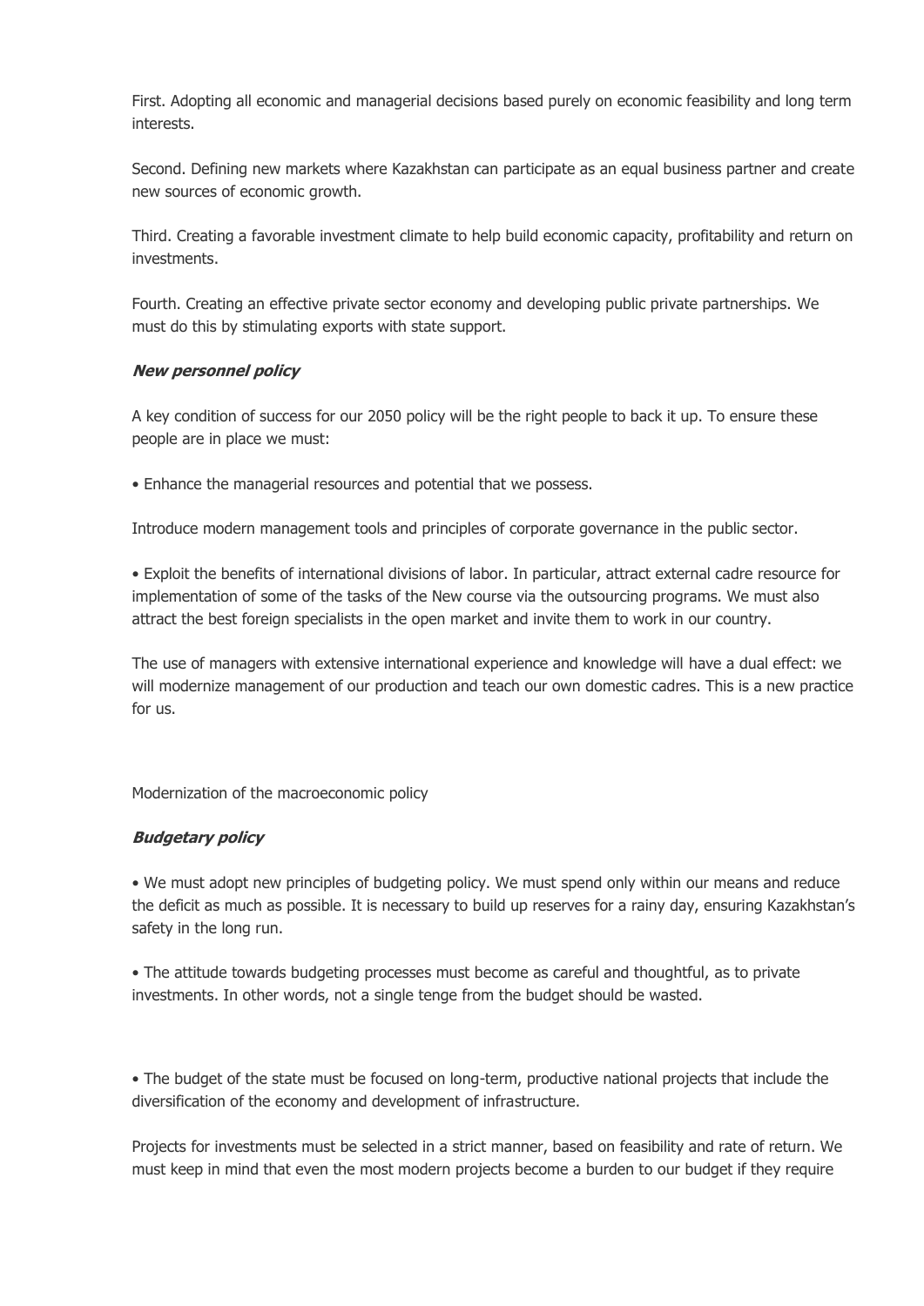First. Adopting all economic and managerial decisions based purely on economic feasibility and long term interests.

Second. Defining new markets where Kazakhstan can participate as an equal business partner and create new sources of economic growth.

Third. Creating a favorable investment climate to help build economic capacity, profitability and return on investments.

Fourth. Creating an effective private sector economy and developing public private partnerships. We must do this by stimulating exports with state support.

***New personnel policy***

A key condition of success for our 2050 policy will be the right people to back it up. To ensure these people are in place we must:

• Enhance the managerial resources and potential that we possess.

Introduce modern management tools and principles of corporate governance in the public sector.

• Exploit the benefits of international divisions of labor. In particular, attract external cadre resource for implementation of some of the tasks of the New course via the outsourcing programs. We must also attract the best foreign specialists in the open market and invite them to work in our country.

The use of managers with extensive international experience and knowledge will have a dual effect: we will modernize management of our production and teach our own domestic cadres. This is a new practice for us.

Modernization of the macroeconomic policy

***Budgetary policy***

• We must adopt new principles of budgeting policy. We must spend only within our means and reduce the deficit as much as possible. It is necessary to build up reserves for a rainy day, ensuring Kazakhstan's safety in the long run.

• The attitude towards budgeting processes must become as careful and thoughtful, as to private investments. In other words, not a single tenge from the budget should be wasted.

• The budget of the state must be focused on long-term, productive national projects that include the diversification of the economy and development of infrastructure.

Projects for investments must be selected in a strict manner, based on feasibility and rate of return. We must keep in mind that even the most modern projects become a burden to our budget if they require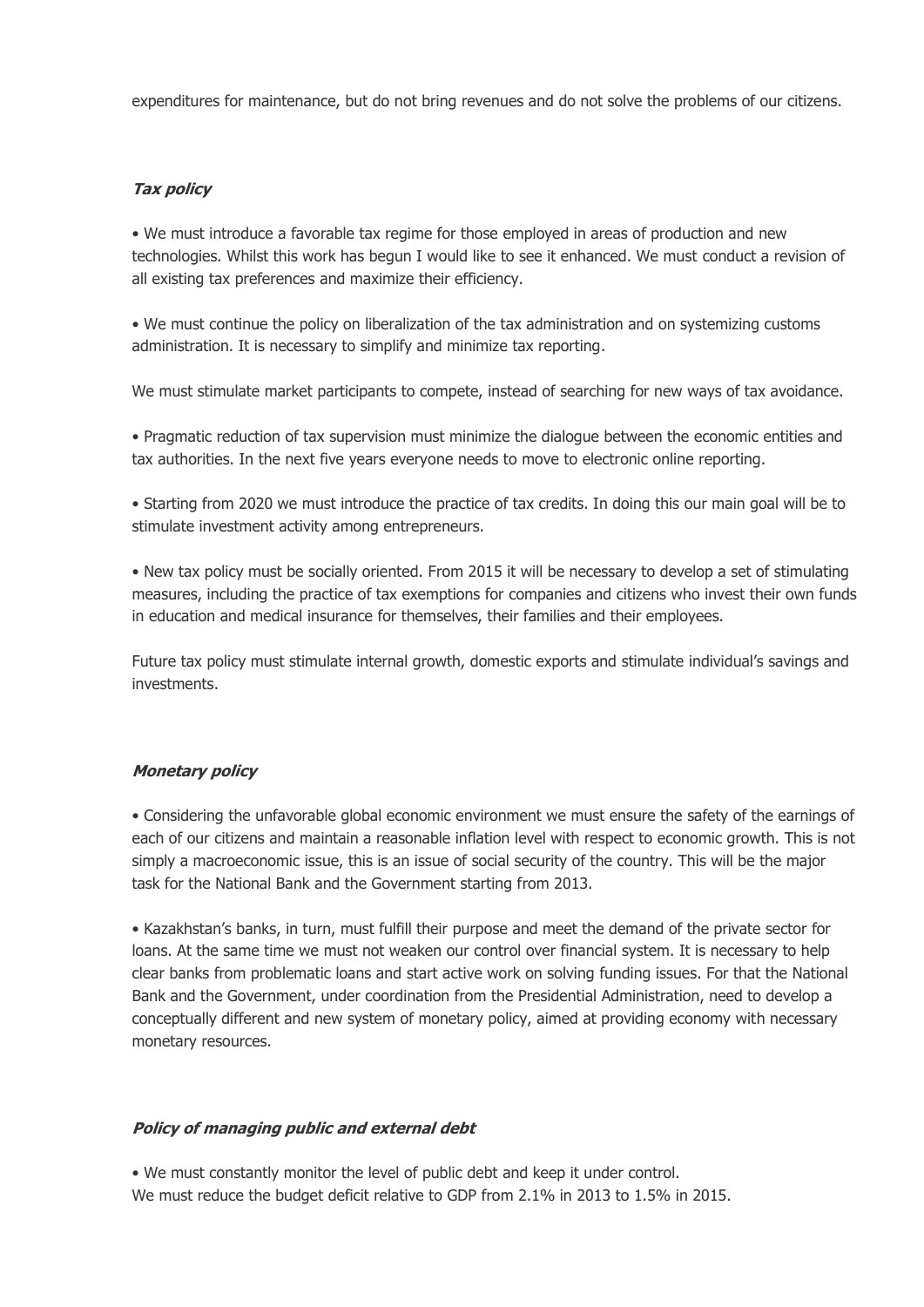expenditures for maintenance, but do not bring revenues and do not solve the problems of our citizens.

***Tax policy***

• We must introduce a favorable tax regime for those employed in areas of production and new technologies. Whilst this work has begun I would like to see it enhanced. We must conduct a revision of all existing tax preferences and maximize their efficiency.

• We must continue the policy on liberalization of the tax administration and on systemizing customs administration. It is necessary to simplify and minimize tax reporting.

We must stimulate market participants to compete, instead of searching for new ways of tax avoidance.

• Pragmatic reduction of tax supervision must minimize the dialogue between the economic entities and tax authorities. In the next five years everyone needs to move to electronic online reporting.

• Starting from 2020 we must introduce the practice of tax credits. In doing this our main goal will be to stimulate investment activity among entrepreneurs.

• New tax policy must be socially oriented. From 2015 it will be necessary to develop a set of stimulating measures, including the practice of tax exemptions for companies and citizens who invest their own funds in education and medical insurance for themselves, their families and their employees.

Future tax policy must stimulate internal growth, domestic exports and stimulate individual's savings and investments.

***Monetary policy***

• Considering the unfavorable global economic environment we must ensure the safety of the earnings of each of our citizens and maintain a reasonable inflation level with respect to economic growth. This is not simply a macroeconomic issue, this is an issue of social security of the country. This will be the major task for the National Bank and the Government starting from 2013.

• Kazakhstan's banks, in turn, must fulfill their purpose and meet the demand of the private sector for loans. At the same time we must not weaken our control over financial system. It is necessary to help clear banks from problematic loans and start active work on solving funding issues. For that the National Bank and the Government, under coordination from the Presidential Administration, need to develop a conceptually different and new system of monetary policy, aimed at providing economy with necessary monetary resources.

***Policy of managing public and external debt***

• We must constantly monitor the level of public debt and keep it under control.
We must reduce the budget deficit relative to GDP from 2.1% in 2013 to 1.5% in 2015.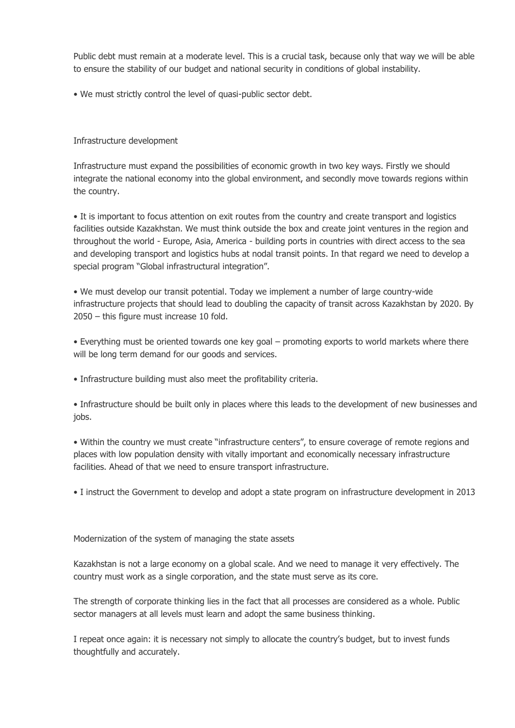Public debt must remain at a moderate level. This is a crucial task, because only that way we will be able to ensure the stability of our budget and national security in conditions of global instability.

- We must strictly control the level of quasi-public sector debt.

## Infrastructure development

Infrastructure must expand the possibilities of economic growth in two key ways. Firstly we should integrate the national economy into the global environment, and secondly move towards regions within the country.

- It is important to focus attention on exit routes from the country and create transport and logistics facilities outside Kazakhstan. We must think outside the box and create joint ventures in the region and throughout the world - Europe, Asia, America - building ports in countries with direct access to the sea and developing transport and logistics hubs at nodal transit points. In that regard we need to develop a special program "Global infrastructural integration".

- We must develop our transit potential. Today we implement a number of large country-wide infrastructure projects that should lead to doubling the capacity of transit across Kazakhstan by 2020. By 2050 – this figure must increase 10 fold.

- Everything must be oriented towards one key goal – promoting exports to world markets where there will be long term demand for our goods and services.

- Infrastructure building must also meet the profitability criteria.

- Infrastructure should be built only in places where this leads to the development of new businesses and jobs.

- Within the country we must create "infrastructure centers", to ensure coverage of remote regions and places with low population density with vitally important and economically necessary infrastructure facilities. Ahead of that we need to ensure transport infrastructure.

- I instruct the Government to develop and adopt a state program on infrastructure development in 2013

## Modernization of the system of managing the state assets

Kazakhstan is not a large economy on a global scale. And we need to manage it very effectively. The country must work as a single corporation, and the state must serve as its core.

The strength of corporate thinking lies in the fact that all processes are considered as a whole. Public sector managers at all levels must learn and adopt the same business thinking.

I repeat once again: it is necessary not simply to allocate the country's budget, but to invest funds thoughtfully and accurately.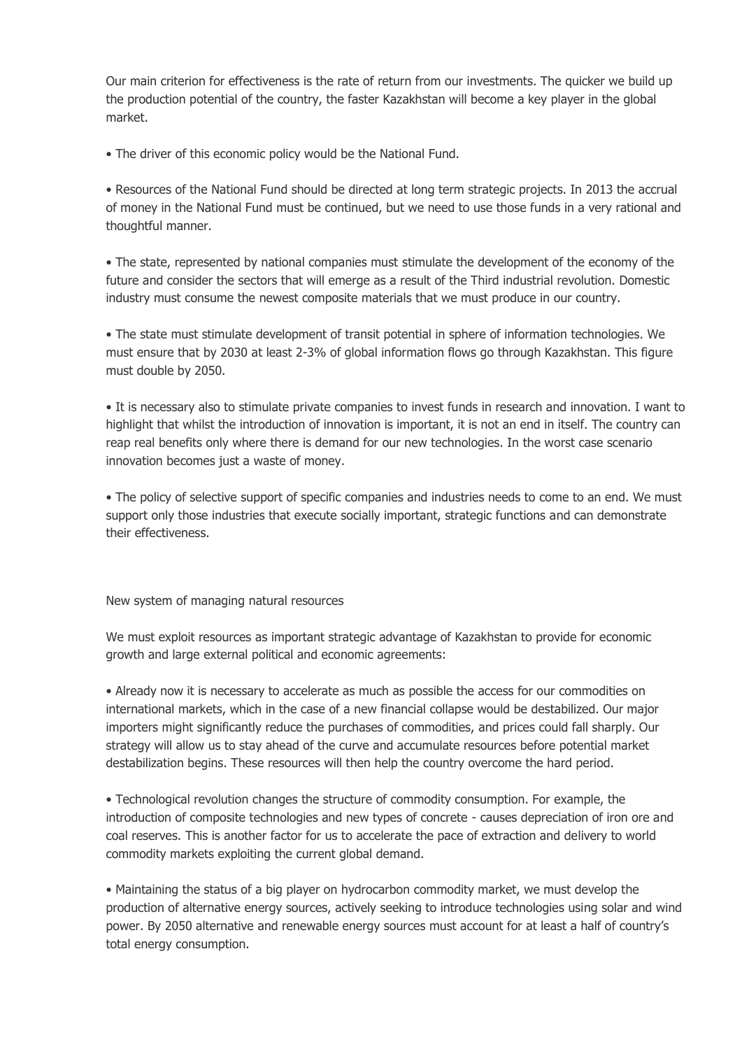Our main criterion for effectiveness is the rate of return from our investments. The quicker we build up the production potential of the country, the faster Kazakhstan will become a key player in the global market.

- The driver of this economic policy would be the National Fund.

- Resources of the National Fund should be directed at long term strategic projects. In 2013 the accrual of money in the National Fund must be continued, but we need to use those funds in a very rational and thoughtful manner.

- The state, represented by national companies must stimulate the development of the economy of the future and consider the sectors that will emerge as a result of the Third industrial revolution. Domestic industry must consume the newest composite materials that we must produce in our country.

- The state must stimulate development of transit potential in sphere of information technologies. We must ensure that by 2030 at least 2-3% of global information flows go through Kazakhstan. This figure must double by 2050.

- It is necessary also to stimulate private companies to invest funds in research and innovation. I want to highlight that whilst the introduction of innovation is important, it is not an end in itself. The country can reap real benefits only where there is demand for our new technologies. In the worst case scenario innovation becomes just a waste of money.

- The policy of selective support of specific companies and industries needs to come to an end. We must support only those industries that execute socially important, strategic functions and can demonstrate their effectiveness.

## New system of managing natural resources

We must exploit resources as important strategic advantage of Kazakhstan to provide for economic growth and large external political and economic agreements:

- Already now it is necessary to accelerate as much as possible the access for our commodities on international markets, which in the case of a new financial collapse would be destabilized. Our major importers might significantly reduce the purchases of commodities, and prices could fall sharply. Our strategy will allow us to stay ahead of the curve and accumulate resources before potential market destabilization begins. These resources will then help the country overcome the hard period.

- Technological revolution changes the structure of commodity consumption. For example, the introduction of composite technologies and new types of concrete - causes depreciation of iron ore and coal reserves. This is another factor for us to accelerate the pace of extraction and delivery to world commodity markets exploiting the current global demand.

- Maintaining the status of a big player on hydrocarbon commodity market, we must develop the production of alternative energy sources, actively seeking to introduce technologies using solar and wind power. By 2050 alternative and renewable energy sources must account for at least a half of country's total energy consumption.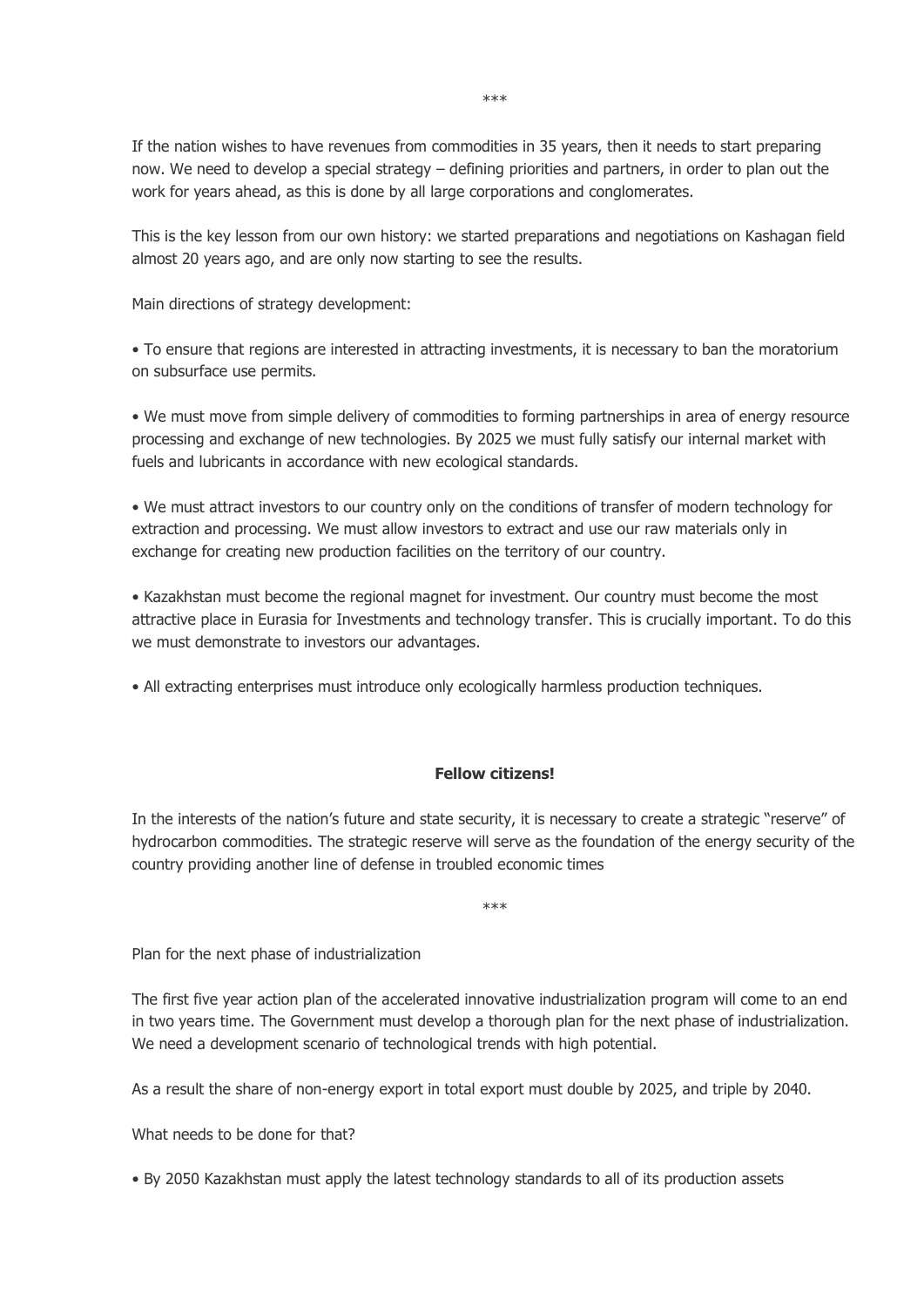***

If the nation wishes to have revenues from commodities in 35 years, then it needs to start preparing now. We need to develop a special strategy – defining priorities and partners, in order to plan out the work for years ahead, as this is done by all large corporations and conglomerates.

This is the key lesson from our own history: we started preparations and negotiations on Kashagan field almost 20 years ago, and are only now starting to see the results.

Main directions of strategy development:

- To ensure that regions are interested in attracting investments, it is necessary to ban the moratorium on subsurface use permits.

- We must move from simple delivery of commodities to forming partnerships in area of energy resource processing and exchange of new technologies. By 2025 we must fully satisfy our internal market with fuels and lubricants in accordance with new ecological standards.

- We must attract investors to our country only on the conditions of transfer of modern technology for extraction and processing. We must allow investors to extract and use our raw materials only in exchange for creating new production facilities on the territory of our country.

- Kazakhstan must become the regional magnet for investment. Our country must become the most attractive place in Eurasia for Investments and technology transfer. This is crucially important. To do this we must demonstrate to investors our advantages.

- All extracting enterprises must introduce only ecologically harmless production techniques.

**Fellow citizens!**

In the interests of the nation's future and state security, it is necessary to create a strategic "reserve" of hydrocarbon commodities. The strategic reserve will serve as the foundation of the energy security of the country providing another line of defense in troubled economic times

***

Plan for the next phase of industrialization

The first five year action plan of the accelerated innovative industrialization program will come to an end in two years time. The Government must develop a thorough plan for the next phase of industrialization. We need a development scenario of technological trends with high potential.

As a result the share of non-energy export in total export must double by 2025, and triple by 2040.

What needs to be done for that?

- By 2050 Kazakhstan must apply the latest technology standards to all of its production assets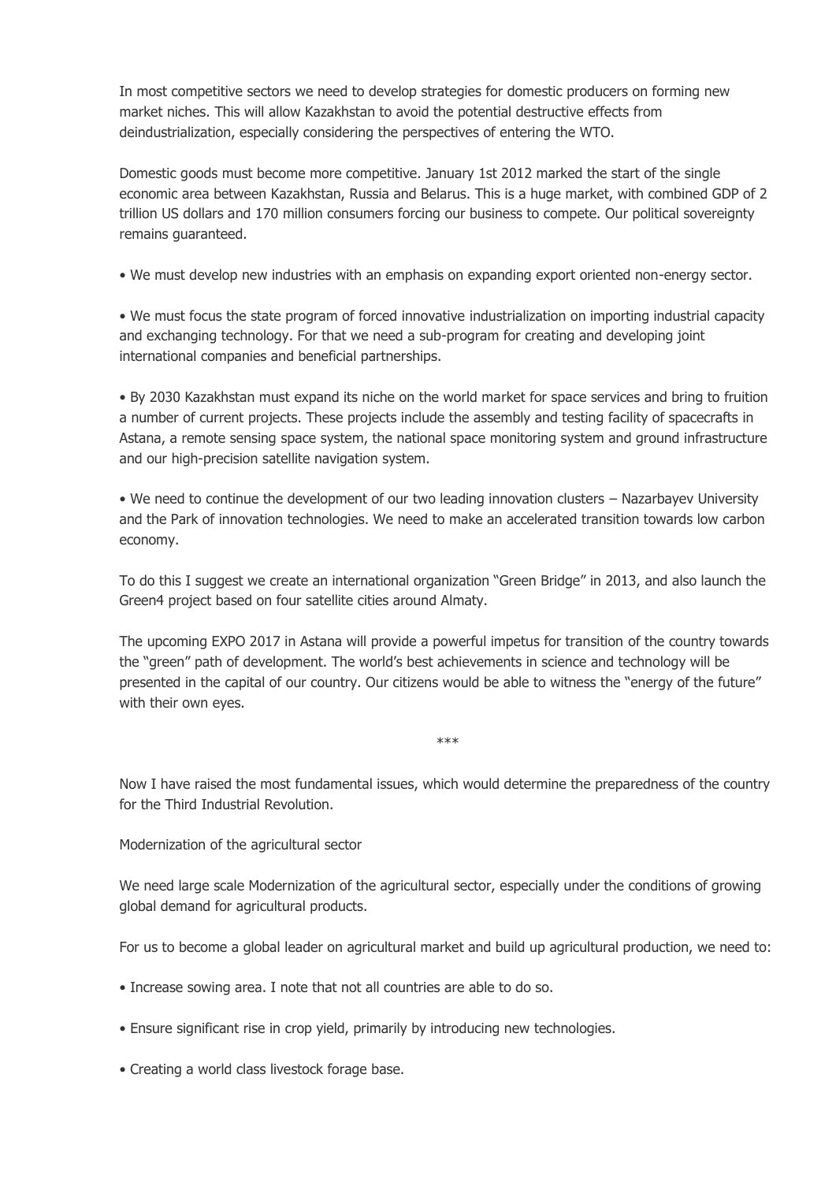In most competitive sectors we need to develop strategies for domestic producers on forming new market niches. This will allow Kazakhstan to avoid the potential destructive effects from deindustrialization, especially considering the perspectives of entering the WTO.

Domestic goods must become more competitive. January 1st 2012 marked the start of the single economic area between Kazakhstan, Russia and Belarus. This is a huge market, with combined GDP of 2 trillion US dollars and 170 million consumers forcing our business to compete. Our political sovereignty remains guaranteed.

- We must develop new industries with an emphasis on expanding export oriented non-energy sector.

- We must focus the state program of forced innovative industrialization on importing industrial capacity and exchanging technology. For that we need a sub-program for creating and developing joint international companies and beneficial partnerships.

- By 2030 Kazakhstan must expand its niche on the world market for space services and bring to fruition a number of current projects. These projects include the assembly and testing facility of spacecrafts in Astana, a remote sensing space system, the national space monitoring system and ground infrastructure and our high-precision satellite navigation system.

- We need to continue the development of our two leading innovation clusters – Nazarbayev University and the Park of innovation technologies. We need to make an accelerated transition towards low carbon economy.

To do this I suggest we create an international organization "Green Bridge" in 2013, and also launch the Green4 project based on four satellite cities around Almaty.

The upcoming EXPO 2017 in Astana will provide a powerful impetus for transition of the country towards the "green" path of development. The world's best achievements in science and technology will be presented in the capital of our country. Our citizens would be able to witness the "energy of the future" with their own eyes.

***

Now I have raised the most fundamental issues, which would determine the preparedness of the country for the Third Industrial Revolution.

Modernization of the agricultural sector

We need large scale Modernization of the agricultural sector, especially under the conditions of growing global demand for agricultural products.

For us to become a global leader on agricultural market and build up agricultural production, we need to:

- Increase sowing area. I note that not all countries are able to do so.

- Ensure significant rise in crop yield, primarily by introducing new technologies.

- Creating a world class livestock forage base.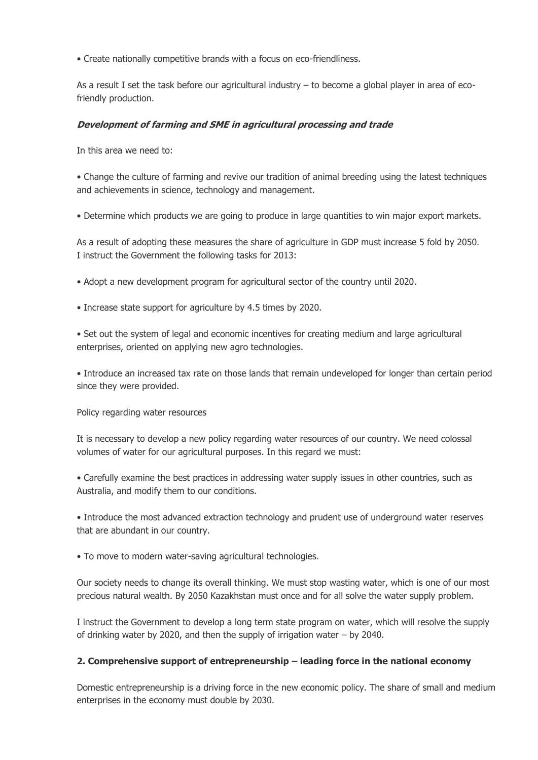- Create nationally competitive brands with a focus on eco-friendliness.

As a result I set the task before our agricultural industry – to become a global player in area of eco-friendly production.

***Development of farming and SME in agricultural processing and trade***

In this area we need to:

- Change the culture of farming and revive our tradition of animal breeding using the latest techniques and achievements in science, technology and management.

- Determine which products we are going to produce in large quantities to win major export markets.

As a result of adopting these measures the share of agriculture in GDP must increase 5 fold by 2050.
I instruct the Government the following tasks for 2013:

- Adopt a new development program for agricultural sector of the country until 2020.

- Increase state support for agriculture by 4.5 times by 2020.

- Set out the system of legal and economic incentives for creating medium and large agricultural enterprises, oriented on applying new agro technologies.

- Introduce an increased tax rate on those lands that remain undeveloped for longer than certain period since they were provided.

Policy regarding water resources

It is necessary to develop a new policy regarding water resources of our country. We need colossal volumes of water for our agricultural purposes. In this regard we must:

- Carefully examine the best practices in addressing water supply issues in other countries, such as Australia, and modify them to our conditions.

- Introduce the most advanced extraction technology and prudent use of underground water reserves that are abundant in our country.

- To move to modern water-saving agricultural technologies.

Our society needs to change its overall thinking. We must stop wasting water, which is one of our most precious natural wealth. By 2050 Kazakhstan must once and for all solve the water supply problem.

I instruct the Government to develop a long term state program on water, which will resolve the supply of drinking water by 2020, and then the supply of irrigation water – by 2040.

**2. Comprehensive support of entrepreneurship – leading force in the national economy**

Domestic entrepreneurship is a driving force in the new economic policy. The share of small and medium enterprises in the economy must double by 2030.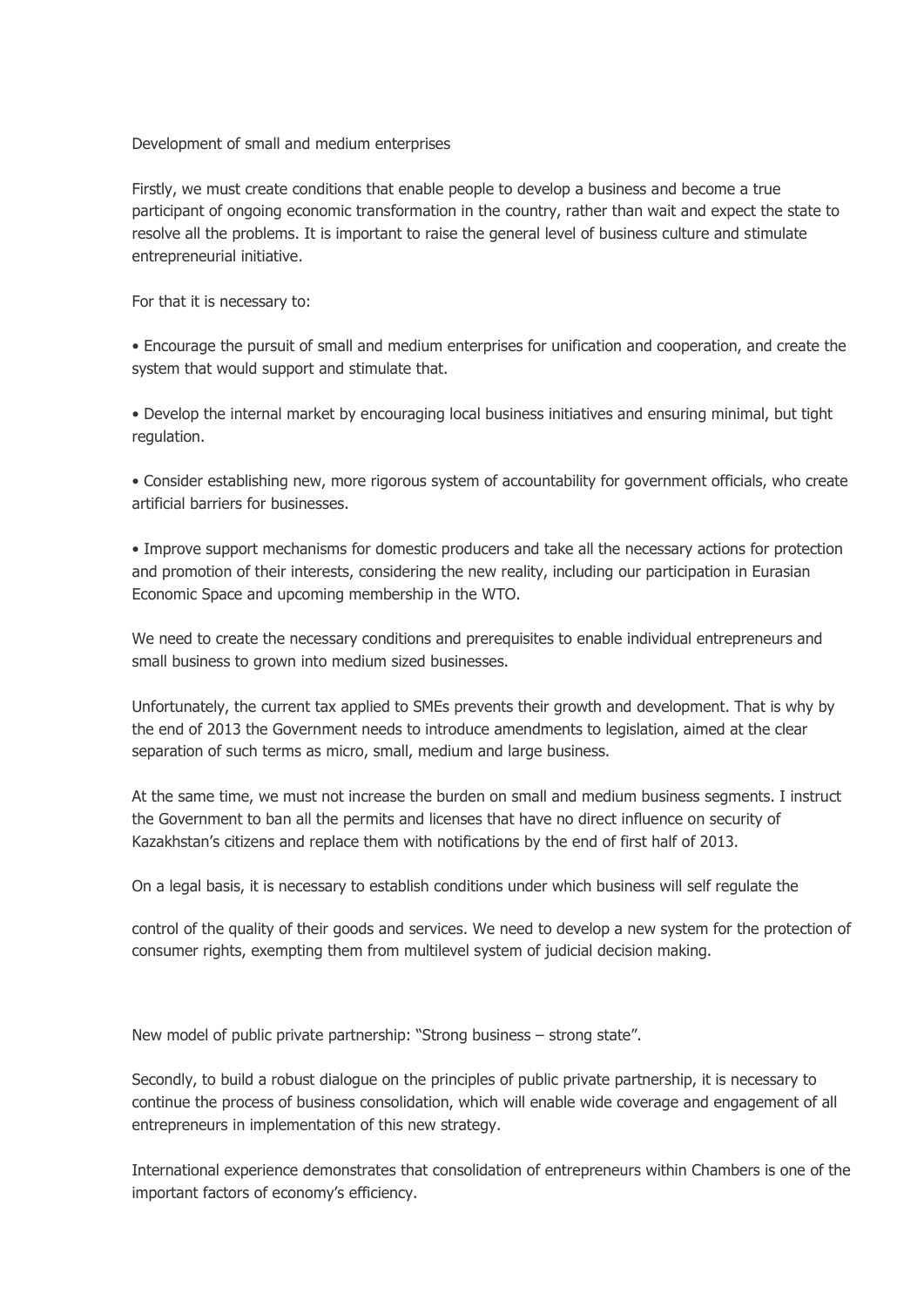## Development of small and medium enterprises

Firstly, we must create conditions that enable people to develop a business and become a true participant of ongoing economic transformation in the country, rather than wait and expect the state to resolve all the problems. It is important to raise the general level of business culture and stimulate entrepreneurial initiative.

For that it is necessary to:

- Encourage the pursuit of small and medium enterprises for unification and cooperation, and create the system that would support and stimulate that.
- Develop the internal market by encouraging local business initiatives and ensuring minimal, but tight regulation.
- Consider establishing new, more rigorous system of accountability for government officials, who create artificial barriers for businesses.
- Improve support mechanisms for domestic producers and take all the necessary actions for protection and promotion of their interests, considering the new reality, including our participation in Eurasian Economic Space and upcoming membership in the WTO.

We need to create the necessary conditions and prerequisites to enable individual entrepreneurs and small business to grown into medium sized businesses.

Unfortunately, the current tax applied to SMEs prevents their growth and development. That is why by the end of 2013 the Government needs to introduce amendments to legislation, aimed at the clear separation of such terms as micro, small, medium and large business.

At the same time, we must not increase the burden on small and medium business segments. I instruct the Government to ban all the permits and licenses that have no direct influence on security of Kazakhstan's citizens and replace them with notifications by the end of first half of 2013.

On a legal basis, it is necessary to establish conditions under which business will self regulate the control of the quality of their goods and services. We need to develop a new system for the protection of consumer rights, exempting them from multilevel system of judicial decision making.

## New model of public private partnership: "Strong business – strong state".

Secondly, to build a robust dialogue on the principles of public private partnership, it is necessary to continue the process of business consolidation, which will enable wide coverage and engagement of all entrepreneurs in implementation of this new strategy.

International experience demonstrates that consolidation of entrepreneurs within Chambers is one of the important factors of economy's efficiency.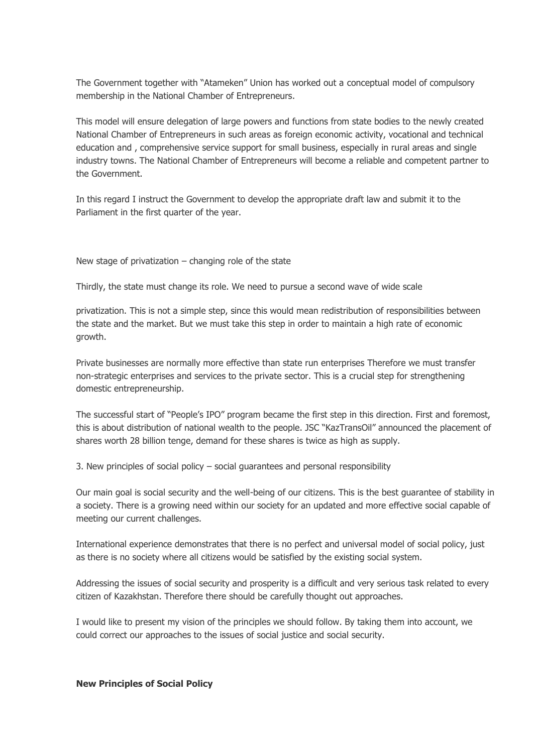The Government together with "Atameken" Union has worked out a conceptual model of compulsory membership in the National Chamber of Entrepreneurs.

This model will ensure delegation of large powers and functions from state bodies to the newly created National Chamber of Entrepreneurs in such areas as foreign economic activity, vocational and technical education and , comprehensive service support for small business, especially in rural areas and single industry towns. The National Chamber of Entrepreneurs will become a reliable and competent partner to the Government.

In this regard I instruct the Government to develop the appropriate draft law and submit it to the Parliament in the first quarter of the year.

New stage of privatization – changing role of the state

Thirdly, the state must change its role. We need to pursue a second wave of wide scale

privatization. This is not a simple step, since this would mean redistribution of responsibilities between the state and the market. But we must take this step in order to maintain a high rate of economic growth.

Private businesses are normally more effective than state run enterprises Therefore we must transfer non-strategic enterprises and services to the private sector. This is a crucial step for strengthening domestic entrepreneurship.

The successful start of "People's IPO" program became the first step in this direction. First and foremost, this is about distribution of national wealth to the people. JSC "KazTransOil" announced the placement of shares worth 28 billion tenge, demand for these shares is twice as high as supply.

3. New principles of social policy – social guarantees and personal responsibility

Our main goal is social security and the well-being of our citizens. This is the best guarantee of stability in a society. There is a growing need within our society for an updated and more effective social capable of meeting our current challenges.

International experience demonstrates that there is no perfect and universal model of social policy, just as there is no society where all citizens would be satisfied by the existing social system.

Addressing the issues of social security and prosperity is a difficult and very serious task related to every citizen of Kazakhstan. Therefore there should be carefully thought out approaches.

I would like to present my vision of the principles we should follow. By taking them into account, we could correct our approaches to the issues of social justice and social security.

**New Principles of Social Policy**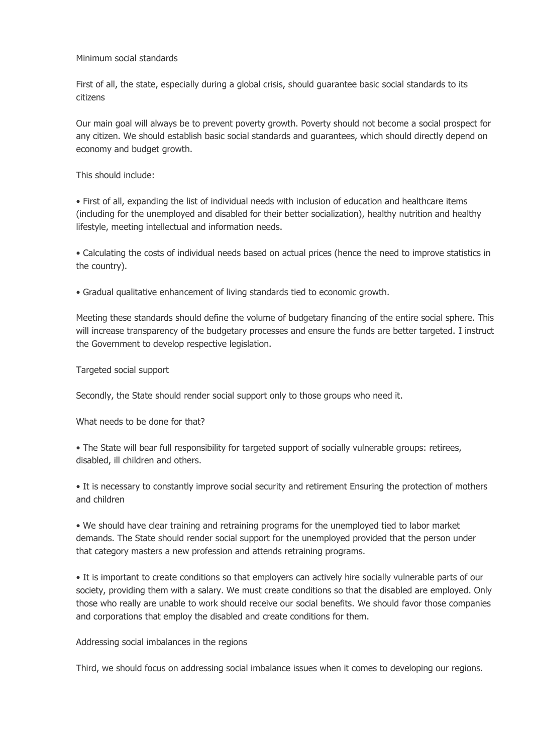## Minimum social standards

First of all, the state, especially during a global crisis, should guarantee basic social standards to its citizens

Our main goal will always be to prevent poverty growth. Poverty should not become a social prospect for any citizen. We should establish basic social standards and guarantees, which should directly depend on economy and budget growth.

This should include:

- First of all, expanding the list of individual needs with inclusion of education and healthcare items (including for the unemployed and disabled for their better socialization), healthy nutrition and healthy lifestyle, meeting intellectual and information needs.
- Calculating the costs of individual needs based on actual prices (hence the need to improve statistics in the country).
- Gradual qualitative enhancement of living standards tied to economic growth.

Meeting these standards should define the volume of budgetary financing of the entire social sphere. This will increase transparency of the budgetary processes and ensure the funds are better targeted. I instruct the Government to develop respective legislation.

## Targeted social support

Secondly, the State should render social support only to those groups who need it.

What needs to be done for that?

- The State will bear full responsibility for targeted support of socially vulnerable groups: retirees, disabled, ill children and others.
- It is necessary to constantly improve social security and retirement Ensuring the protection of mothers and children
- We should have clear training and retraining programs for the unemployed tied to labor market demands. The State should render social support for the unemployed provided that the person under that category masters a new profession and attends retraining programs.
- It is important to create conditions so that employers can actively hire socially vulnerable parts of our society, providing them with a salary. We must create conditions so that the disabled are employed. Only those who really are unable to work should receive our social benefits. We should favor those companies and corporations that employ the disabled and create conditions for them.

## Addressing social imbalances in the regions

Third, we should focus on addressing social imbalance issues when it comes to developing our regions.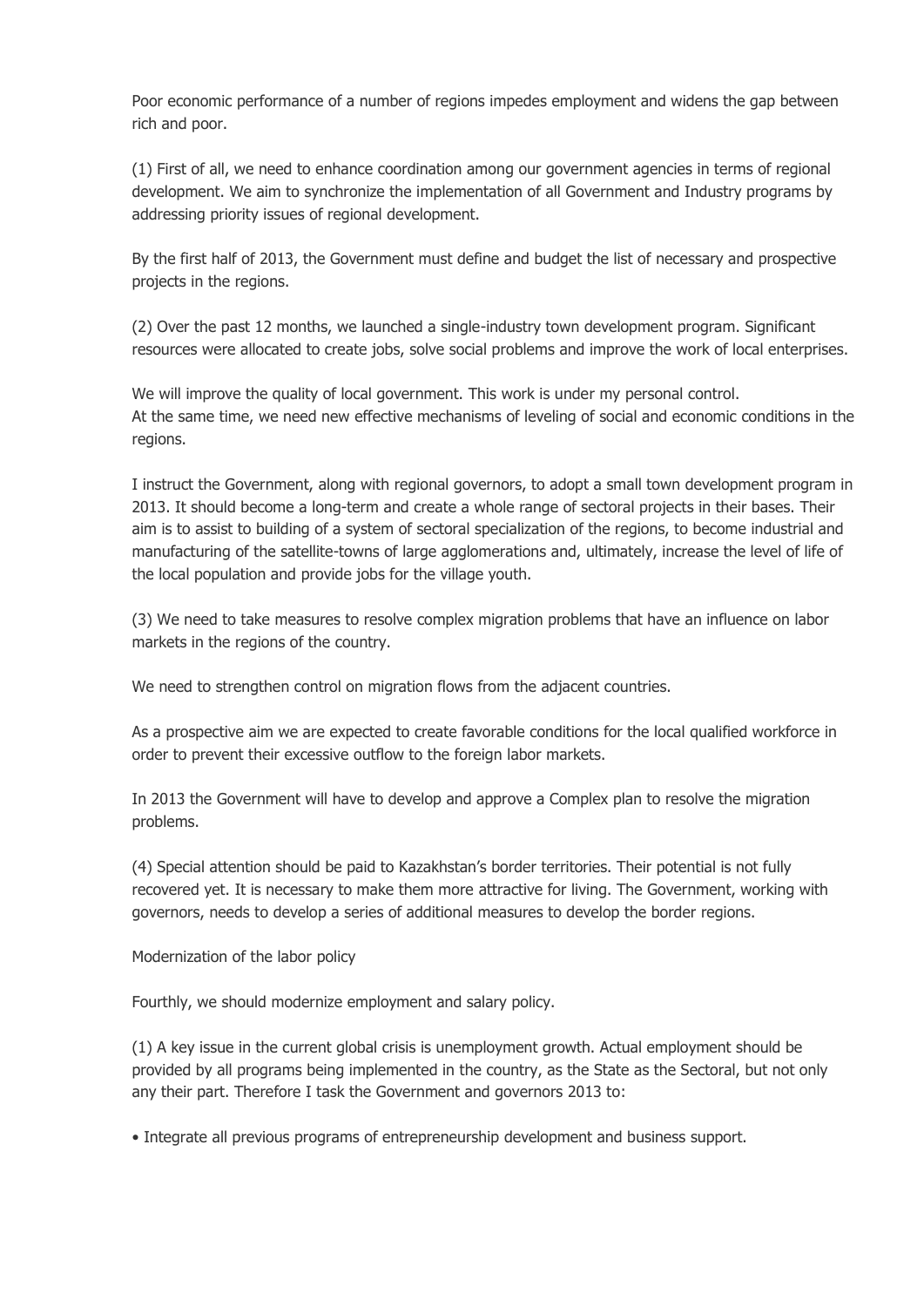Poor economic performance of a number of regions impedes employment and widens the gap between rich and poor.

(1) First of all, we need to enhance coordination among our government agencies in terms of regional development. We aim to synchronize the implementation of all Government and Industry programs by addressing priority issues of regional development.

By the first half of 2013, the Government must define and budget the list of necessary and prospective projects in the regions.

(2) Over the past 12 months, we launched a single-industry town development program. Significant resources were allocated to create jobs, solve social problems and improve the work of local enterprises.

We will improve the quality of local government. This work is under my personal control.
At the same time, we need new effective mechanisms of leveling of social and economic conditions in the regions.

I instruct the Government, along with regional governors, to adopt a small town development program in 2013. It should become a long-term and create a whole range of sectoral projects in their bases. Their aim is to assist to building of a system of sectoral specialization of the regions, to become industrial and manufacturing of the satellite-towns of large agglomerations and, ultimately, increase the level of life of the local population and provide jobs for the village youth.

(3) We need to take measures to resolve complex migration problems that have an influence on labor markets in the regions of the country.

We need to strengthen control on migration flows from the adjacent countries.

As a prospective aim we are expected to create favorable conditions for the local qualified workforce in order to prevent their excessive outflow to the foreign labor markets.

In 2013 the Government will have to develop and approve a Complex plan to resolve the migration problems.

(4) Special attention should be paid to Kazakhstan's border territories. Their potential is not fully recovered yet. It is necessary to make them more attractive for living. The Government, working with governors, needs to develop a series of additional measures to develop the border regions.

Modernization of the labor policy

Fourthly, we should modernize employment and salary policy.

(1) A key issue in the current global crisis is unemployment growth. Actual employment should be provided by all programs being implemented in the country, as the State as the Sectoral, but not only any their part. Therefore I task the Government and governors 2013 to:

• Integrate all previous programs of entrepreneurship development and business support.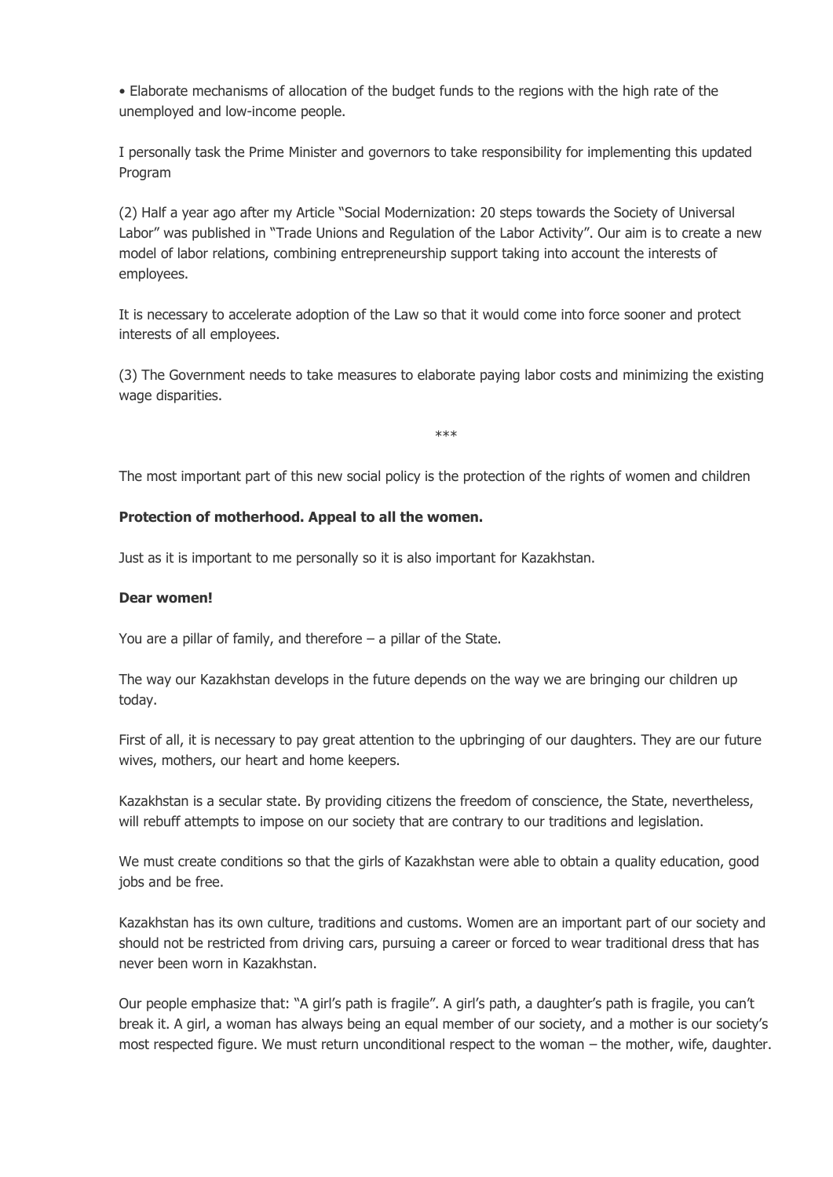• Elaborate mechanisms of allocation of the budget funds to the regions with the high rate of the unemployed and low-income people.

I personally task the Prime Minister and governors to take responsibility for implementing this updated Program

(2) Half a year ago after my Article "Social Modernization: 20 steps towards the Society of Universal Labor" was published in "Trade Unions and Regulation of the Labor Activity". Our aim is to create a new model of labor relations, combining entrepreneurship support taking into account the interests of employees.

It is necessary to accelerate adoption of the Law so that it would come into force sooner and protect interests of all employees.

(3) The Government needs to take measures to elaborate paying labor costs and minimizing the existing wage disparities.

***

The most important part of this new social policy is the protection of the rights of women and children

**Protection of motherhood. Appeal to all the women.**

Just as it is important to me personally so it is also important for Kazakhstan.

**Dear women!**

You are a pillar of family, and therefore – a pillar of the State.

The way our Kazakhstan develops in the future depends on the way we are bringing our children up today.

First of all, it is necessary to pay great attention to the upbringing of our daughters. They are our future wives, mothers, our heart and home keepers.

Kazakhstan is a secular state. By providing citizens the freedom of conscience, the State, nevertheless, will rebuff attempts to impose on our society that are contrary to our traditions and legislation.

We must create conditions so that the girls of Kazakhstan were able to obtain a quality education, good jobs and be free.

Kazakhstan has its own culture, traditions and customs. Women are an important part of our society and should not be restricted from driving cars, pursuing a career or forced to wear traditional dress that has never been worn in Kazakhstan.

Our people emphasize that: "A girl's path is fragile". A girl's path, a daughter's path is fragile, you can't break it. A girl, a woman has always being an equal member of our society, and a mother is our society's most respected figure. We must return unconditional respect to the woman – the mother, wife, daughter.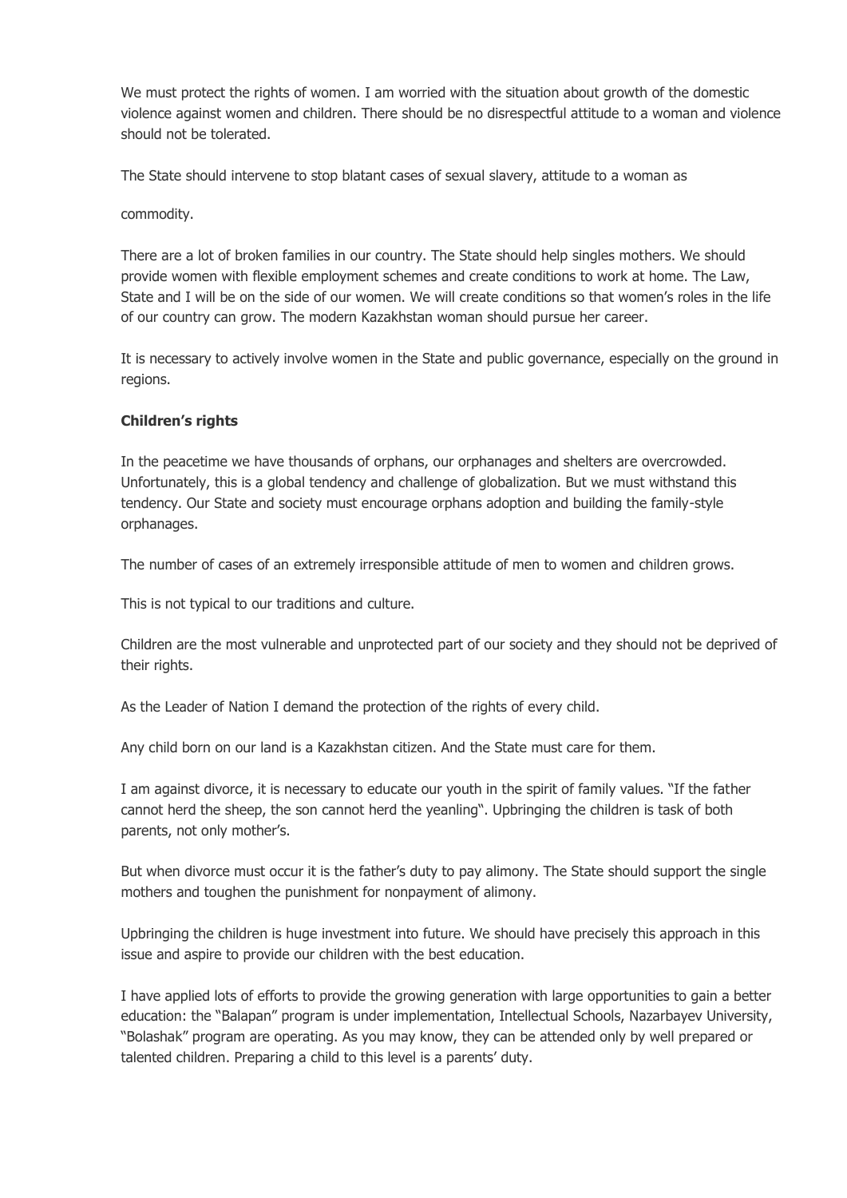We must protect the rights of women. I am worried with the situation about growth of the domestic violence against women and children. There should be no disrespectful attitude to a woman and violence should not be tolerated.

The State should intervene to stop blatant cases of sexual slavery, attitude to a woman as

commodity.

There are a lot of broken families in our country. The State should help singles mothers. We should provide women with flexible employment schemes and create conditions to work at home. The Law, State and I will be on the side of our women. We will create conditions so that women's roles in the life of our country can grow. The modern Kazakhstan woman should pursue her career.

It is necessary to actively involve women in the State and public governance, especially on the ground in regions.

**Children's rights**

In the peacetime we have thousands of orphans, our orphanages and shelters are overcrowded. Unfortunately, this is a global tendency and challenge of globalization. But we must withstand this tendency. Our State and society must encourage orphans adoption and building the family-style orphanages.

The number of cases of an extremely irresponsible attitude of men to women and children grows.

This is not typical to our traditions and culture.

Children are the most vulnerable and unprotected part of our society and they should not be deprived of their rights.

As the Leader of Nation I demand the protection of the rights of every child.

Any child born on our land is a Kazakhstan citizen. And the State must care for them.

I am against divorce, it is necessary to educate our youth in the spirit of family values. "If the father cannot herd the sheep, the son cannot herd the yeanling". Upbringing the children is task of both parents, not only mother's.

But when divorce must occur it is the father's duty to pay alimony. The State should support the single mothers and toughen the punishment for nonpayment of alimony.

Upbringing the children is huge investment into future. We should have precisely this approach in this issue and aspire to provide our children with the best education.

I have applied lots of efforts to provide the growing generation with large opportunities to gain a better education: the "Balapan" program is under implementation, Intellectual Schools, Nazarbayev University, "Bolashak" program are operating. As you may know, they can be attended only by well prepared or talented children. Preparing a child to this level is a parents' duty.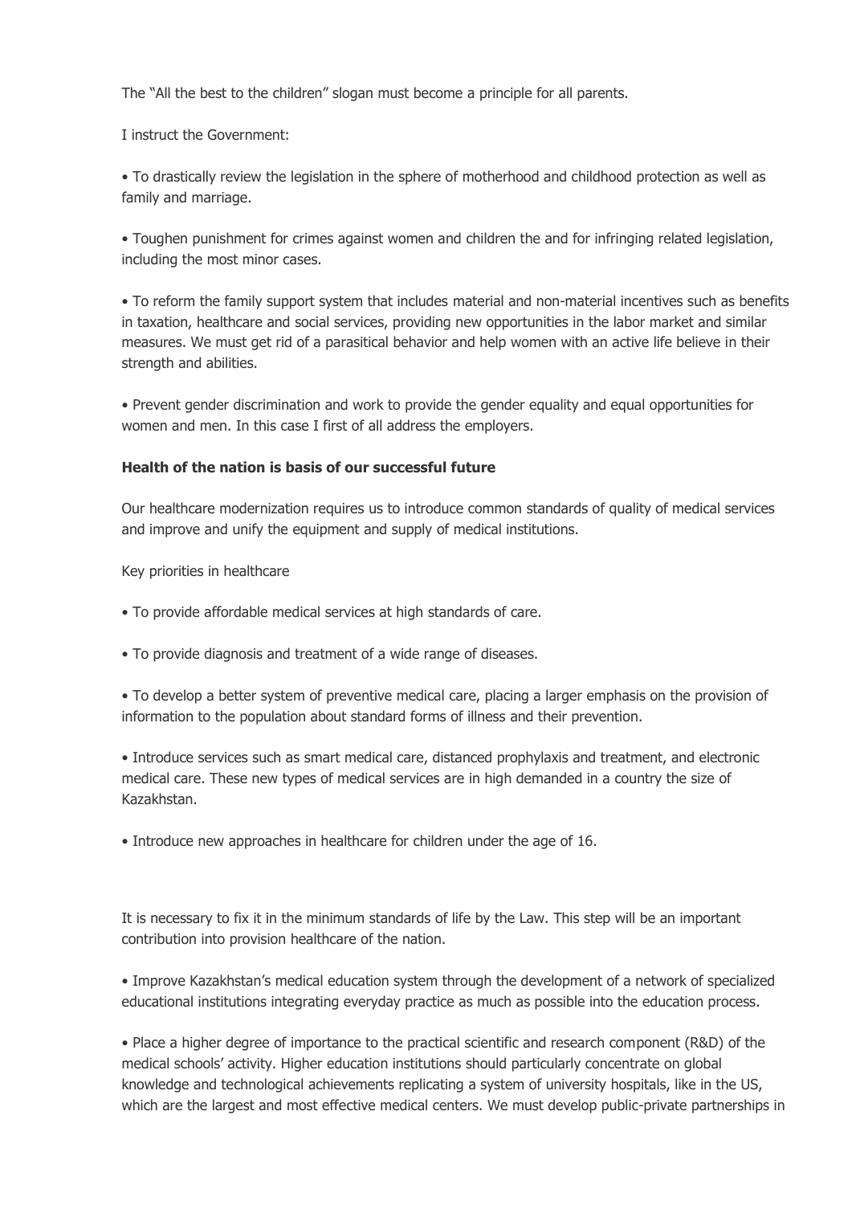The "All the best to the children" slogan must become a principle for all parents.

I instruct the Government:

- To drastically review the legislation in the sphere of motherhood and childhood protection as well as family and marriage.

- Toughen punishment for crimes against women and children the and for infringing related legislation, including the most minor cases.

- To reform the family support system that includes material and non-material incentives such as benefits in taxation, healthcare and social services, providing new opportunities in the labor market and similar measures. We must get rid of a parasitical behavior and help women with an active life believe in their strength and abilities.

- Prevent gender discrimination and work to provide the gender equality and equal opportunities for women and men. In this case I first of all address the employers.

**Health of the nation is basis of our successful future**

Our healthcare modernization requires us to introduce common standards of quality of medical services and improve and unify the equipment and supply of medical institutions.

Key priorities in healthcare

- To provide affordable medical services at high standards of care.

- To provide diagnosis and treatment of a wide range of diseases.

- To develop a better system of preventive medical care, placing a larger emphasis on the provision of information to the population about standard forms of illness and their prevention.

- Introduce services such as smart medical care, distanced prophylaxis and treatment, and electronic medical care. These new types of medical services are in high demanded in a country the size of Kazakhstan.

- Introduce new approaches in healthcare for children under the age of 16.

It is necessary to fix it in the minimum standards of life by the Law. This step will be an important contribution into provision healthcare of the nation.

- Improve Kazakhstan's medical education system through the development of a network of specialized educational institutions integrating everyday practice as much as possible into the education process.

- Place a higher degree of importance to the practical scientific and research component (R&D) of the medical schools' activity. Higher education institutions should particularly concentrate on global knowledge and technological achievements replicating a system of university hospitals, like in the US, which are the largest and most effective medical centers. We must develop public-private partnerships in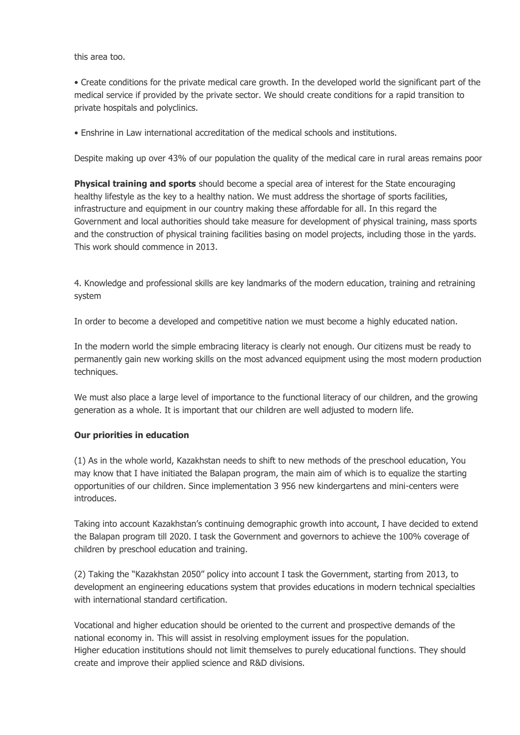this area too.

• Create conditions for the private medical care growth. In the developed world the significant part of the medical service if provided by the private sector. We should create conditions for a rapid transition to private hospitals and polyclinics.

• Enshrine in Law international accreditation of the medical schools and institutions.

Despite making up over 43% of our population the quality of the medical care in rural areas remains poor

**Physical training and sports** should become a special area of interest for the State encouraging healthy lifestyle as the key to a healthy nation. We must address the shortage of sports facilities, infrastructure and equipment in our country making these affordable for all. In this regard the Government and local authorities should take measure for development of physical training, mass sports and the construction of physical training facilities basing on model projects, including those in the yards. This work should commence in 2013.

4. Knowledge and professional skills are key landmarks of the modern education, training and retraining system

In order to become a developed and competitive nation we must become a highly educated nation.

In the modern world the simple embracing literacy is clearly not enough. Our citizens must be ready to permanently gain new working skills on the most advanced equipment using the most modern production techniques.

We must also place a large level of importance to the functional literacy of our children, and the growing generation as a whole. It is important that our children are well adjusted to modern life.

**Our priorities in education**

(1) As in the whole world, Kazakhstan needs to shift to new methods of the preschool education, You may know that I have initiated the Balapan program, the main aim of which is to equalize the starting opportunities of our children. Since implementation 3 956 new kindergartens and mini-centers were introduces.

Taking into account Kazakhstan's continuing demographic growth into account, I have decided to extend the Balapan program till 2020. I task the Government and governors to achieve the 100% coverage of children by preschool education and training.

(2) Taking the "Kazakhstan 2050" policy into account I task the Government, starting from 2013, to development an engineering educations system that provides educations in modern technical specialties with international standard certification.

Vocational and higher education should be oriented to the current and prospective demands of the national economy in. This will assist in resolving employment issues for the population.
Higher education institutions should not limit themselves to purely educational functions. They should create and improve their applied science and R&D divisions.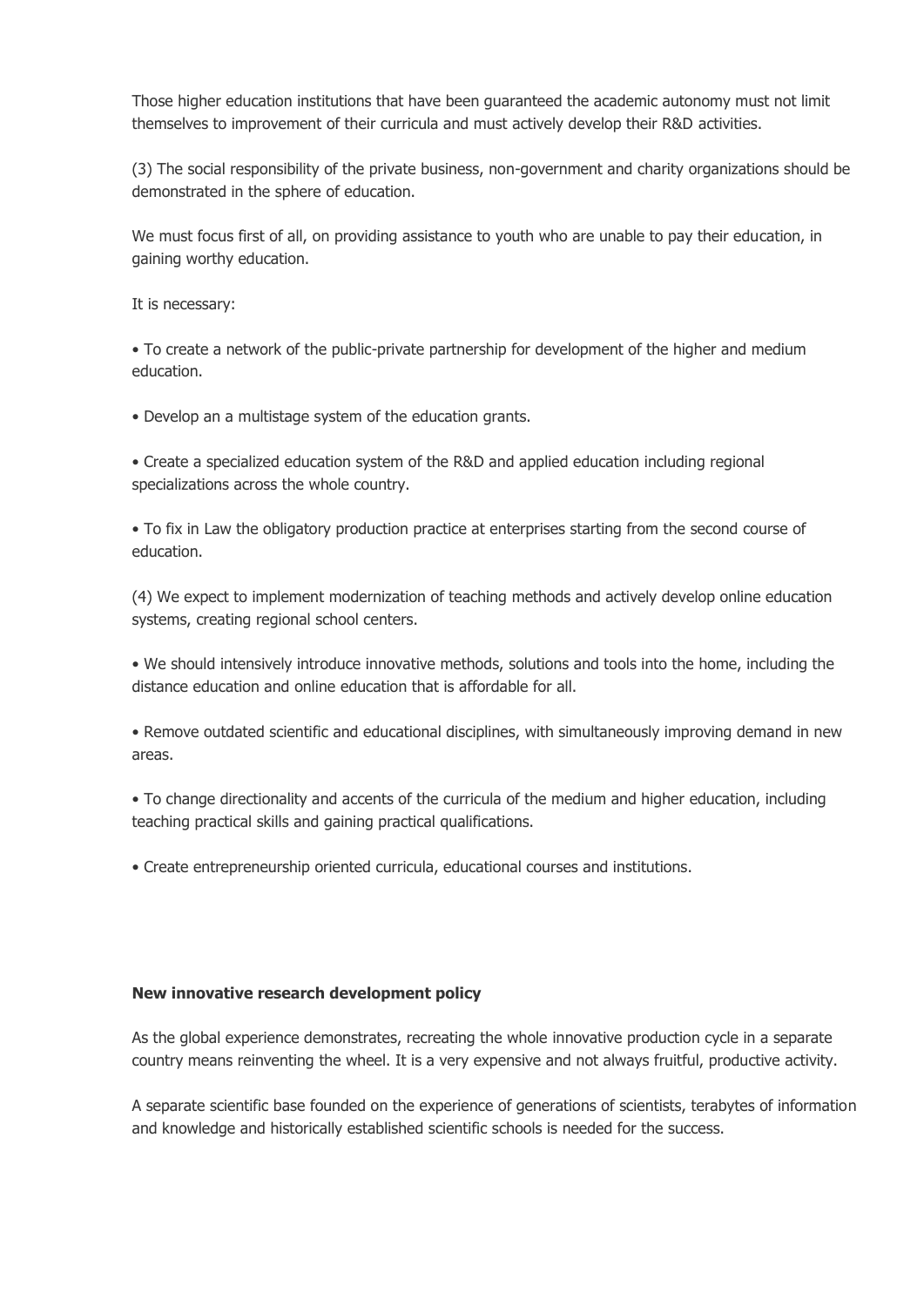Those higher education institutions that have been guaranteed the academic autonomy must not limit themselves to improvement of their curricula and must actively develop their R&D activities.

(3) The social responsibility of the private business, non-government and charity organizations should be demonstrated in the sphere of education.

We must focus first of all, on providing assistance to youth who are unable to pay their education, in gaining worthy education.

It is necessary:

• To create a network of the public-private partnership for development of the higher and medium education.

• Develop an a multistage system of the education grants.

• Create a specialized education system of the R&D and applied education including regional specializations across the whole country.

• To fix in Law the obligatory production practice at enterprises starting from the second course of education.

(4) We expect to implement modernization of teaching methods and actively develop online education systems, creating regional school centers.

• We should intensively introduce innovative methods, solutions and tools into the home, including the distance education and online education that is affordable for all.

• Remove outdated scientific and educational disciplines, with simultaneously improving demand in new areas.

• To change directionality and accents of the curricula of the medium and higher education, including teaching practical skills and gaining practical qualifications.

• Create entrepreneurship oriented curricula, educational courses and institutions.

**New innovative research development policy**

As the global experience demonstrates, recreating the whole innovative production cycle in a separate country means reinventing the wheel. It is a very expensive and not always fruitful, productive activity.

A separate scientific base founded on the experience of generations of scientists, terabytes of information and knowledge and historically established scientific schools is needed for the success.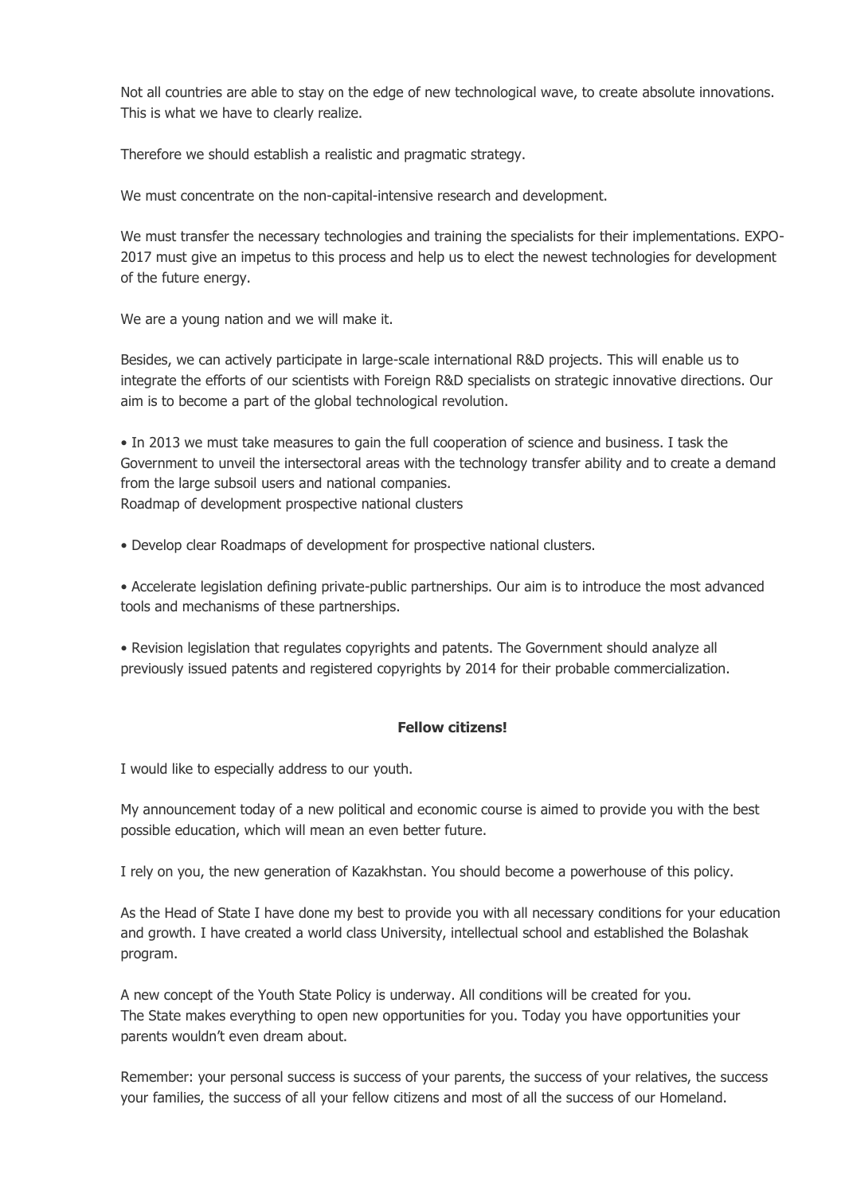Not all countries are able to stay on the edge of new technological wave, to create absolute innovations. This is what we have to clearly realize.

Therefore we should establish a realistic and pragmatic strategy.

We must concentrate on the non-capital-intensive research and development.

We must transfer the necessary technologies and training the specialists for their implementations. EXPO-2017 must give an impetus to this process and help us to elect the newest technologies for development of the future energy.

We are a young nation and we will make it.

Besides, we can actively participate in large-scale international R&D projects. This will enable us to integrate the efforts of our scientists with Foreign R&D specialists on strategic innovative directions. Our aim is to become a part of the global technological revolution.

• In 2013 we must take measures to gain the full cooperation of science and business. I task the Government to unveil the intersectoral areas with the technology transfer ability and to create a demand from the large subsoil users and national companies.
Roadmap of development prospective national clusters

• Develop clear Roadmaps of development for prospective national clusters.

• Accelerate legislation defining private-public partnerships. Our aim is to introduce the most advanced tools and mechanisms of these partnerships.

• Revision legislation that regulates copyrights and patents. The Government should analyze all previously issued patents and registered copyrights by 2014 for their probable commercialization.

**Fellow citizens!**

I would like to especially address to our youth.

My announcement today of a new political and economic course is aimed to provide you with the best possible education, which will mean an even better future.

I rely on you, the new generation of Kazakhstan. You should become a powerhouse of this policy.

As the Head of State I have done my best to provide you with all necessary conditions for your education and growth. I have created a world class University, intellectual school and established the Bolashak program.

A new concept of the Youth State Policy is underway. All conditions will be created for you.
The State makes everything to open new opportunities for you. Today you have opportunities your parents wouldn't even dream about.

Remember: your personal success is success of your parents, the success of your relatives, the success your families, the success of all your fellow citizens and most of all the success of our Homeland.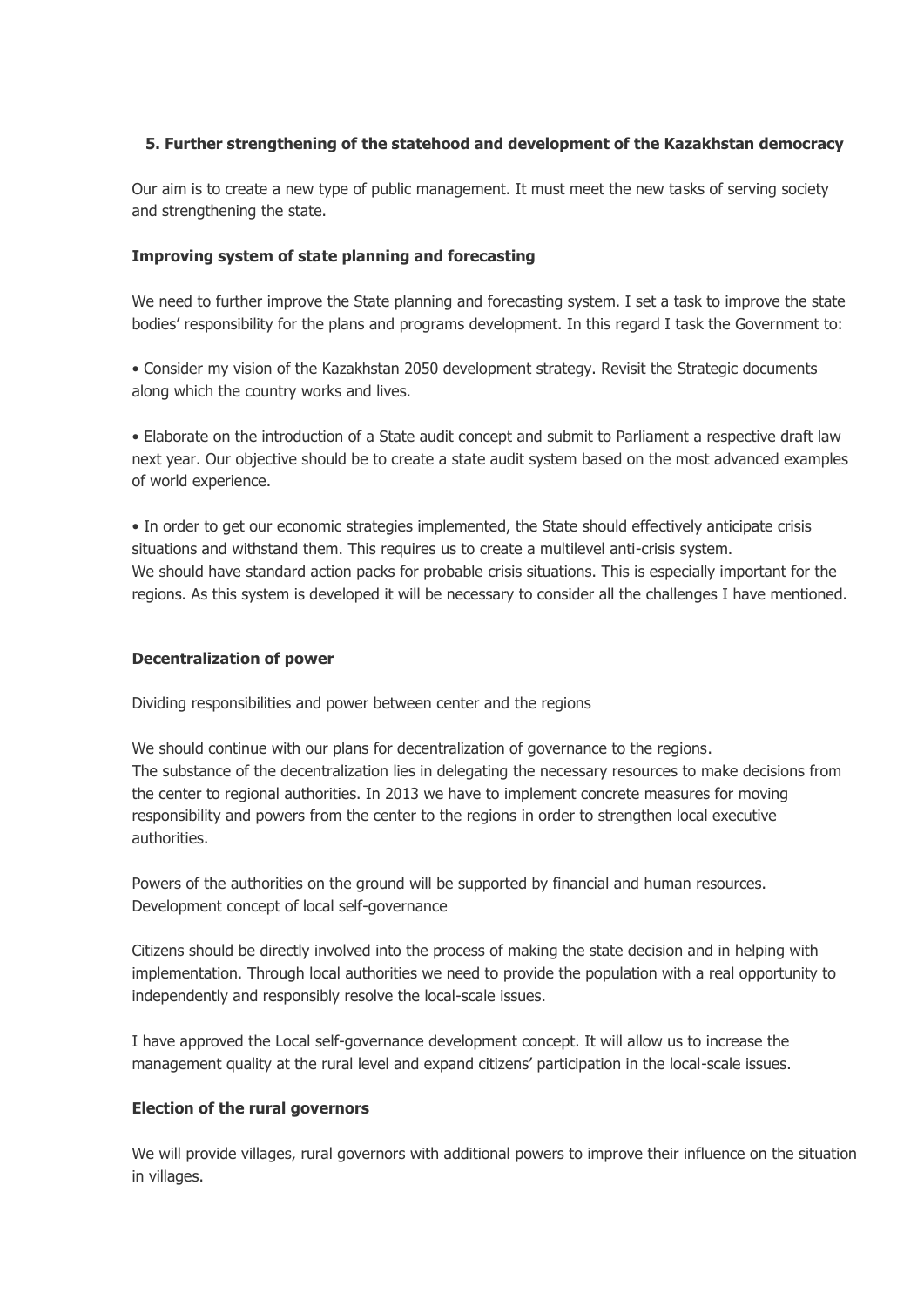### 5. Further strengthening of the statehood and development of the Kazakhstan democracy

Our aim is to create a new type of public management. It must meet the new tasks of serving society and strengthening the state.

#### Improving system of state planning and forecasting

We need to further improve the State planning and forecasting system. I set a task to improve the state bodies' responsibility for the plans and programs development. In this regard I task the Government to:

• Consider my vision of the Kazakhstan 2050 development strategy. Revisit the Strategic documents along which the country works and lives.

• Elaborate on the introduction of a State audit concept and submit to Parliament a respective draft law next year. Our objective should be to create a state audit system based on the most advanced examples of world experience.

• In order to get our economic strategies implemented, the State should effectively anticipate crisis situations and withstand them. This requires us to create a multilevel anti-crisis system.
We should have standard action packs for probable crisis situations. This is especially important for the regions. As this system is developed it will be necessary to consider all the challenges I have mentioned.

#### Decentralization of power

Dividing responsibilities and power between center and the regions

We should continue with our plans for decentralization of governance to the regions.
The substance of the decentralization lies in delegating the necessary resources to make decisions from the center to regional authorities. In 2013 we have to implement concrete measures for moving responsibility and powers from the center to the regions in order to strengthen local executive authorities.

Powers of the authorities on the ground will be supported by financial and human resources.
Development concept of local self-governance

Citizens should be directly involved into the process of making the state decision and in helping with implementation. Through local authorities we need to provide the population with a real opportunity to independently and responsibly resolve the local-scale issues.

I have approved the Local self-governance development concept. It will allow us to increase the management quality at the rural level and expand citizens' participation in the local-scale issues.

#### Election of the rural governors

We will provide villages, rural governors with additional powers to improve their influence on the situation in villages.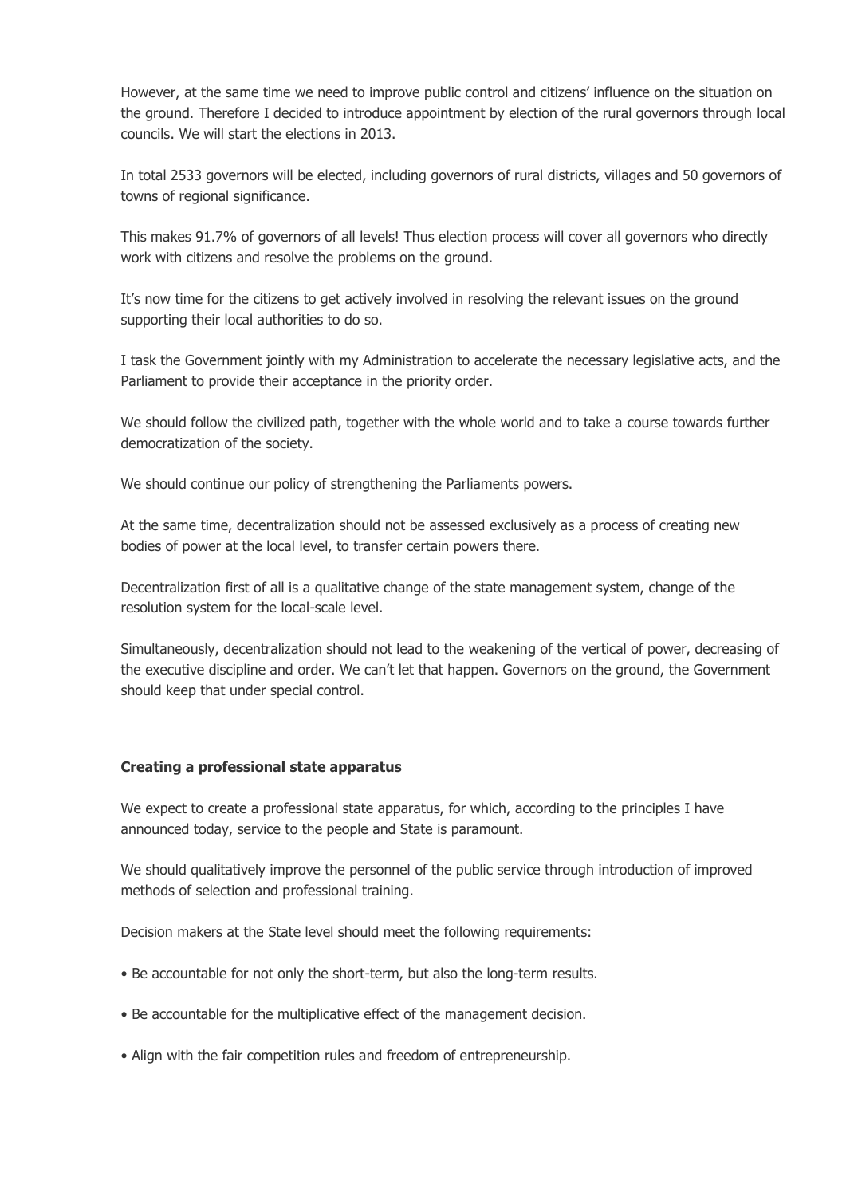However, at the same time we need to improve public control and citizens' influence on the situation on the ground. Therefore I decided to introduce appointment by election of the rural governors through local councils. We will start the elections in 2013.

In total 2533 governors will be elected, including governors of rural districts, villages and 50 governors of towns of regional significance.

This makes 91.7% of governors of all levels! Thus election process will cover all governors who directly work with citizens and resolve the problems on the ground.

It's now time for the citizens to get actively involved in resolving the relevant issues on the ground supporting their local authorities to do so.

I task the Government jointly with my Administration to accelerate the necessary legislative acts, and the Parliament to provide their acceptance in the priority order.

We should follow the civilized path, together with the whole world and to take a course towards further democratization of the society.

We should continue our policy of strengthening the Parliaments powers.

At the same time, decentralization should not be assessed exclusively as a process of creating new bodies of power at the local level, to transfer certain powers there.

Decentralization first of all is a qualitative change of the state management system, change of the resolution system for the local-scale level.

Simultaneously, decentralization should not lead to the weakening of the vertical of power, decreasing of the executive discipline and order. We can't let that happen. Governors on the ground, the Government should keep that under special control.

**Creating a professional state apparatus**

We expect to create a professional state apparatus, for which, according to the principles I have announced today, service to the people and State is paramount.

We should qualitatively improve the personnel of the public service through introduction of improved methods of selection and professional training.

Decision makers at the State level should meet the following requirements:

- Be accountable for not only the short-term, but also the long-term results.
- Be accountable for the multiplicative effect of the management decision.
- Align with the fair competition rules and freedom of entrepreneurship.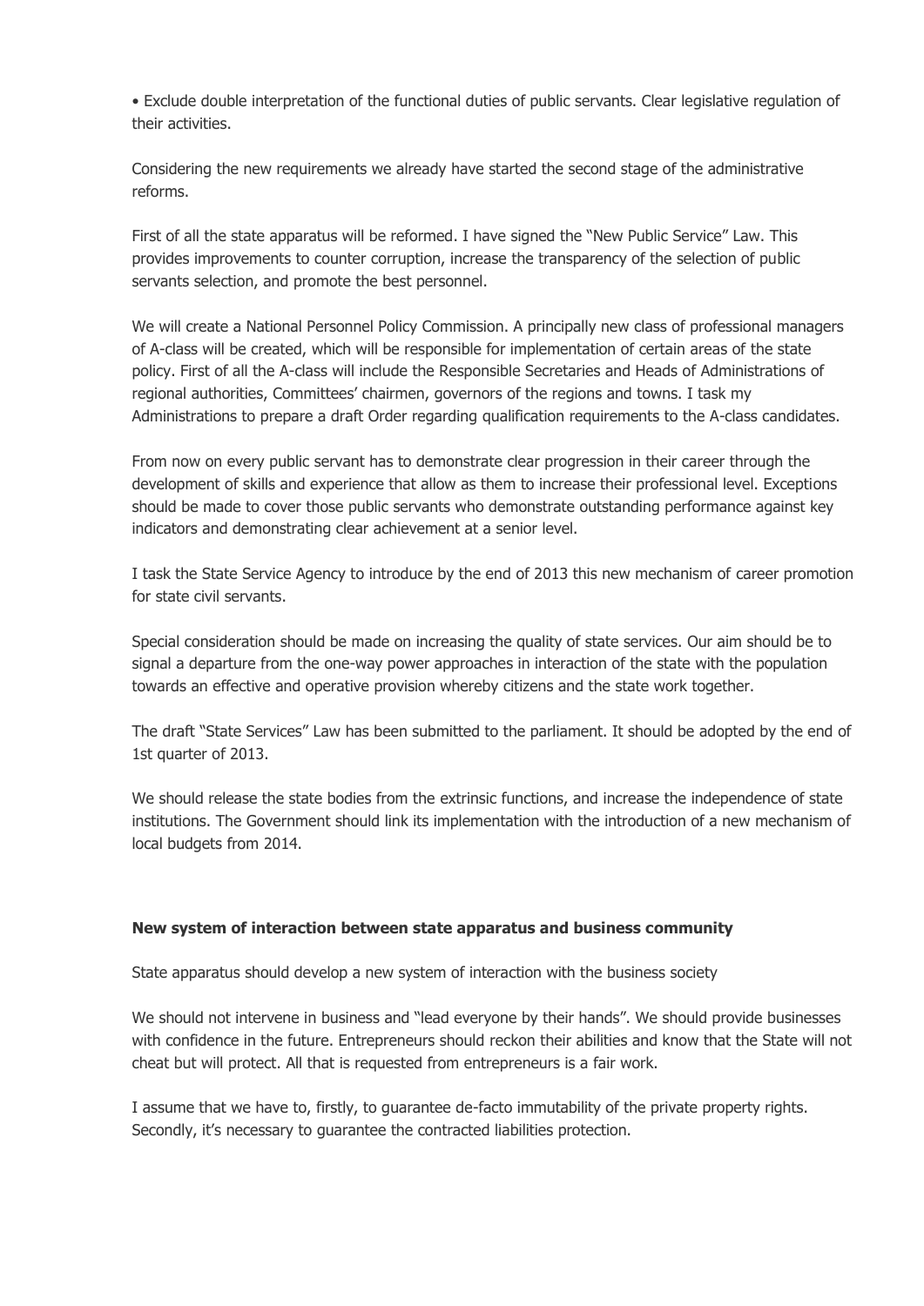- Exclude double interpretation of the functional duties of public servants. Clear legislative regulation of their activities.

Considering the new requirements we already have started the second stage of the administrative reforms.

First of all the state apparatus will be reformed. I have signed the "New Public Service" Law. This provides improvements to counter corruption, increase the transparency of the selection of public servants selection, and promote the best personnel.

We will create a National Personnel Policy Commission. A principally new class of professional managers of A-class will be created, which will be responsible for implementation of certain areas of the state policy. First of all the A-class will include the Responsible Secretaries and Heads of Administrations of regional authorities, Committees' chairmen, governors of the regions and towns. I task my Administrations to prepare a draft Order regarding qualification requirements to the A-class candidates.

From now on every public servant has to demonstrate clear progression in their career through the development of skills and experience that allow as them to increase their professional level. Exceptions should be made to cover those public servants who demonstrate outstanding performance against key indicators and demonstrating clear achievement at a senior level.

I task the State Service Agency to introduce by the end of 2013 this new mechanism of career promotion for state civil servants.

Special consideration should be made on increasing the quality of state services. Our aim should be to signal a departure from the one-way power approaches in interaction of the state with the population towards an effective and operative provision whereby citizens and the state work together.

The draft "State Services" Law has been submitted to the parliament. It should be adopted by the end of 1st quarter of 2013.

We should release the state bodies from the extrinsic functions, and increase the independence of state institutions. The Government should link its implementation with the introduction of a new mechanism of local budgets from 2014.

**New system of interaction between state apparatus and business community**

State apparatus should develop a new system of interaction with the business society

We should not intervene in business and "lead everyone by their hands". We should provide businesses with confidence in the future. Entrepreneurs should reckon their abilities and know that the State will not cheat but will protect. All that is requested from entrepreneurs is a fair work.

I assume that we have to, firstly, to guarantee de-facto immutability of the private property rights. Secondly, it's necessary to guarantee the contracted liabilities protection.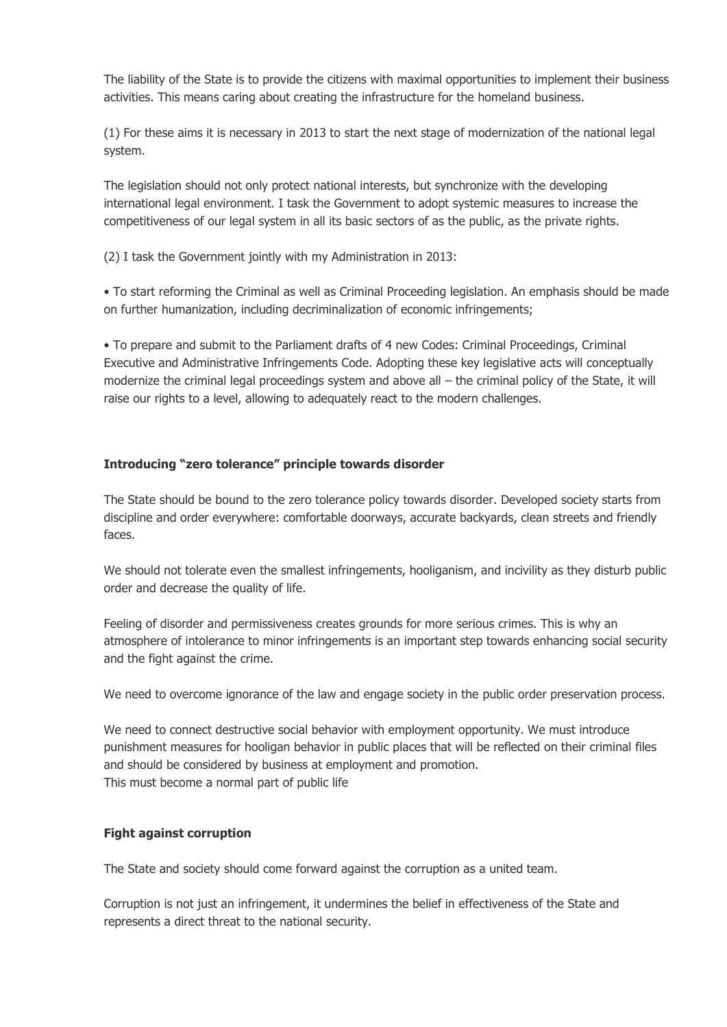The liability of the State is to provide the citizens with maximal opportunities to implement their business activities. This means caring about creating the infrastructure for the homeland business.

(1) For these aims it is necessary in 2013 to start the next stage of modernization of the national legal system.

The legislation should not only protect national interests, but synchronize with the developing international legal environment. I task the Government to adopt systemic measures to increase the competitiveness of our legal system in all its basic sectors of as the public, as the private rights.

(2) I task the Government jointly with my Administration in 2013:

- To start reforming the Criminal as well as Criminal Proceeding legislation. An emphasis should be made on further humanization, including decriminalization of economic infringements;

- To prepare and submit to the Parliament drafts of 4 new Codes: Criminal Proceedings, Criminal Executive and Administrative Infringements Code. Adopting these key legislative acts will conceptually modernize the criminal legal proceedings system and above all – the criminal policy of the State, it will raise our rights to a level, allowing to adequately react to the modern challenges.

### Introducing "zero tolerance" principle towards disorder

The State should be bound to the zero tolerance policy towards disorder. Developed society starts from discipline and order everywhere: comfortable doorways, accurate backyards, clean streets and friendly faces.

We should not tolerate even the smallest infringements, hooliganism, and incivility as they disturb public order and decrease the quality of life.

Feeling of disorder and permissiveness creates grounds for more serious crimes. This is why an atmosphere of intolerance to minor infringements is an important step towards enhancing social security and the fight against the crime.

We need to overcome ignorance of the law and engage society in the public order preservation process.

We need to connect destructive social behavior with employment opportunity. We must introduce punishment measures for hooligan behavior in public places that will be reflected on their criminal files and should be considered by business at employment and promotion.
This must become a normal part of public life

### Fight against corruption

The State and society should come forward against the corruption as a united team.

Corruption is not just an infringement, it undermines the belief in effectiveness of the State and represents a direct threat to the national security.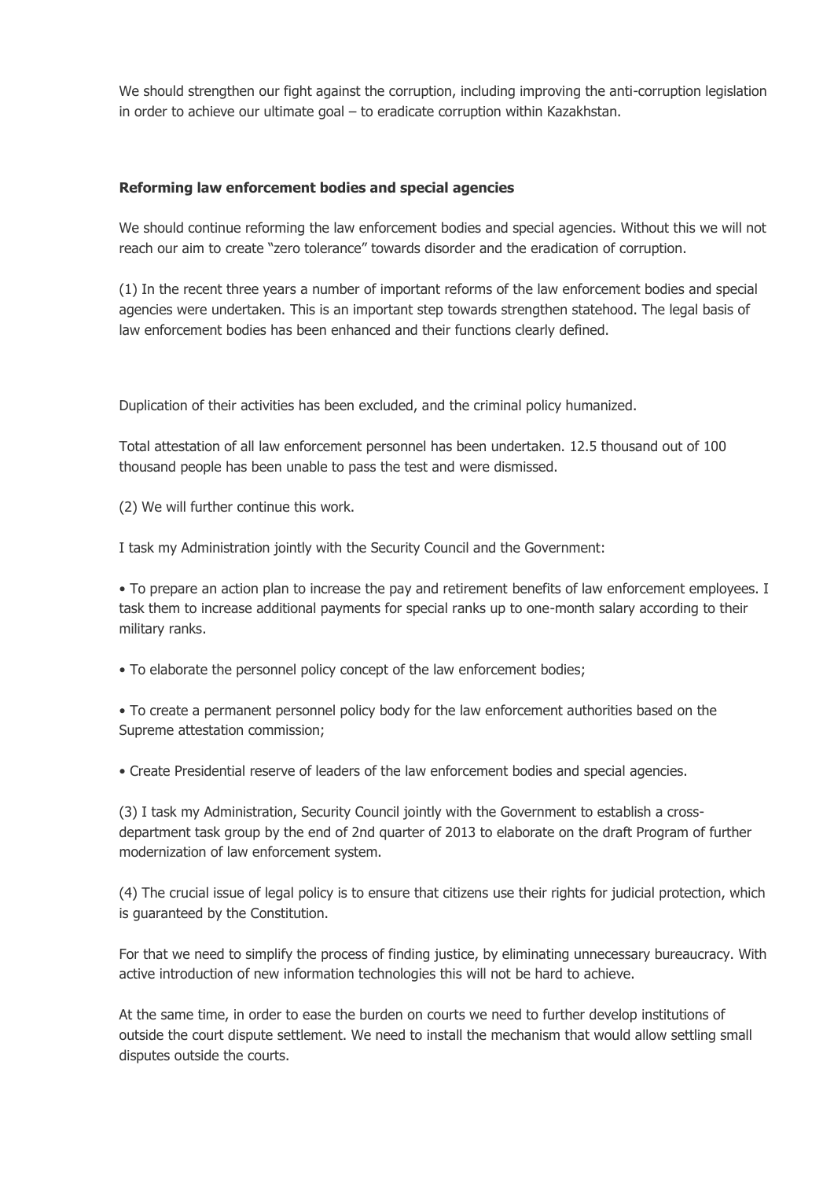We should strengthen our fight against the corruption, including improving the anti-corruption legislation in order to achieve our ultimate goal – to eradicate corruption within Kazakhstan.

**Reforming law enforcement bodies and special agencies**

We should continue reforming the law enforcement bodies and special agencies. Without this we will not reach our aim to create "zero tolerance" towards disorder and the eradication of corruption.

(1) In the recent three years a number of important reforms of the law enforcement bodies and special agencies were undertaken. This is an important step towards strengthen statehood. The legal basis of law enforcement bodies has been enhanced and their functions clearly defined.

Duplication of their activities has been excluded, and the criminal policy humanized.

Total attestation of all law enforcement personnel has been undertaken. 12.5 thousand out of 100 thousand people has been unable to pass the test and were dismissed.

(2) We will further continue this work.

I task my Administration jointly with the Security Council and the Government:

- To prepare an action plan to increase the pay and retirement benefits of law enforcement employees. I task them to increase additional payments for special ranks up to one-month salary according to their military ranks.
- To elaborate the personnel policy concept of the law enforcement bodies;
- To create a permanent personnel policy body for the law enforcement authorities based on the Supreme attestation commission;
- Create Presidential reserve of leaders of the law enforcement bodies and special agencies.

(3) I task my Administration, Security Council jointly with the Government to establish a cross-department task group by the end of 2nd quarter of 2013 to elaborate on the draft Program of further modernization of law enforcement system.

(4) The crucial issue of legal policy is to ensure that citizens use their rights for judicial protection, which is guaranteed by the Constitution.

For that we need to simplify the process of finding justice, by eliminating unnecessary bureaucracy. With active introduction of new information technologies this will not be hard to achieve.

At the same time, in order to ease the burden on courts we need to further develop institutions of outside the court dispute settlement. We need to install the mechanism that would allow settling small disputes outside the courts.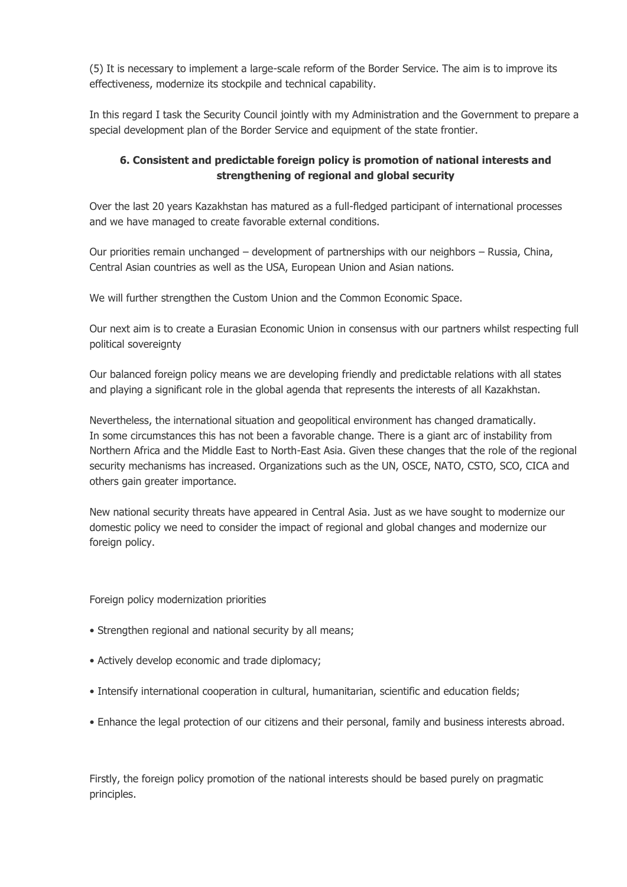(5) It is necessary to implement a large-scale reform of the Border Service. The aim is to improve its effectiveness, modernize its stockpile and technical capability.

In this regard I task the Security Council jointly with my Administration and the Government to prepare a special development plan of the Border Service and equipment of the state frontier.

### 6. Consistent and predictable foreign policy is promotion of national interests and strengthening of regional and global security

Over the last 20 years Kazakhstan has matured as a full-fledged participant of international processes and we have managed to create favorable external conditions.

Our priorities remain unchanged – development of partnerships with our neighbors – Russia, China, Central Asian countries as well as the USA, European Union and Asian nations.

We will further strengthen the Custom Union and the Common Economic Space.

Our next aim is to create a Eurasian Economic Union in consensus with our partners whilst respecting full political sovereignty

Our balanced foreign policy means we are developing friendly and predictable relations with all states and playing a significant role in the global agenda that represents the interests of all Kazakhstan.

Nevertheless, the international situation and geopolitical environment has changed dramatically. In some circumstances this has not been a favorable change. There is a giant arc of instability from Northern Africa and the Middle East to North-East Asia. Given these changes that the role of the regional security mechanisms has increased. Organizations such as the UN, OSCE, NATO, CSTO, SCO, CICA and others gain greater importance.

New national security threats have appeared in Central Asia. Just as we have sought to modernize our domestic policy we need to consider the impact of regional and global changes and modernize our foreign policy.

Foreign policy modernization priorities

- Strengthen regional and national security by all means;
- Actively develop economic and trade diplomacy;
- Intensify international cooperation in cultural, humanitarian, scientific and education fields;
- Enhance the legal protection of our citizens and their personal, family and business interests abroad.

Firstly, the foreign policy promotion of the national interests should be based purely on pragmatic principles.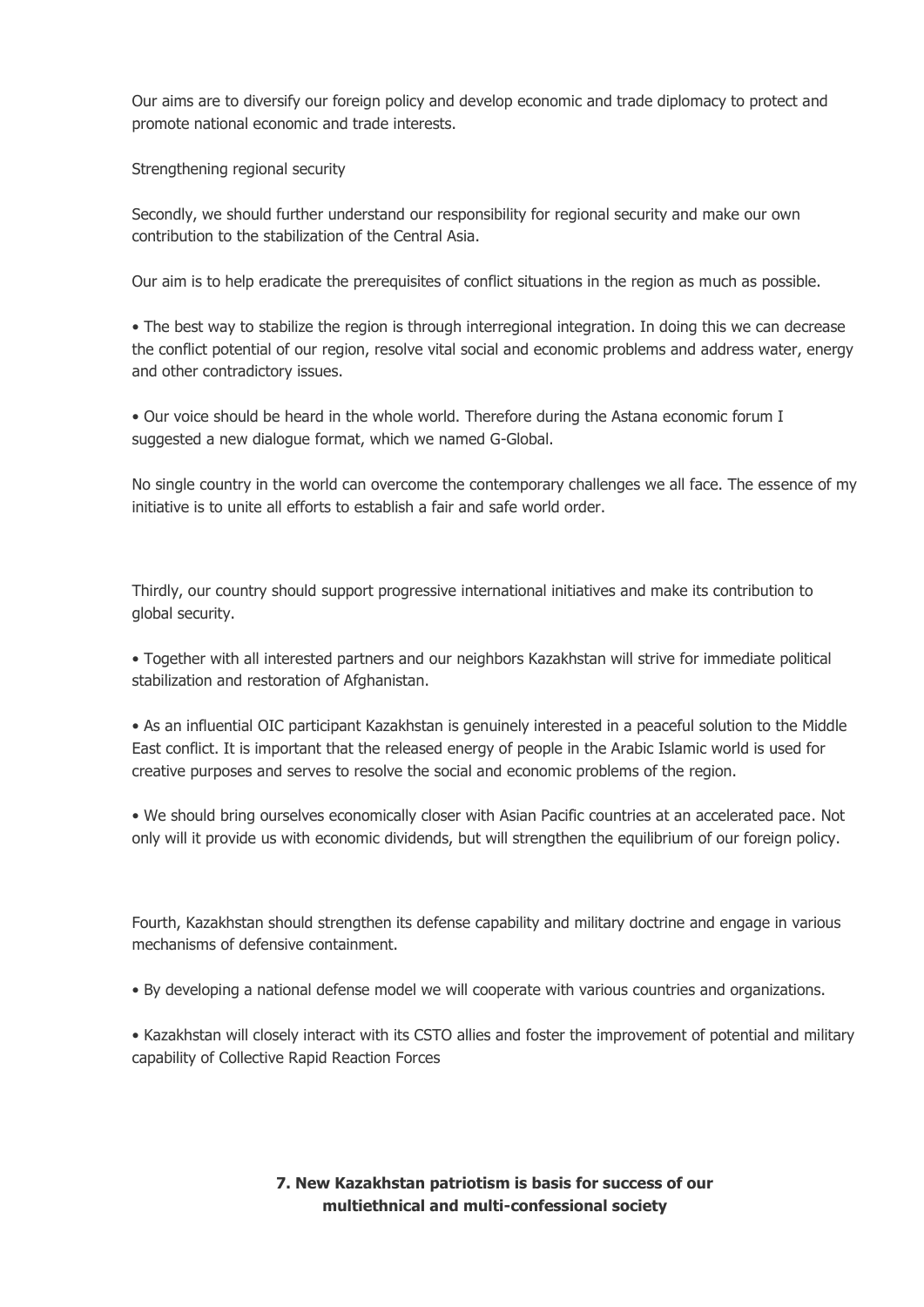Our aims are to diversify our foreign policy and develop economic and trade diplomacy to protect and promote national economic and trade interests.

Strengthening regional security

Secondly, we should further understand our responsibility for regional security and make our own contribution to the stabilization of the Central Asia.

Our aim is to help eradicate the prerequisites of conflict situations in the region as much as possible.

- The best way to stabilize the region is through interregional integration. In doing this we can decrease the conflict potential of our region, resolve vital social and economic problems and address water, energy and other contradictory issues.

- Our voice should be heard in the whole world. Therefore during the Astana economic forum I suggested a new dialogue format, which we named G-Global.

No single country in the world can overcome the contemporary challenges we all face. The essence of my initiative is to unite all efforts to establish a fair and safe world order.

Thirdly, our country should support progressive international initiatives and make its contribution to global security.

- Together with all interested partners and our neighbors Kazakhstan will strive for immediate political stabilization and restoration of Afghanistan.

- As an influential OIC participant Kazakhstan is genuinely interested in a peaceful solution to the Middle East conflict. It is important that the released energy of people in the Arabic Islamic world is used for creative purposes and serves to resolve the social and economic problems of the region.

- We should bring ourselves economically closer with Asian Pacific countries at an accelerated pace. Not only will it provide us with economic dividends, but will strengthen the equilibrium of our foreign policy.

Fourth, Kazakhstan should strengthen its defense capability and military doctrine and engage in various mechanisms of defensive containment.

- By developing a national defense model we will cooperate with various countries and organizations.

- Kazakhstan will closely interact with its CSTO allies and foster the improvement of potential and military capability of Collective Rapid Reaction Forces

## 7. New Kazakhstan patriotism is basis for success of our multiethnical and multi-confessional society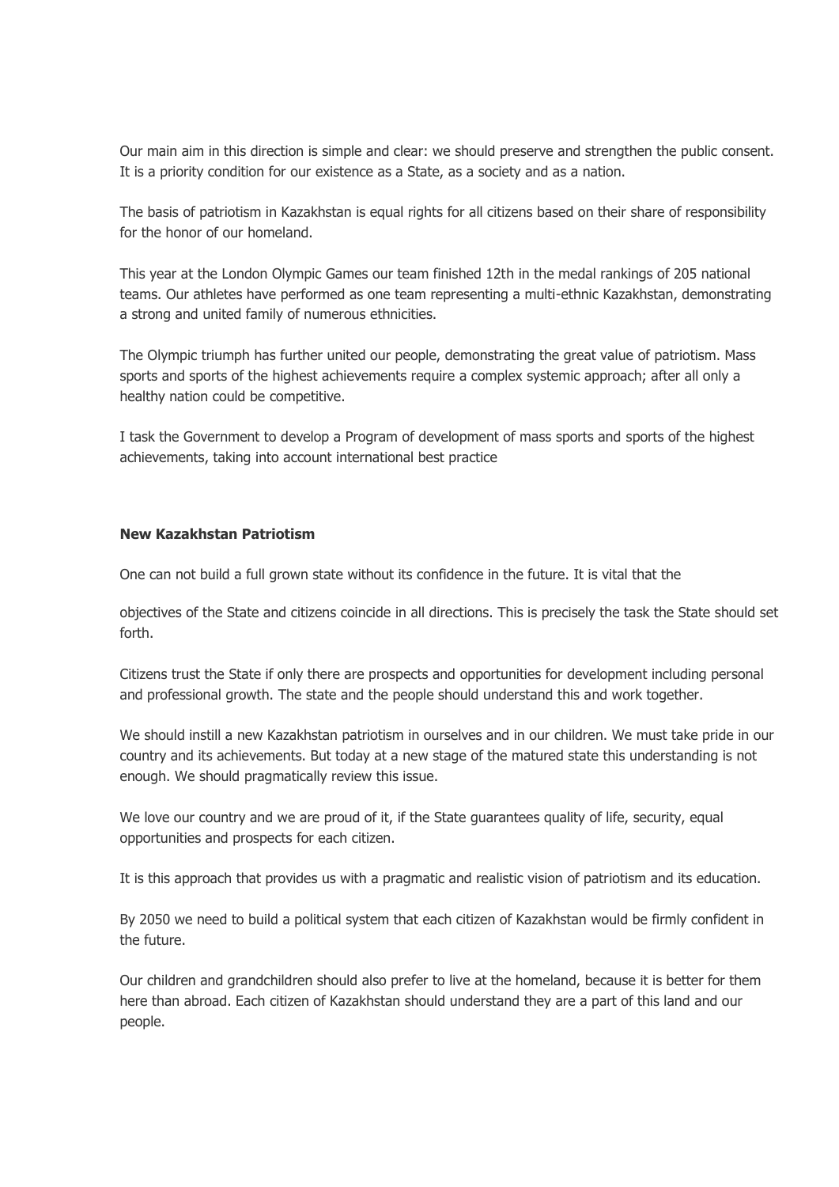Our main aim in this direction is simple and clear: we should preserve and strengthen the public consent. It is a priority condition for our existence as a State, as a society and as a nation.

The basis of patriotism in Kazakhstan is equal rights for all citizens based on their share of responsibility for the honor of our homeland.

This year at the London Olympic Games our team finished 12th in the medal rankings of 205 national teams. Our athletes have performed as one team representing a multi-ethnic Kazakhstan, demonstrating a strong and united family of numerous ethnicities.

The Olympic triumph has further united our people, demonstrating the great value of patriotism. Mass sports and sports of the highest achievements require a complex systemic approach; after all only a healthy nation could be competitive.

I task the Government to develop a Program of development of mass sports and sports of the highest achievements, taking into account international best practice

**New Kazakhstan Patriotism**

One can not build a full grown state without its confidence in the future. It is vital that the objectives of the State and citizens coincide in all directions. This is precisely the task the State should set forth.

Citizens trust the State if only there are prospects and opportunities for development including personal and professional growth. The state and the people should understand this and work together.

We should instill a new Kazakhstan patriotism in ourselves and in our children. We must take pride in our country and its achievements. But today at a new stage of the matured state this understanding is not enough. We should pragmatically review this issue.

We love our country and we are proud of it, if the State guarantees quality of life, security, equal opportunities and prospects for each citizen.

It is this approach that provides us with a pragmatic and realistic vision of patriotism and its education.

By 2050 we need to build a political system that each citizen of Kazakhstan would be firmly confident in the future.

Our children and grandchildren should also prefer to live at the homeland, because it is better for them here than abroad. Each citizen of Kazakhstan should understand they are a part of this land and our people.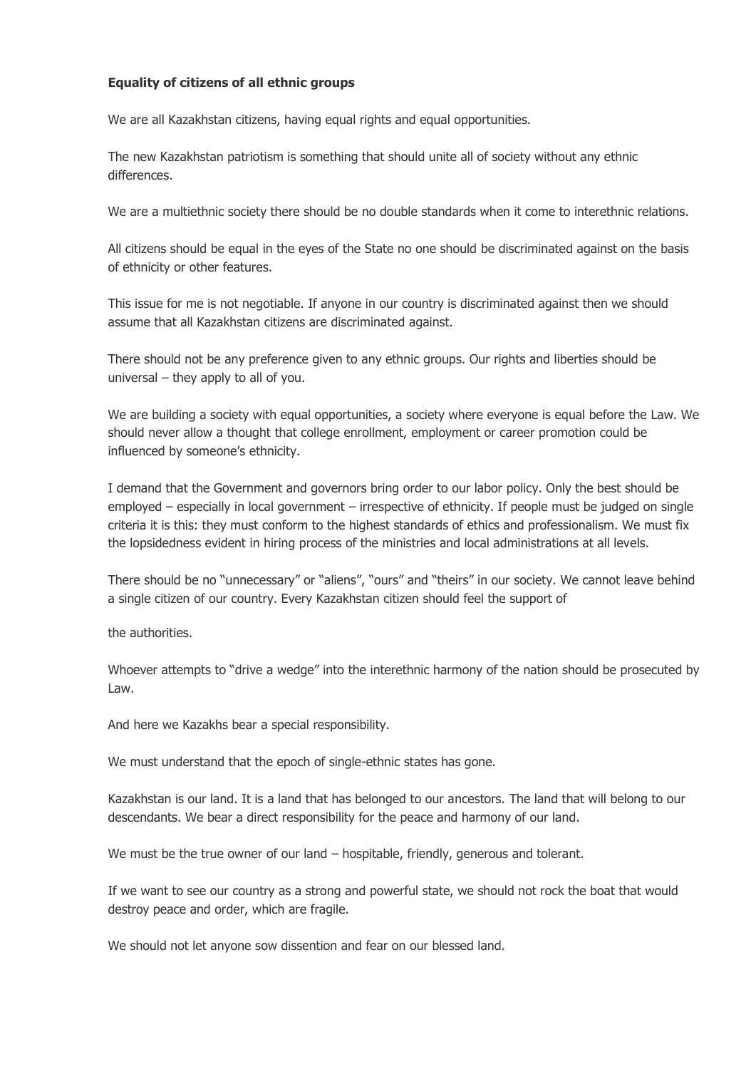**Equality of citizens of all ethnic groups**

We are all Kazakhstan citizens, having equal rights and equal opportunities.

The new Kazakhstan patriotism is something that should unite all of society without any ethnic differences.

We are a multiethnic society there should be no double standards when it come to interethnic relations.

All citizens should be equal in the eyes of the State no one should be discriminated against on the basis of ethnicity or other features.

This issue for me is not negotiable. If anyone in our country is discriminated against then we should assume that all Kazakhstan citizens are discriminated against.

There should not be any preference given to any ethnic groups. Our rights and liberties should be universal – they apply to all of you.

We are building a society with equal opportunities, a society where everyone is equal before the Law. We should never allow a thought that college enrollment, employment or career promotion could be influenced by someone's ethnicity.

I demand that the Government and governors bring order to our labor policy. Only the best should be employed – especially in local government – irrespective of ethnicity. If people must be judged on single criteria it is this: they must conform to the highest standards of ethics and professionalism. We must fix the lopsidedness evident in hiring process of the ministries and local administrations at all levels.

There should be no "unnecessary" or "aliens", "ours" and "theirs" in our society. We cannot leave behind a single citizen of our country. Every Kazakhstan citizen should feel the support of

the authorities.

Whoever attempts to "drive a wedge" into the interethnic harmony of the nation should be prosecuted by Law.

And here we Kazakhs bear a special responsibility.

We must understand that the epoch of single-ethnic states has gone.

Kazakhstan is our land. It is a land that has belonged to our ancestors. The land that will belong to our descendants. We bear a direct responsibility for the peace and harmony of our land.

We must be the true owner of our land – hospitable, friendly, generous and tolerant.

If we want to see our country as a strong and powerful state, we should not rock the boat that would destroy peace and order, which are fragile.

We should not let anyone sow dissention and fear on our blessed land.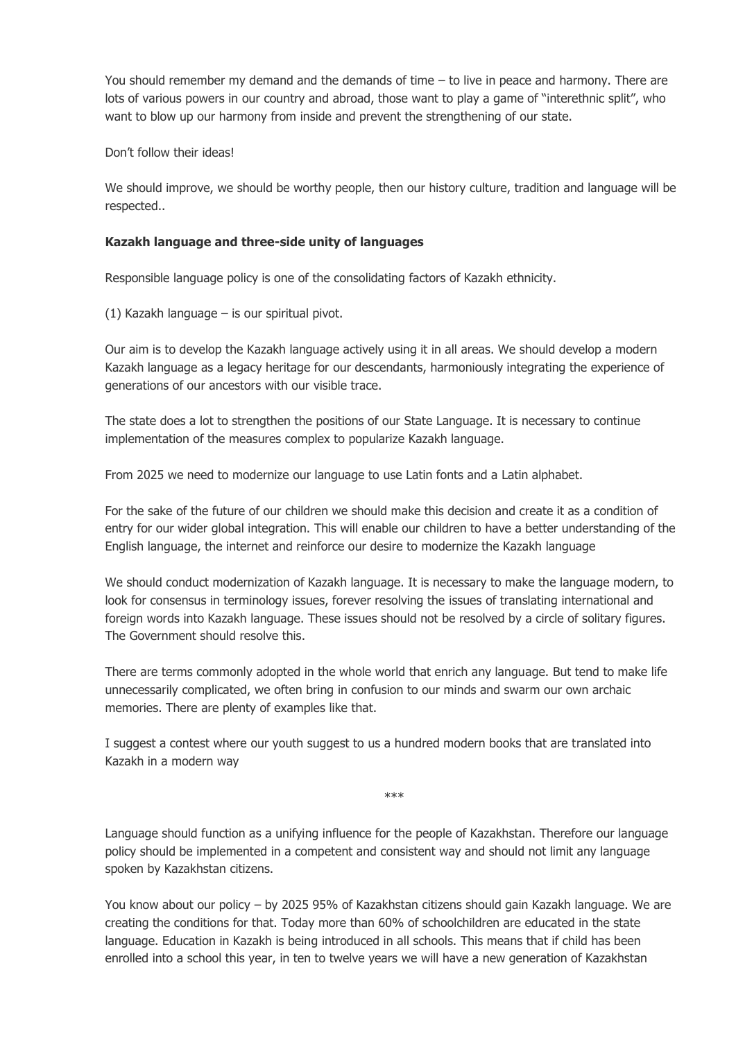You should remember my demand and the demands of time – to live in peace and harmony. There are lots of various powers in our country and abroad, those want to play a game of "interethnic split", who want to blow up our harmony from inside and prevent the strengthening of our state.

Don't follow their ideas!

We should improve, we should be worthy people, then our history culture, tradition and language will be respected..

**Kazakh language and three-side unity of languages**

Responsible language policy is one of the consolidating factors of Kazakh ethnicity.

(1) Kazakh language – is our spiritual pivot.

Our aim is to develop the Kazakh language actively using it in all areas. We should develop a modern Kazakh language as a legacy heritage for our descendants, harmoniously integrating the experience of generations of our ancestors with our visible trace.

The state does a lot to strengthen the positions of our State Language. It is necessary to continue implementation of the measures complex to popularize Kazakh language.

From 2025 we need to modernize our language to use Latin fonts and a Latin alphabet.

For the sake of the future of our children we should make this decision and create it as a condition of entry for our wider global integration. This will enable our children to have a better understanding of the English language, the internet and reinforce our desire to modernize the Kazakh language

We should conduct modernization of Kazakh language. It is necessary to make the language modern, to look for consensus in terminology issues, forever resolving the issues of translating international and foreign words into Kazakh language. These issues should not be resolved by a circle of solitary figures. The Government should resolve this.

There are terms commonly adopted in the whole world that enrich any language. But tend to make life unnecessarily complicated, we often bring in confusion to our minds and swarm our own archaic memories. There are plenty of examples like that.

I suggest a contest where our youth suggest to us a hundred modern books that are translated into Kazakh in a modern way

\*\*\*

Language should function as a unifying influence for the people of Kazakhstan. Therefore our language policy should be implemented in a competent and consistent way and should not limit any language spoken by Kazakhstan citizens.

You know about our policy – by 2025 95% of Kazakhstan citizens should gain Kazakh language. We are creating the conditions for that. Today more than 60% of schoolchildren are educated in the state language. Education in Kazakh is being introduced in all schools. This means that if child has been enrolled into a school this year, in ten to twelve years we will have a new generation of Kazakhstan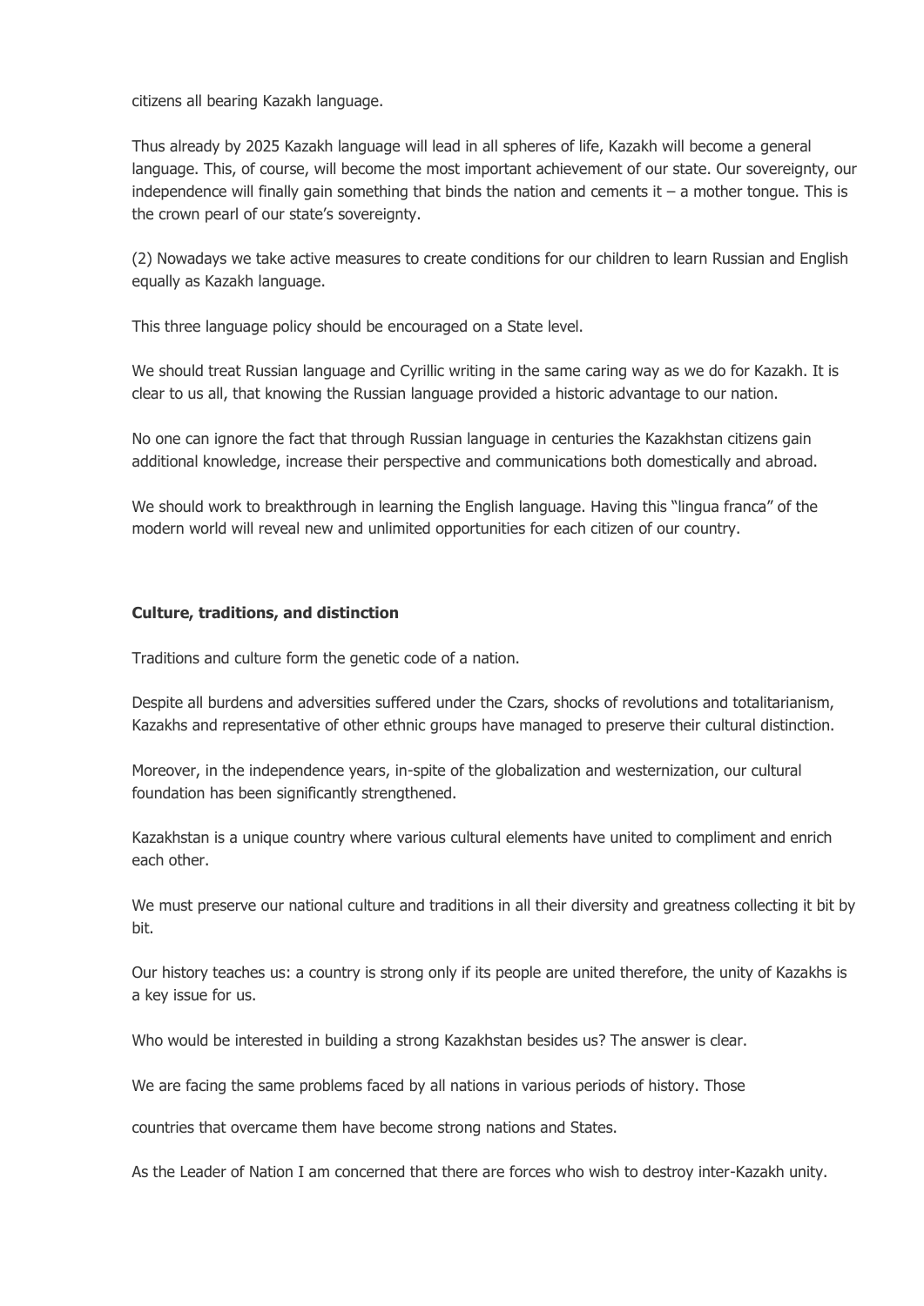citizens all bearing Kazakh language.

Thus already by 2025 Kazakh language will lead in all spheres of life, Kazakh will become a general language. This, of course, will become the most important achievement of our state. Our sovereignty, our independence will finally gain something that binds the nation and cements it – a mother tongue. This is the crown pearl of our state's sovereignty.

(2) Nowadays we take active measures to create conditions for our children to learn Russian and English equally as Kazakh language.

This three language policy should be encouraged on a State level.

We should treat Russian language and Cyrillic writing in the same caring way as we do for Kazakh. It is clear to us all, that knowing the Russian language provided a historic advantage to our nation.

No one can ignore the fact that through Russian language in centuries the Kazakhstan citizens gain additional knowledge, increase their perspective and communications both domestically and abroad.

We should work to breakthrough in learning the English language. Having this "lingua franca" of the modern world will reveal new and unlimited opportunities for each citizen of our country.

**Culture, traditions, and distinction**

Traditions and culture form the genetic code of a nation.

Despite all burdens and adversities suffered under the Czars, shocks of revolutions and totalitarianism, Kazakhs and representative of other ethnic groups have managed to preserve their cultural distinction.

Moreover, in the independence years, in-spite of the globalization and westernization, our cultural foundation has been significantly strengthened.

Kazakhstan is a unique country where various cultural elements have united to compliment and enrich each other.

We must preserve our national culture and traditions in all their diversity and greatness collecting it bit by bit.

Our history teaches us: a country is strong only if its people are united therefore, the unity of Kazakhs is a key issue for us.

Who would be interested in building a strong Kazakhstan besides us? The answer is clear.

We are facing the same problems faced by all nations in various periods of history. Those

countries that overcame them have become strong nations and States.

As the Leader of Nation I am concerned that there are forces who wish to destroy inter-Kazakh unity.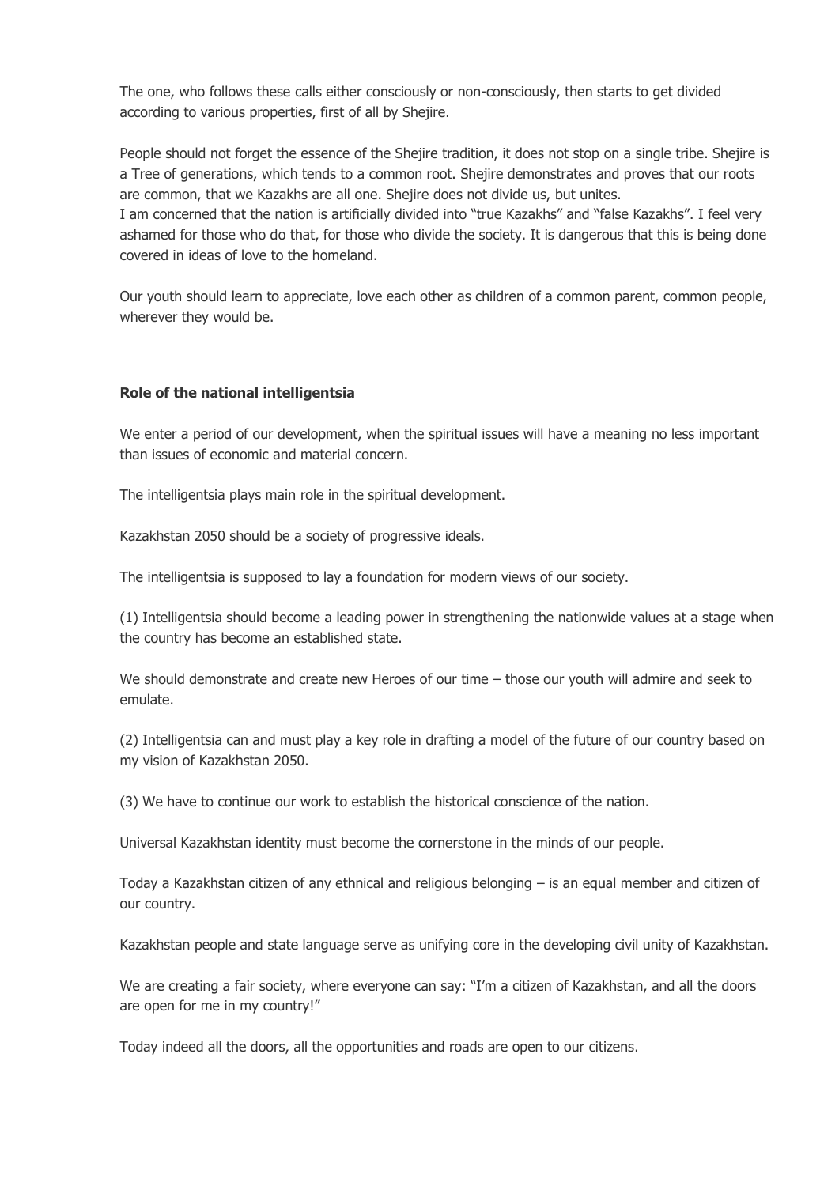The one, who follows these calls either consciously or non-consciously, then starts to get divided according to various properties, first of all by Shejire.

People should not forget the essence of the Shejire tradition, it does not stop on a single tribe. Shejire is a Tree of generations, which tends to a common root. Shejire demonstrates and proves that our roots are common, that we Kazakhs are all one. Shejire does not divide us, but unites.
I am concerned that the nation is artificially divided into "true Kazakhs" and "false Kazakhs". I feel very ashamed for those who do that, for those who divide the society. It is dangerous that this is being done covered in ideas of love to the homeland.

Our youth should learn to appreciate, love each other as children of a common parent, common people, wherever they would be.

**Role of the national intelligentsia**

We enter a period of our development, when the spiritual issues will have a meaning no less important than issues of economic and material concern.

The intelligentsia plays main role in the spiritual development.

Kazakhstan 2050 should be a society of progressive ideals.

The intelligentsia is supposed to lay a foundation for modern views of our society.

(1) Intelligentsia should become a leading power in strengthening the nationwide values at a stage when the country has become an established state.

We should demonstrate and create new Heroes of our time – those our youth will admire and seek to emulate.

(2) Intelligentsia can and must play a key role in drafting a model of the future of our country based on my vision of Kazakhstan 2050.

(3) We have to continue our work to establish the historical conscience of the nation.

Universal Kazakhstan identity must become the cornerstone in the minds of our people.

Today a Kazakhstan citizen of any ethnical and religious belonging – is an equal member and citizen of our country.

Kazakhstan people and state language serve as unifying core in the developing civil unity of Kazakhstan.

We are creating a fair society, where everyone can say: "I'm a citizen of Kazakhstan, and all the doors are open for me in my country!"

Today indeed all the doors, all the opportunities and roads are open to our citizens.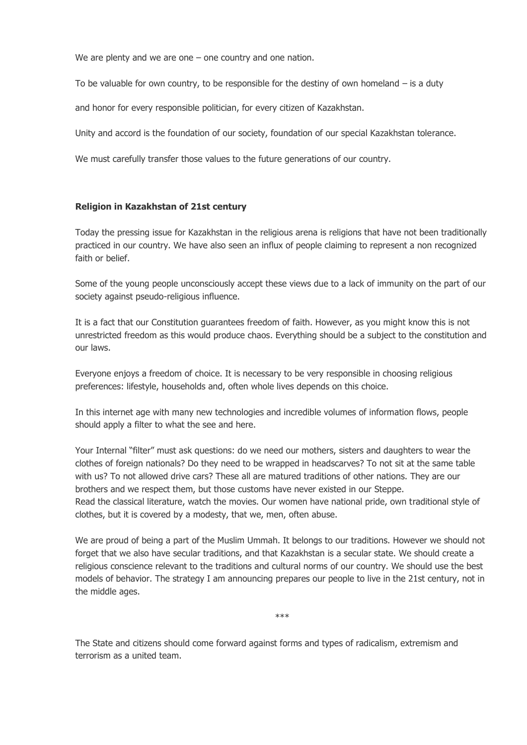We are plenty and we are one – one country and one nation.

To be valuable for own country, to be responsible for the destiny of own homeland – is a duty

and honor for every responsible politician, for every citizen of Kazakhstan.

Unity and accord is the foundation of our society, foundation of our special Kazakhstan tolerance.

We must carefully transfer those values to the future generations of our country.

### Religion in Kazakhstan of 21st century

Today the pressing issue for Kazakhstan in the religious arena is religions that have not been traditionally practiced in our country. We have also seen an influx of people claiming to represent a non recognized faith or belief.

Some of the young people unconsciously accept these views due to a lack of immunity on the part of our society against pseudo-religious influence.

It is a fact that our Constitution guarantees freedom of faith. However, as you might know this is not unrestricted freedom as this would produce chaos. Everything should be a subject to the constitution and our laws.

Everyone enjoys a freedom of choice. It is necessary to be very responsible in choosing religious preferences: lifestyle, households and, often whole lives depends on this choice.

In this internet age with many new technologies and incredible volumes of information flows, people should apply a filter to what the see and here.

Your Internal "filter" must ask questions: do we need our mothers, sisters and daughters to wear the clothes of foreign nationals? Do they need to be wrapped in headscarves? To not sit at the same table with us? To not allowed drive cars? These all are matured traditions of other nations. They are our brothers and we respect them, but those customs have never existed in our Steppe.
Read the classical literature, watch the movies. Our women have national pride, own traditional style of clothes, but it is covered by a modesty, that we, men, often abuse.

We are proud of being a part of the Muslim Ummah. It belongs to our traditions. However we should not forget that we also have secular traditions, and that Kazakhstan is a secular state. We should create a religious conscience relevant to the traditions and cultural norms of our country. We should use the best models of behavior. The strategy I am announcing prepares our people to live in the 21st century, not in the middle ages.

***

The State and citizens should come forward against forms and types of radicalism, extremism and terrorism as a united team.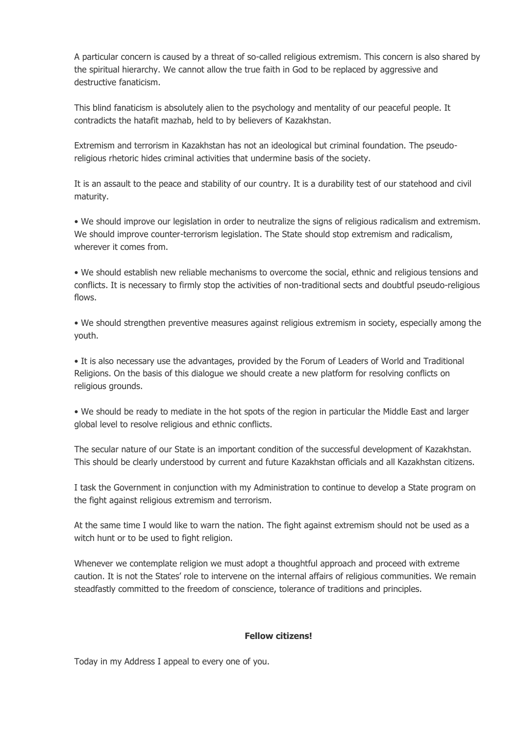A particular concern is caused by a threat of so-called religious extremism. This concern is also shared by the spiritual hierarchy. We cannot allow the true faith in God to be replaced by aggressive and destructive fanaticism.

This blind fanaticism is absolutely alien to the psychology and mentality of our peaceful people. It contradicts the hatafit mazhab, held to by believers of Kazakhstan.

Extremism and terrorism in Kazakhstan has not an ideological but criminal foundation. The pseudo-religious rhetoric hides criminal activities that undermine basis of the society.

It is an assault to the peace and stability of our country. It is a durability test of our statehood and civil maturity.

- We should improve our legislation in order to neutralize the signs of religious radicalism and extremism. We should improve counter-terrorism legislation. The State should stop extremism and radicalism, wherever it comes from.
- We should establish new reliable mechanisms to overcome the social, ethnic and religious tensions and conflicts. It is necessary to firmly stop the activities of non-traditional sects and doubtful pseudo-religious flows.
- We should strengthen preventive measures against religious extremism in society, especially among the youth.
- It is also necessary use the advantages, provided by the Forum of Leaders of World and Traditional Religions. On the basis of this dialogue we should create a new platform for resolving conflicts on religious grounds.
- We should be ready to mediate in the hot spots of the region in particular the Middle East and larger global level to resolve religious and ethnic conflicts.

The secular nature of our State is an important condition of the successful development of Kazakhstan. This should be clearly understood by current and future Kazakhstan officials and all Kazakhstan citizens.

I task the Government in conjunction with my Administration to continue to develop a State program on the fight against religious extremism and terrorism.

At the same time I would like to warn the nation. The fight against extremism should not be used as a witch hunt or to be used to fight religion.

Whenever we contemplate religion we must adopt a thoughtful approach and proceed with extreme caution. It is not the States' role to intervene on the internal affairs of religious communities. We remain steadfastly committed to the freedom of conscience, tolerance of traditions and principles.

**Fellow citizens!**

Today in my Address I appeal to every one of you.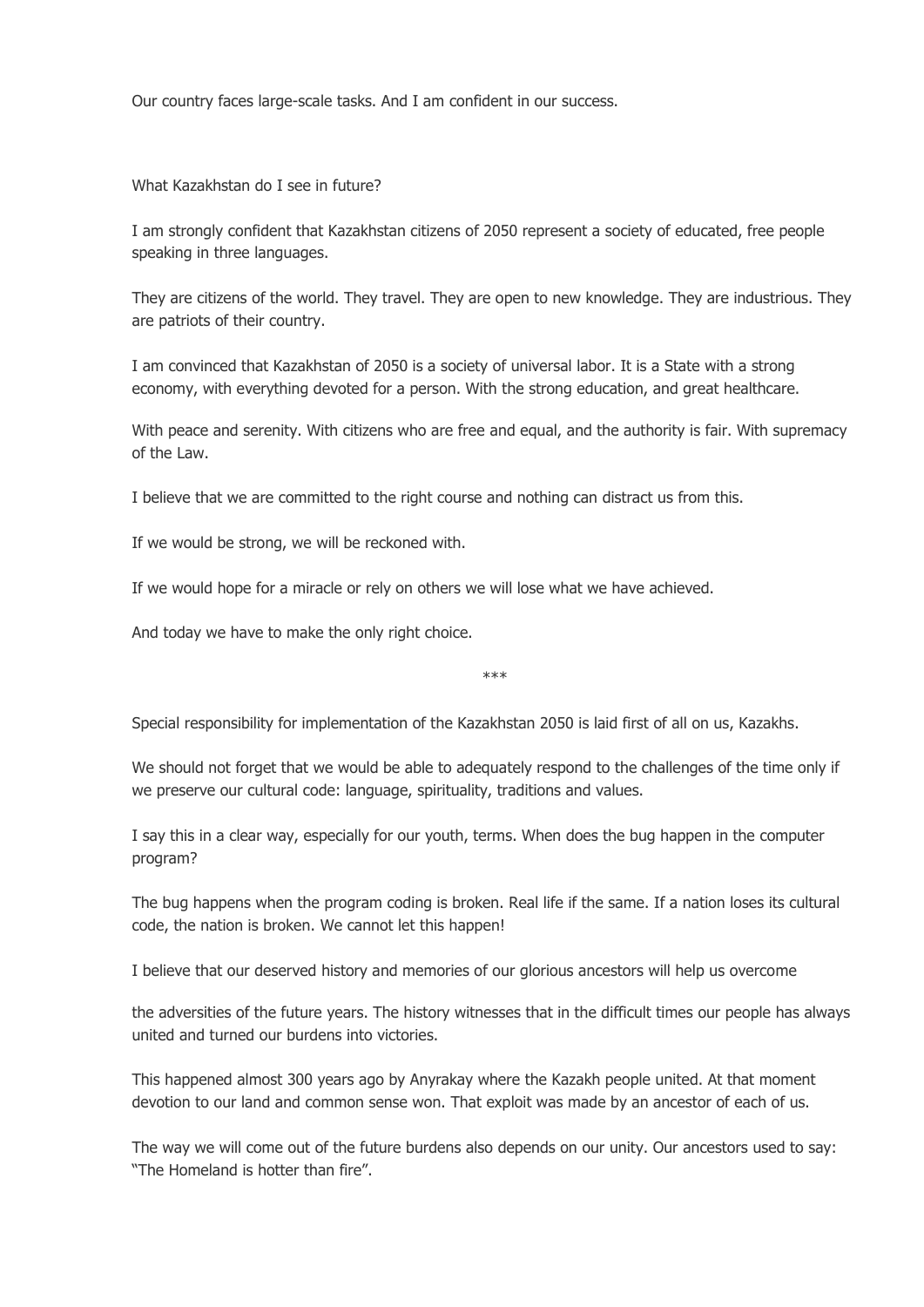Our country faces large-scale tasks. And I am confident in our success.

What Kazakhstan do I see in future?

I am strongly confident that Kazakhstan citizens of 2050 represent a society of educated, free people speaking in three languages.

They are citizens of the world. They travel. They are open to new knowledge. They are industrious. They are patriots of their country.

I am convinced that Kazakhstan of 2050 is a society of universal labor. It is a State with a strong economy, with everything devoted for a person. With the strong education, and great healthcare.

With peace and serenity. With citizens who are free and equal, and the authority is fair. With supremacy of the Law.

I believe that we are committed to the right course and nothing can distract us from this.

If we would be strong, we will be reckoned with.

If we would hope for a miracle or rely on others we will lose what we have achieved.

And today we have to make the only right choice.

***

Special responsibility for implementation of the Kazakhstan 2050 is laid first of all on us, Kazakhs.

We should not forget that we would be able to adequately respond to the challenges of the time only if we preserve our cultural code: language, spirituality, traditions and values.

I say this in a clear way, especially for our youth, terms. When does the bug happen in the computer program?

The bug happens when the program coding is broken. Real life if the same. If a nation loses its cultural code, the nation is broken. We cannot let this happen!

I believe that our deserved history and memories of our glorious ancestors will help us overcome

the adversities of the future years. The history witnesses that in the difficult times our people has always united and turned our burdens into victories.

This happened almost 300 years ago by Anyrakay where the Kazakh people united. At that moment devotion to our land and common sense won. That exploit was made by an ancestor of each of us.

The way we will come out of the future burdens also depends on our unity. Our ancestors used to say: "The Homeland is hotter than fire".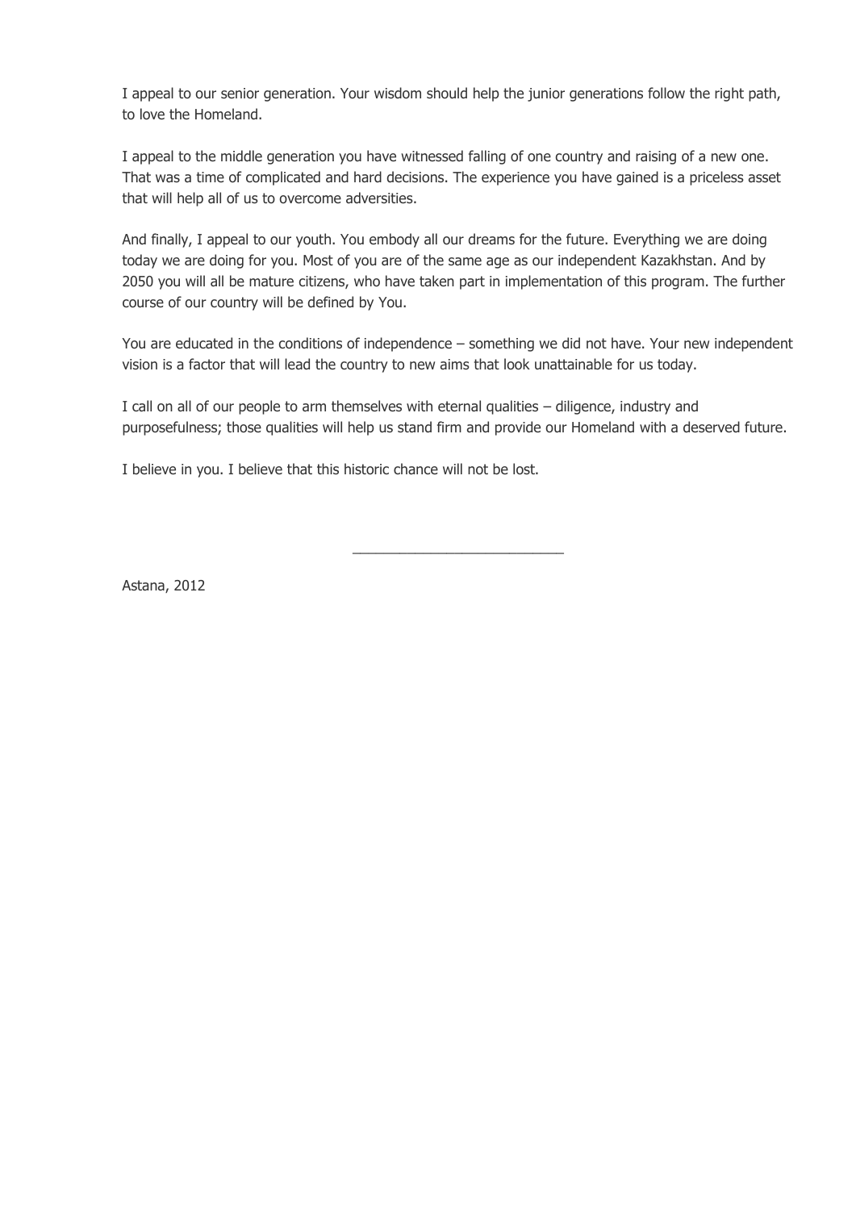I appeal to our senior generation. Your wisdom should help the junior generations follow the right path, to love the Homeland.

I appeal to the middle generation you have witnessed falling of one country and raising of a new one. That was a time of complicated and hard decisions. The experience you have gained is a priceless asset that will help all of us to overcome adversities.

And finally, I appeal to our youth. You embody all our dreams for the future. Everything we are doing today we are doing for you. Most of you are of the same age as our independent Kazakhstan. And by 2050 you will all be mature citizens, who have taken part in implementation of this program. The further course of our country will be defined by You.

You are educated in the conditions of independence – something we did not have. Your new independent vision is a factor that will lead the country to new aims that look unattainable for us today.

I call on all of our people to arm themselves with eternal qualities – diligence, industry and purposefulness; those qualities will help us stand firm and provide our Homeland with a deserved future.

I believe in you. I believe that this historic chance will not be lost.

---

Astana, 2012